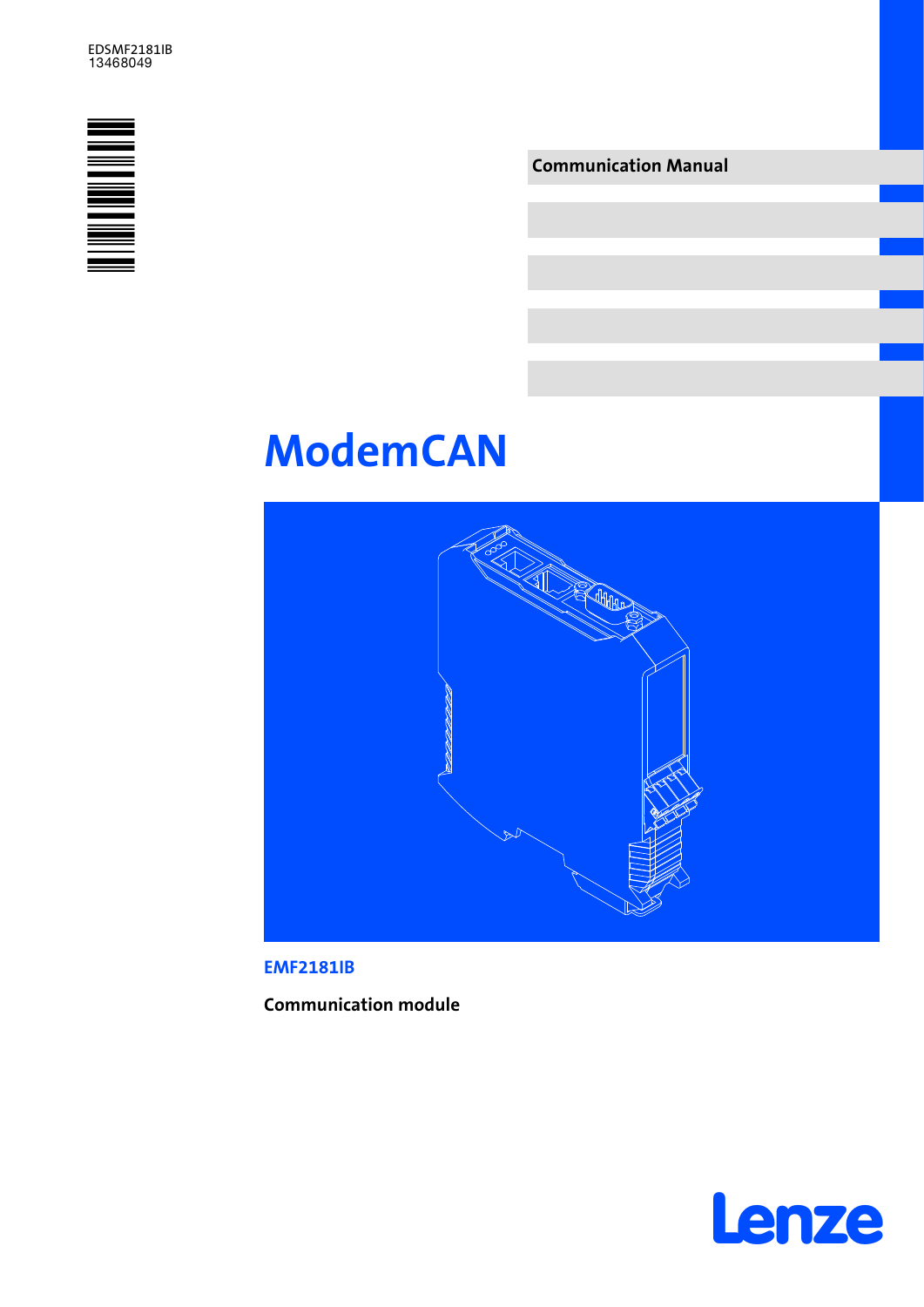EDSMF2181IB
13468049

**Communication Manual**

# ModemCAN

**EMF2181IB**

**Communication module**

Lenze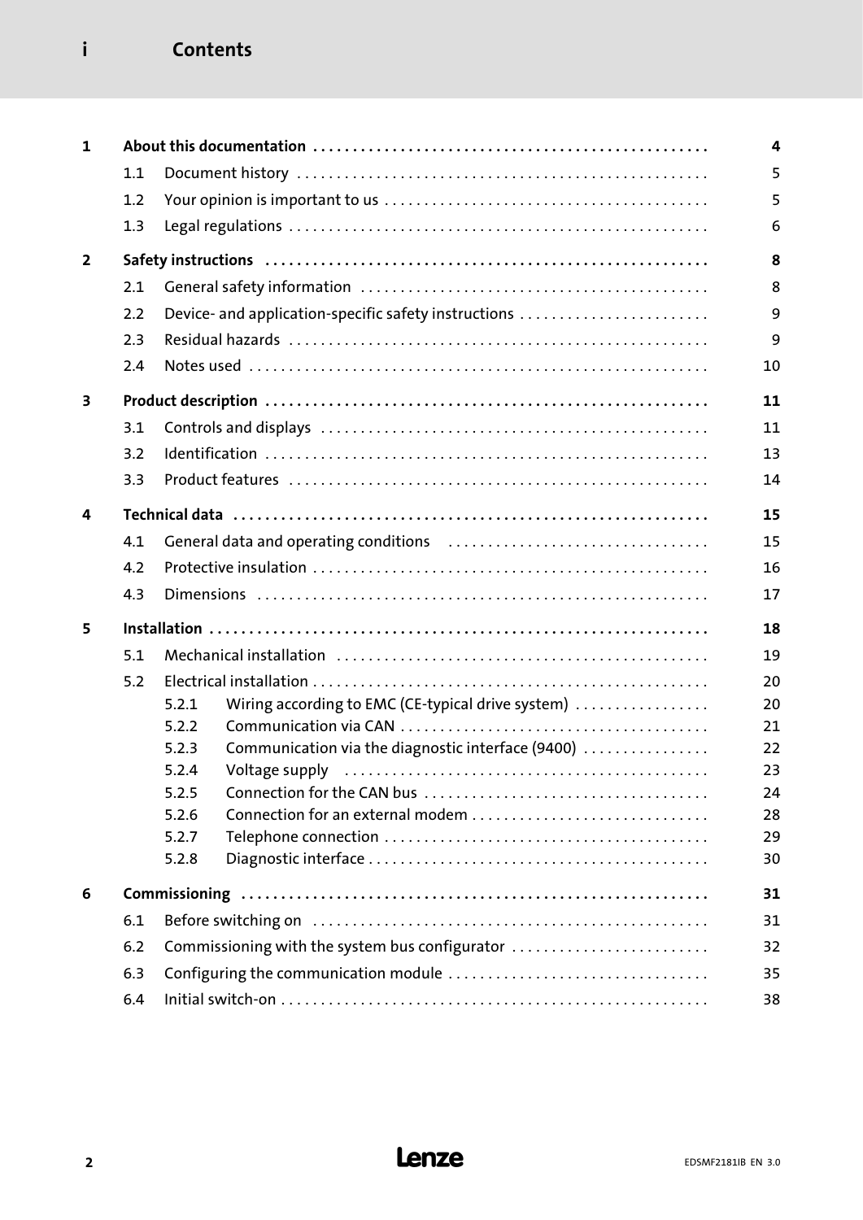# Contents

| | | |
|---|---|---|
| **1** | **About this documentation** | **4** |
| 1.1 | Document history | 5 |
| 1.2 | Your opinion is important to us | 5 |
| 1.3 | Legal regulations | 6 |
| **2** | **Safety instructions** | **8** |
| 2.1 | General safety information | 8 |
| 2.2 | Device- and application-specific safety instructions | 9 |
| 2.3 | Residual hazards | 9 |
| 2.4 | Notes used | 10 |
| **3** | **Product description** | **11** |
| 3.1 | Controls and displays | 11 |
| 3.2 | Identification | 13 |
| 3.3 | Product features | 14 |
| **4** | **Technical data** | **15** |
| 4.1 | General data and operating conditions | 15 |
| 4.2 | Protective insulation | 16 |
| 4.3 | Dimensions | 17 |
| **5** | **Installation** | **18** |
| 5.1 | Mechanical installation | 19 |
| 5.2 | Electrical installation | 20 |
| 5.2.1 | Wiring according to EMC (CE-typical drive system) | 20 |
| 5.2.2 | Communication via CAN | 21 |
| 5.2.3 | Communication via the diagnostic interface (9400) | 22 |
| 5.2.4 | Voltage supply | 23 |
| 5.2.5 | Connection for the CAN bus | 24 |
| 5.2.6 | Connection for an external modem | 28 |
| 5.2.7 | Telephone connection | 29 |
| 5.2.8 | Diagnostic interface | 30 |
| **6** | **Commissioning** | **31** |
| 6.1 | Before switching on | 31 |
| 6.2 | Commissioning with the system bus configurator | 32 |
| 6.3 | Configuring the communication module | 35 |
| 6.4 | Initial switch-on | 38 |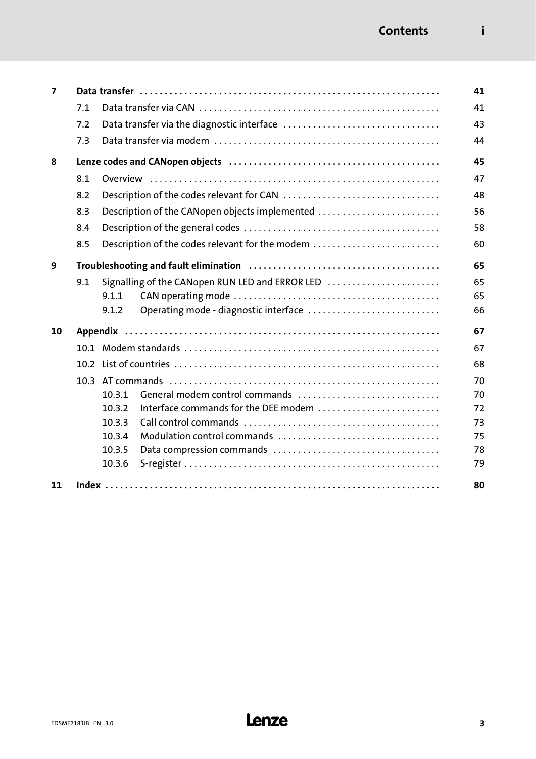| | | | |
|---|---|---|---|
| **7** | **Data transfer** | | **41** |
| | 7.1 | Data transfer via CAN | 41 |
| | 7.2 | Data transfer via the diagnostic interface | 43 |
| | 7.3 | Data transfer via modem | 44 |
| **8** | **Lenze codes and CANopen objects** | | **45** |
| | 8.1 | Overview | 47 |
| | 8.2 | Description of the codes relevant for CAN | 48 |
| | 8.3 | Description of the CANopen objects implemented | 56 |
| | 8.4 | Description of the general codes | 58 |
| | 8.5 | Description of the codes relevant for the modem | 60 |
| **9** | **Troubleshooting and fault elimination** | | **65** |
| | 9.1 | Signalling of the CANopen RUN LED and ERROR LED | 65 |
| | | 9.1.1 CAN operating mode | 65 |
| | | 9.1.2 Operating mode - diagnostic interface | 66 |
| **10** | **Appendix** | | **67** |
| | 10.1 | Modem standards | 67 |
| | 10.2 | List of countries | 68 |
| | 10.3 | AT commands | 70 |
| | | 10.3.1 General modem control commands | 70 |
| | | 10.3.2 Interface commands for the DEE modem | 72 |
| | | 10.3.3 Call control commands | 73 |
| | | 10.3.4 Modulation control commands | 75 |
| | | 10.3.5 Data compression commands | 78 |
| | | 10.3.6 S-register | 79 |
| **11** | **Index** | | **80** |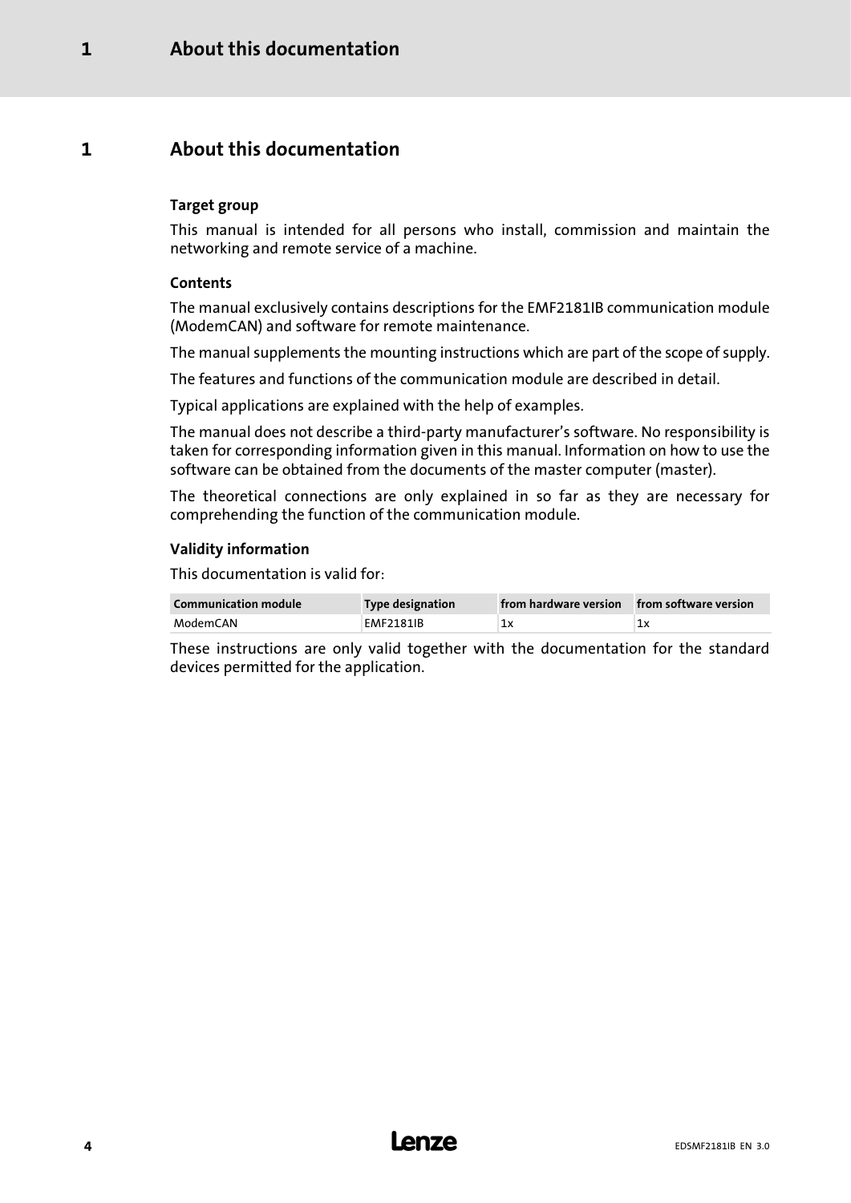# 1 About this documentation

### Target group

This manual is intended for all persons who install, commission and maintain the networking and remote service of a machine.

### Contents

The manual exclusively contains descriptions for the EMF2181IB communication module (ModemCAN) and software for remote maintenance.

The manual supplements the mounting instructions which are part of the scope of supply.

The features and functions of the communication module are described in detail.

Typical applications are explained with the help of examples.

The manual does not describe a third-party manufacturer's software. No responsibility is taken for corresponding information given in this manual. Information on how to use the software can be obtained from the documents of the master computer (master).

The theoretical connections are only explained in so far as they are necessary for comprehending the function of the communication module.

### Validity information

This documentation is valid for:

| Communication module | Type designation | from hardware version | from software version |
|---|---|---|---|
| ModemCAN | EMF2181IB | 1x | 1x |

These instructions are only valid together with the documentation for the standard devices permitted for the application.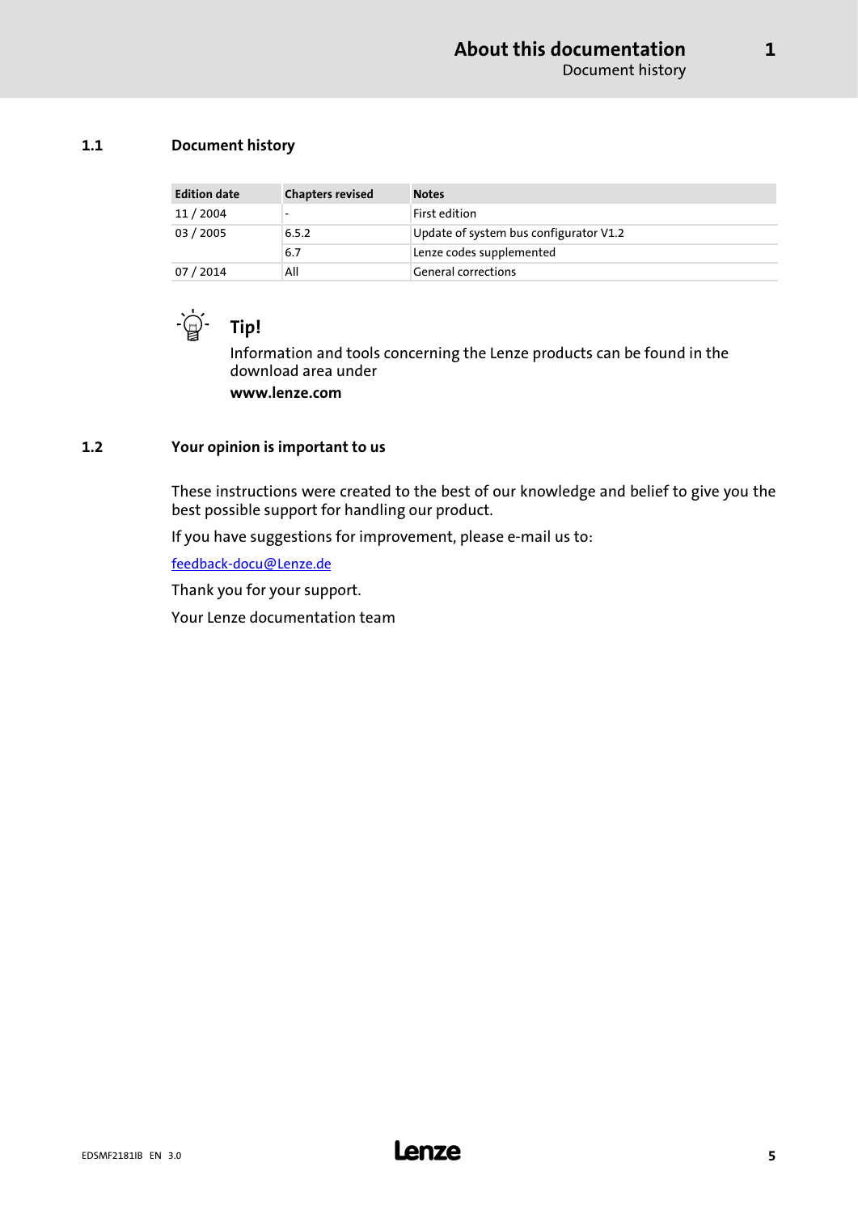## 1.1 Document history

| Edition date | Chapters revised | Notes |
|---|---|---|
| 11 / 2004 | - | First edition |
| 03 / 2005 | 6.5.2 | Update of system bus configurator V1.2 |
| | 6.7 | Lenze codes supplemented |
| 07 / 2014 | All | General corrections |

**Tip!**

Information and tools concerning the Lenze products can be found in the download area under

**www.lenze.com**

## 1.2 Your opinion is important to us

These instructions were created to the best of our knowledge and belief to give you the best possible support for handling our product.

If you have suggestions for improvement, please e-mail us to:

feedback-docu@Lenze.de

Thank you for your support.

Your Lenze documentation team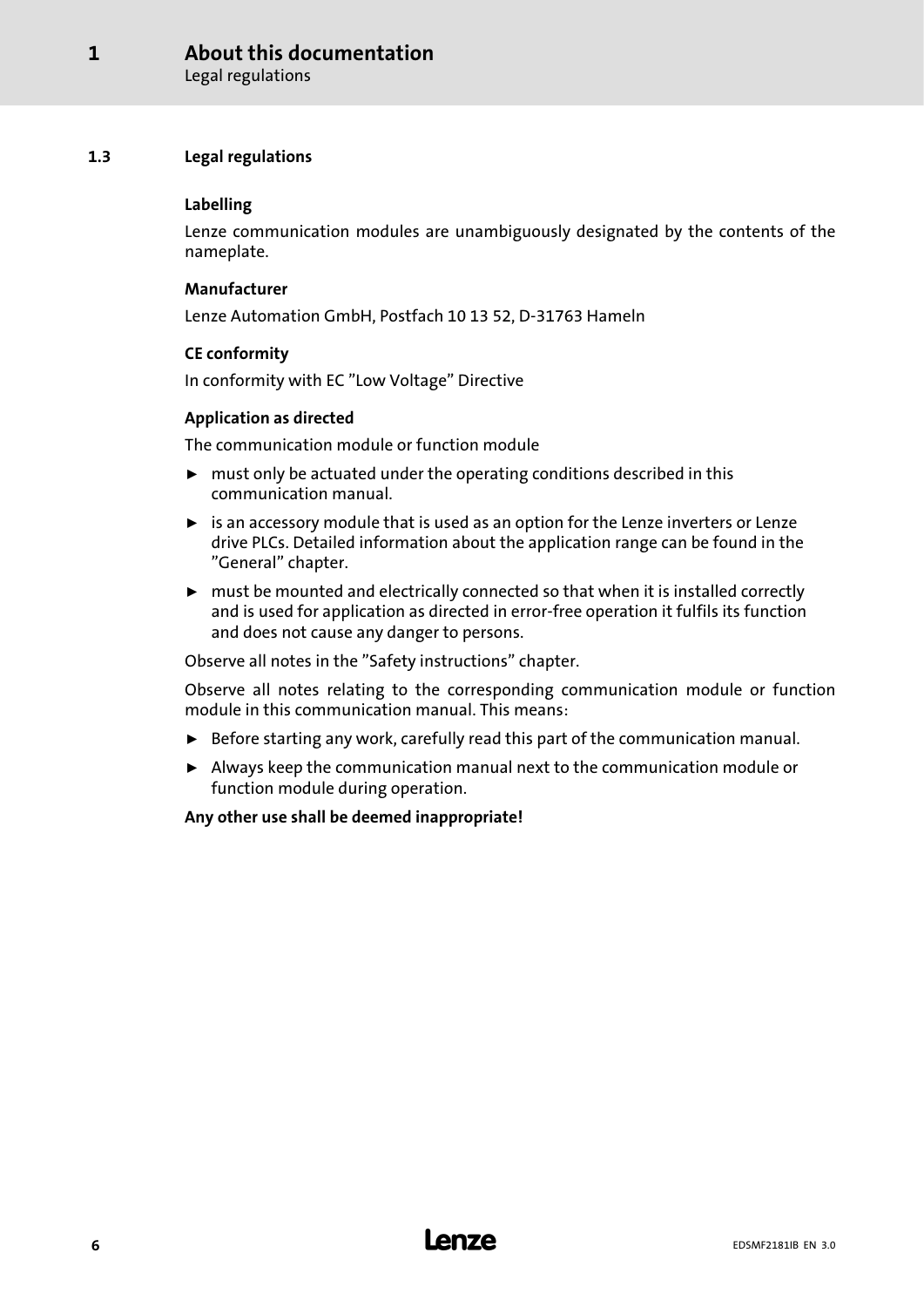## 1.3 Legal regulations

**Labelling**

Lenze communication modules are unambiguously designated by the contents of the nameplate.

**Manufacturer**

Lenze Automation GmbH, Postfach 10 13 52, D-31763 Hameln

**CE conformity**

In conformity with EC ”Low Voltage” Directive

**Application as directed**

The communication module or function module

- must only be actuated under the operating conditions described in this communication manual.
- is an accessory module that is used as an option for the Lenze inverters or Lenze drive PLCs. Detailed information about the application range can be found in the ”General” chapter.
- must be mounted and electrically connected so that when it is installed correctly and is used for application as directed in error-free operation it fulfils its function and does not cause any danger to persons.

Observe all notes in the ”Safety instructions” chapter.

Observe all notes relating to the corresponding communication module or function module in this communication manual. This means:

- Before starting any work, carefully read this part of the communication manual.
- Always keep the communication manual next to the communication module or function module during operation.

**Any other use shall be deemed inappropriate!**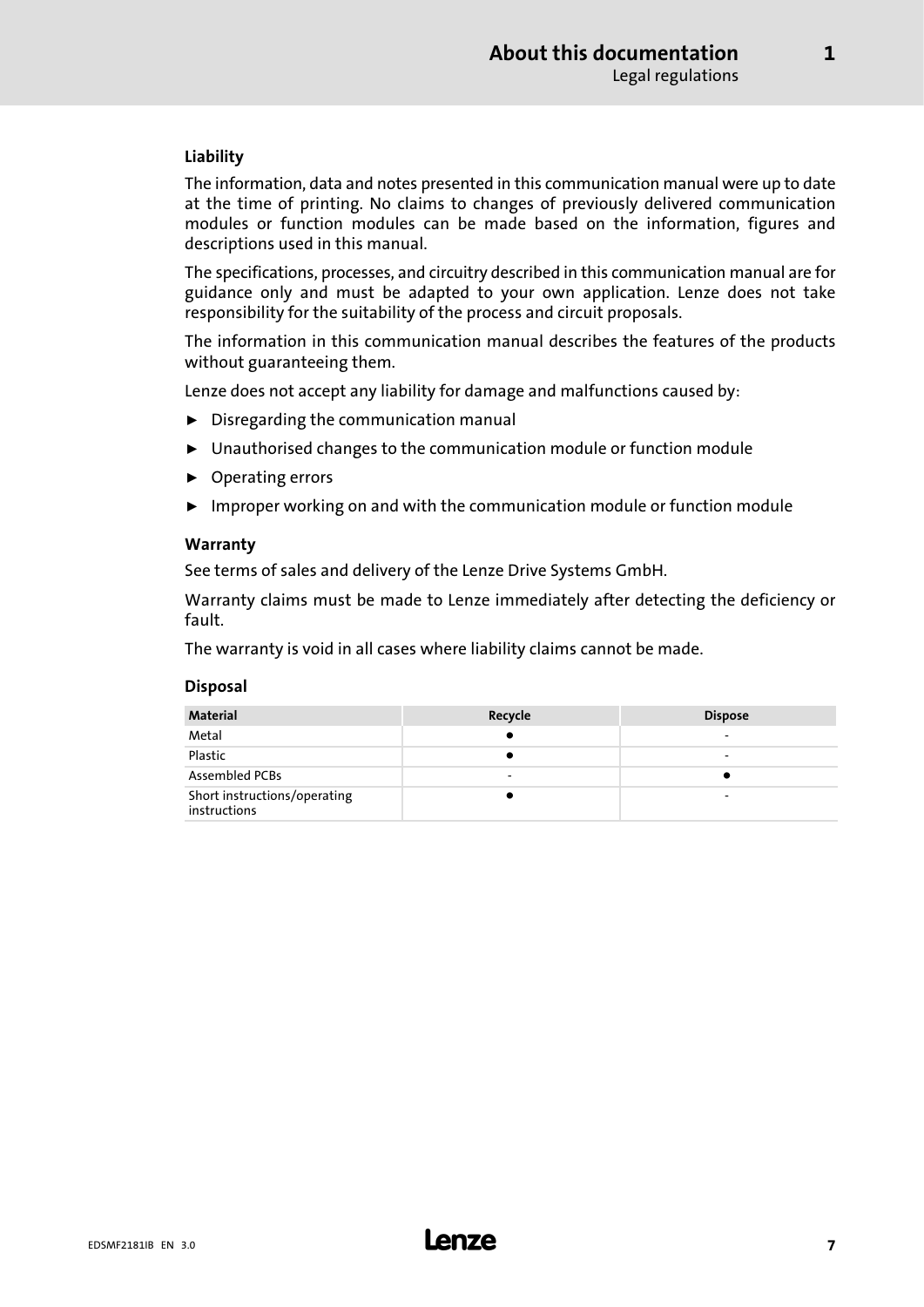#### Liability

The information, data and notes presented in this communication manual were up to date at the time of printing. No claims to changes of previously delivered communication modules or function modules can be made based on the information, figures and descriptions used in this manual.

The specifications, processes, and circuitry described in this communication manual are for guidance only and must be adapted to your own application. Lenze does not take responsibility for the suitability of the process and circuit proposals.

The information in this communication manual describes the features of the products without guaranteeing them.

Lenze does not accept any liability for damage and malfunctions caused by:

- Disregarding the communication manual
- Unauthorised changes to the communication module or function module
- Operating errors
- Improper working on and with the communication module or function module

#### Warranty

See terms of sales and delivery of the Lenze Drive Systems GmbH.

Warranty claims must be made to Lenze immediately after detecting the deficiency or fault.

The warranty is void in all cases where liability claims cannot be made.

#### Disposal

| Material | Recycle | Dispose |
| --- | --- | --- |
| Metal | ● | - |
| Plastic | ● | - |
| Assembled PCBs | - | ● |
| Short instructions/operating instructions | ● | - |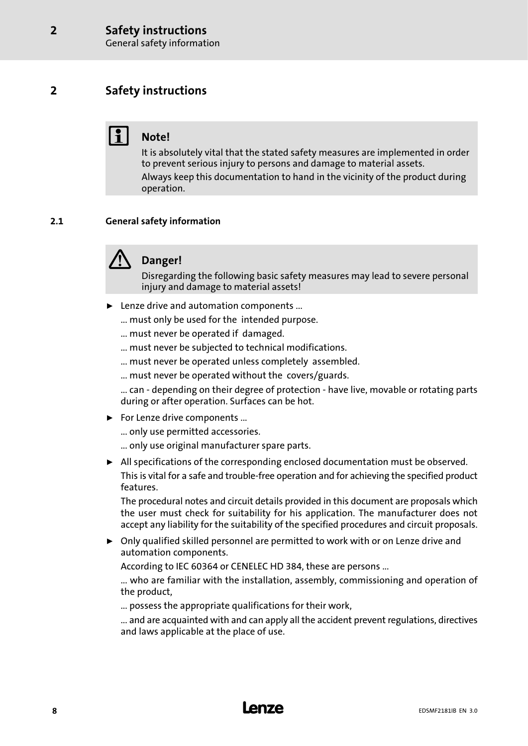# 2 Safety instructions

> **Note!**
>
> It is absolutely vital that the stated safety measures are implemented in order to prevent serious injury to persons and damage to material assets.
>
> Always keep this documentation to hand in the vicinity of the product during operation.

## 2.1 General safety information

> **Danger!**
>
> Disregarding the following basic safety measures may lead to severe personal injury and damage to material assets!

- Lenze drive and automation components ...

  ... must only be used for the intended purpose.

  ... must never be operated if damaged.

  ... must never be subjected to technical modifications.

  ... must never be operated unless completely assembled.

  ... must never be operated without the covers/guards.

  ... can - depending on their degree of protection - have live, movable or rotating parts during or after operation. Surfaces can be hot.

- For Lenze drive components ...

  ... only use permitted accessories.

  ... only use original manufacturer spare parts.

- All specifications of the corresponding enclosed documentation must be observed.

  This is vital for a safe and trouble-free operation and for achieving the specified product features.

  The procedural notes and circuit details provided in this document are proposals which the user must check for suitability for his application. The manufacturer does not accept any liability for the suitability of the specified procedures and circuit proposals.

- Only qualified skilled personnel are permitted to work with or on Lenze drive and automation components.

  According to IEC 60364 or CENELEC HD 384, these are persons ...

  ... who are familiar with the installation, assembly, commissioning and operation of the product,

  ... possess the appropriate qualifications for their work,

  ... and are acquainted with and can apply all the accident prevent regulations, directives and laws applicable at the place of use.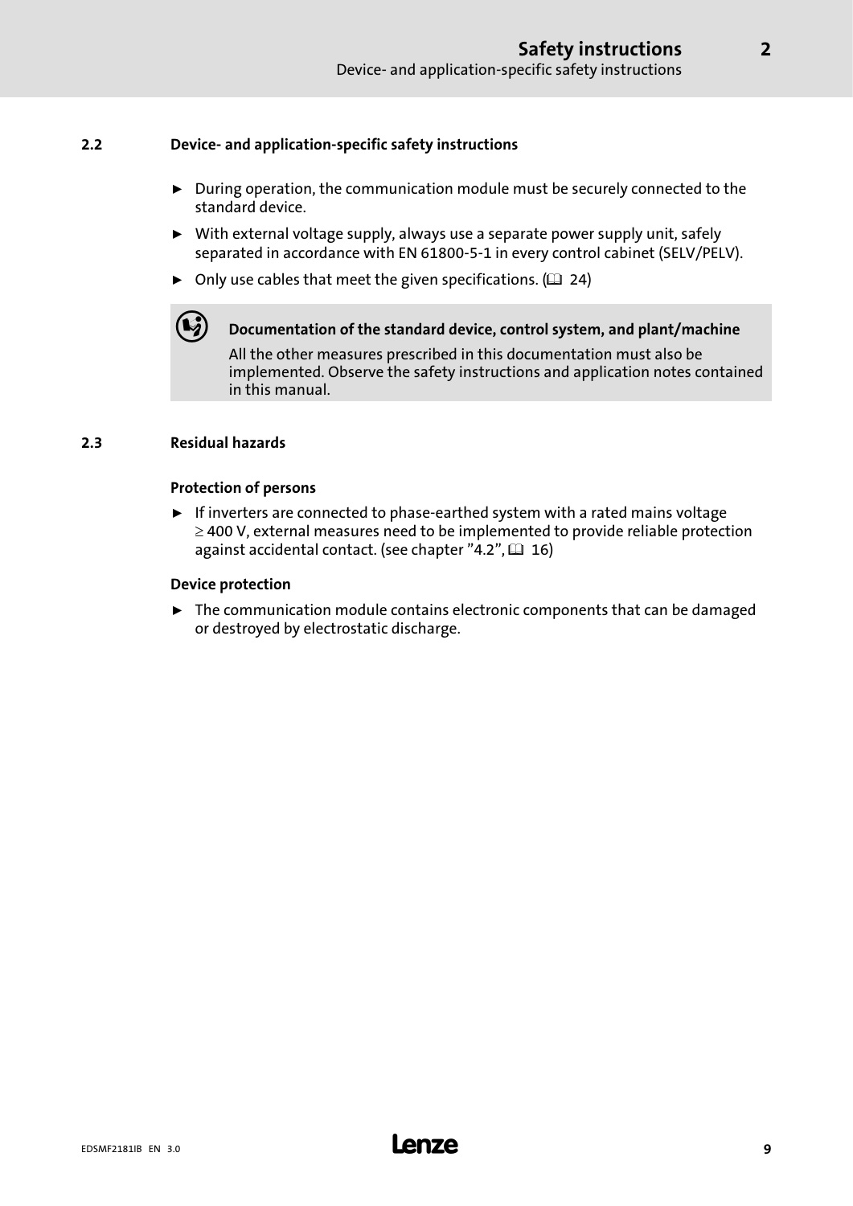## 2.2 Device- and application-specific safety instructions

- During operation, the communication module must be securely connected to the standard device.
- With external voltage supply, always use a separate power supply unit, safely separated in accordance with EN 61800-5-1 in every control cabinet (SELV/PELV).
- Only use cables that meet the given specifications. (📖 24)

**Documentation of the standard device, control system, and plant/machine**

All the other measures prescribed in this documentation must also be implemented. Observe the safety instructions and application notes contained in this manual.

## 2.3 Residual hazards

**Protection of persons**

- If inverters are connected to phase-earthed system with a rated mains voltage ≥ 400 V, external measures need to be implemented to provide reliable protection against accidental contact. (see chapter "4.2", 📖 16)

**Device protection**

- The communication module contains electronic components that can be damaged or destroyed by electrostatic discharge.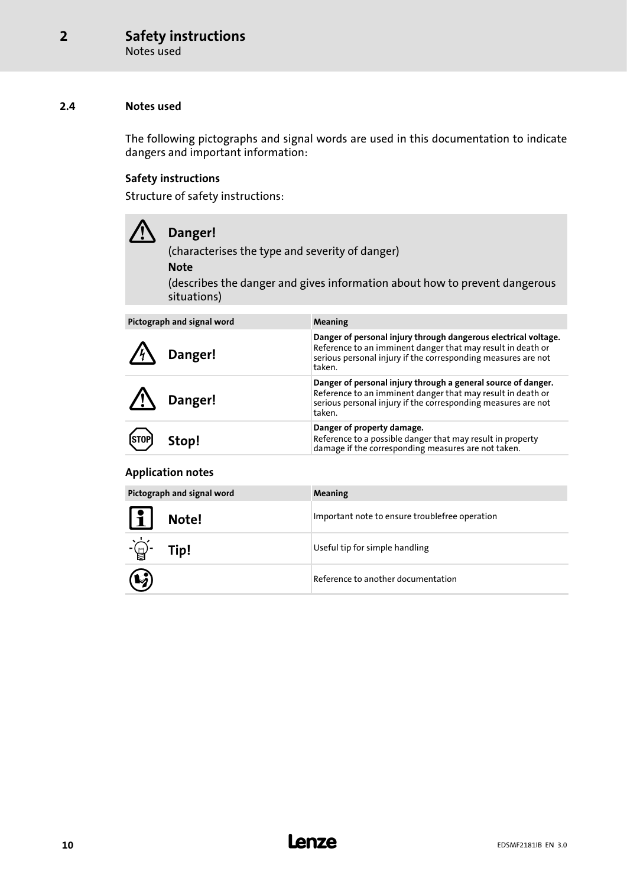## 2.4 Notes used

The following pictographs and signal words are used in this documentation to indicate dangers and important information:

### Safety instructions

Structure of safety instructions:

> **Danger!**
> (characterises the type and severity of danger)
> **Note**
> (describes the danger and gives information about how to prevent dangerous situations)

| Pictograph and signal word | Meaning |
| --- | --- |
| **Danger!** | **Danger of personal injury through dangerous electrical voltage.** Reference to an imminent danger that may result in death or serious personal injury if the corresponding measures are not taken. |
| **Danger!** | **Danger of personal injury through a general source of danger.** Reference to an imminent danger that may result in death or serious personal injury if the corresponding measures are not taken. |
| **Stop!** | **Danger of property damage.** Reference to a possible danger that may result in property damage if the corresponding measures are not taken. |

### Application notes

| Pictograph and signal word | Meaning |
| --- | --- |
| **Note!** | Important note to ensure troublefree operation |
| **Tip!** | Useful tip for simple handling |
| | Reference to another documentation |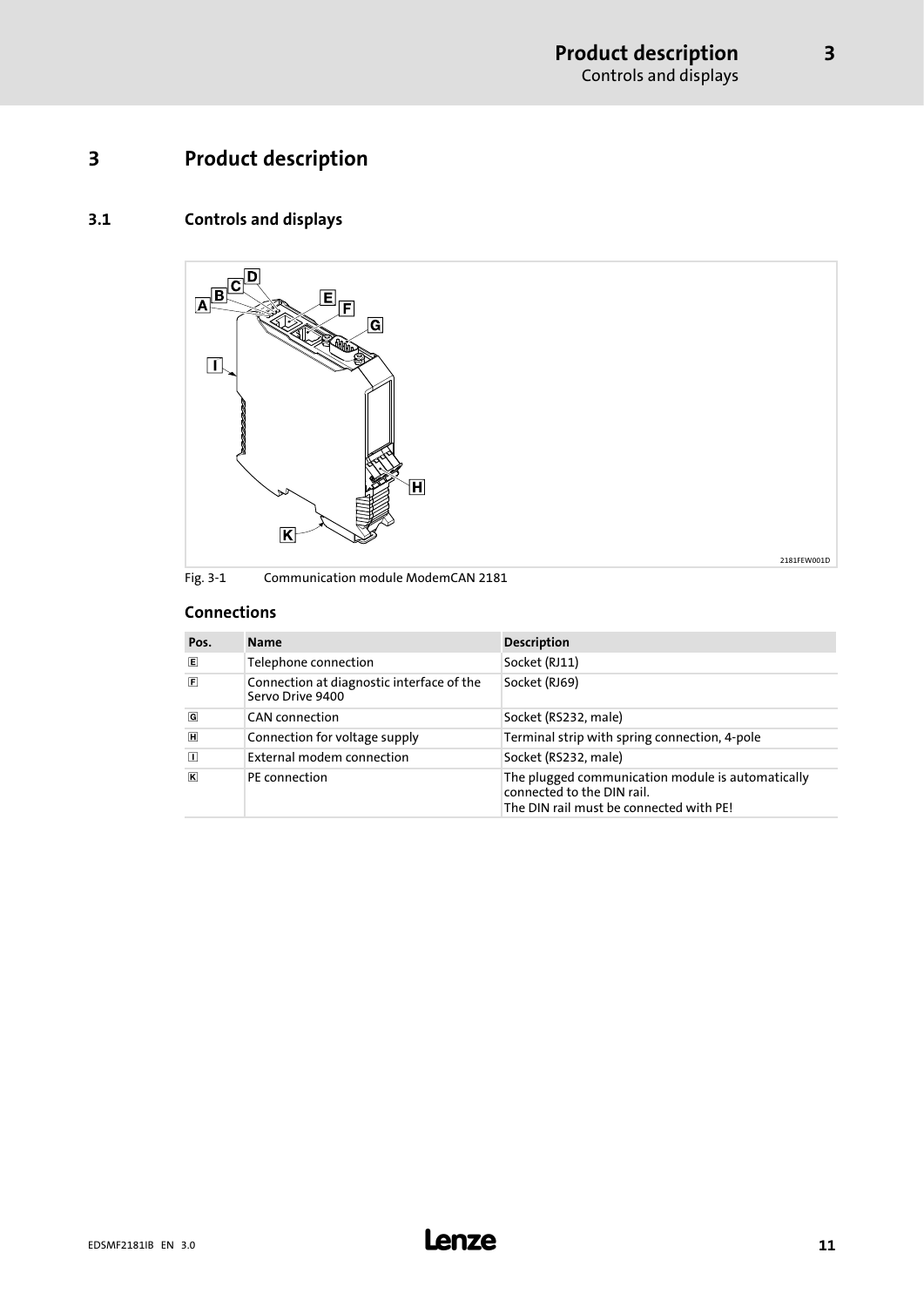# 3 Product description

## 3.1 Controls and displays

2181FEW001D

Fig. 3-1 Communication module ModemCAN 2181

### Connections

| Pos. | Name | Description |
|---|---|---|
| E | Telephone connection | Socket (RJ11) |
| F | Connection at diagnostic interface of the Servo Drive 9400 | Socket (RJ69) |
| G | CAN connection | Socket (RS232, male) |
| H | Connection for voltage supply | Terminal strip with spring connection, 4-pole |
| I | External modem connection | Socket (RS232, male) |
| K | PE connection | The plugged communication module is automatically connected to the DIN rail.<br>The DIN rail must be connected with PE! |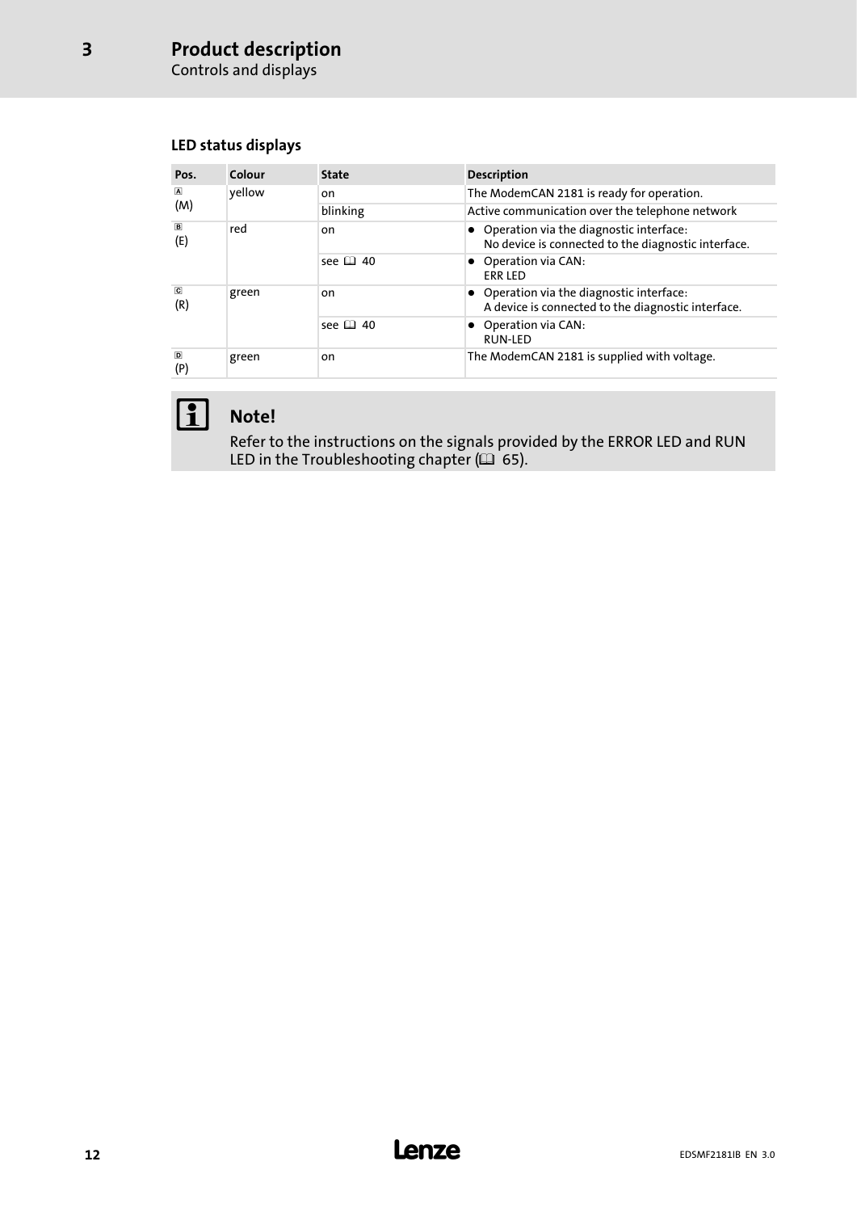## LED status displays

| Pos. | Colour | State | Description |
|---|---|---|---|
| A (M) | yellow | on | The ModemCAN 2181 is ready for operation. |
| | | blinking | Active communication over the telephone network |
| B (E) | red | on | • Operation via the diagnostic interface: No device is connected to the diagnostic interface. |
| | | see 🕮 40 | • Operation via CAN: ERR LED |
| C (R) | green | on | • Operation via the diagnostic interface: A device is connected to the diagnostic interface. |
| | | see 🕮 40 | • Operation via CAN: RUN-LED |
| D (P) | green | on | The ModemCAN 2181 is supplied with voltage. |

**Note!**

Refer to the instructions on the signals provided by the ERROR LED and RUN LED in the Troubleshooting chapter (🕮 65).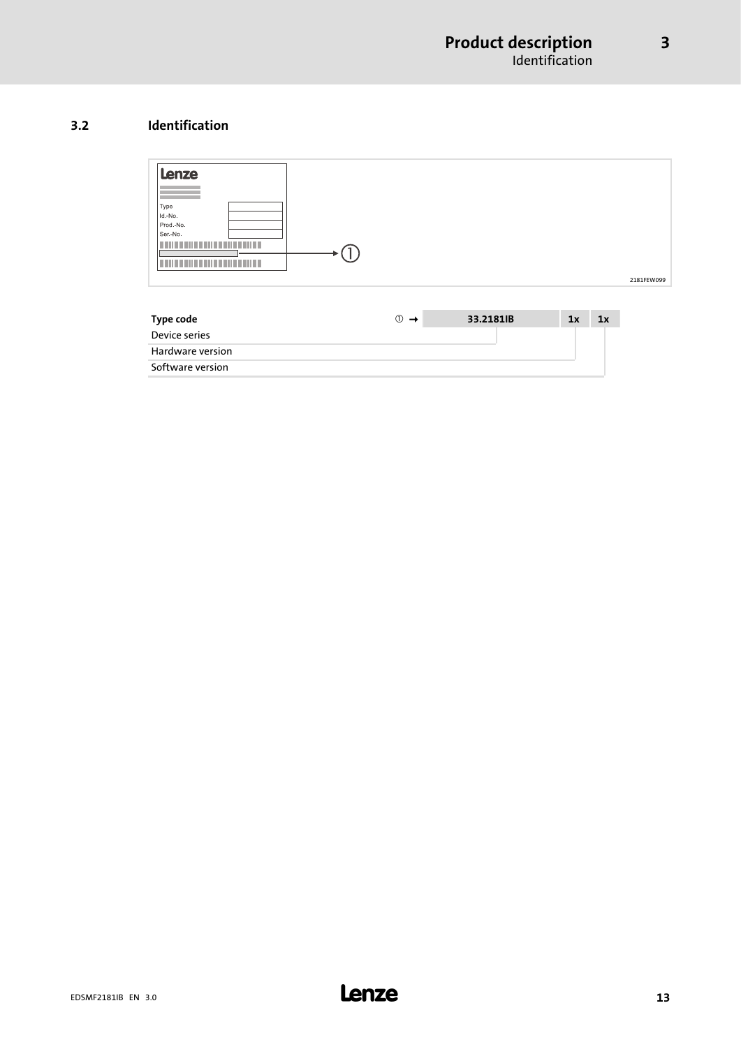## 3.2 Identification

Type
Id.-No.
Prod.-No.
Ser.-No.

①

2181FEW099

| Type code | ① → | 33.2181IB | 1x | 1x |
|---|---|---|---|---|
| Device series | | | | |
| Hardware version | | | | |
| Software version | | | | |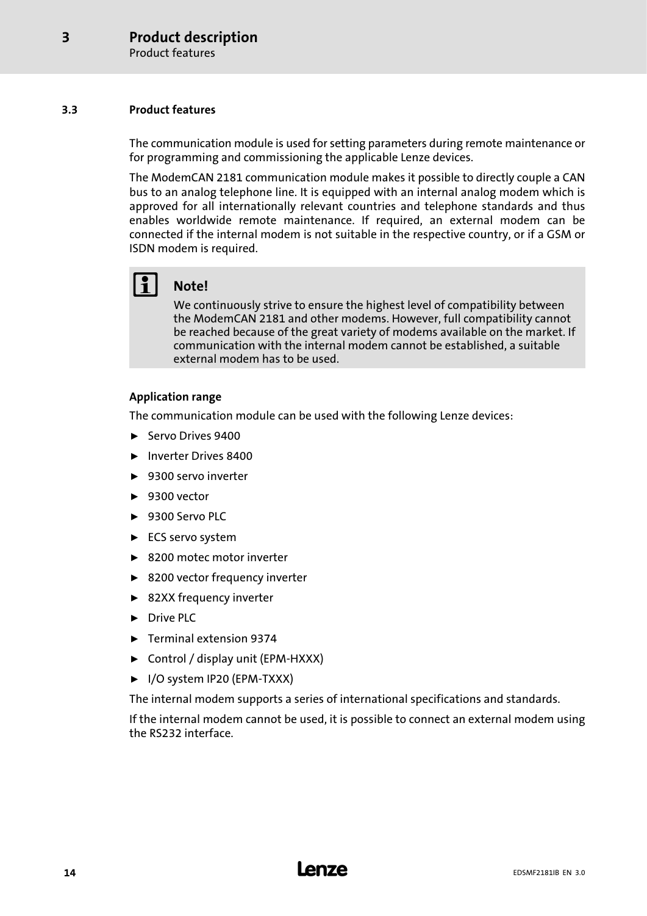## 3.3 Product features

The communication module is used for setting parameters during remote maintenance or for programming and commissioning the applicable Lenze devices.

The ModemCAN 2181 communication module makes it possible to directly couple a CAN bus to an analog telephone line. It is equipped with an internal analog modem which is approved for all internationally relevant countries and telephone standards and thus enables worldwide remote maintenance. If required, an external modem can be connected if the internal modem is not suitable in the respective country, or if a GSM or ISDN modem is required.

> **Note!**
>
> We continuously strive to ensure the highest level of compatibility between the ModemCAN 2181 and other modems. However, full compatibility cannot be reached because of the great variety of modems available on the market. If communication with the internal modem cannot be established, a suitable external modem has to be used.

**Application range**

The communication module can be used with the following Lenze devices:

- Servo Drives 9400
- Inverter Drives 8400
- 9300 servo inverter
- 9300 vector
- 9300 Servo PLC
- ECS servo system
- 8200 motec motor inverter
- 8200 vector frequency inverter
- 82XX frequency inverter
- Drive PLC
- Terminal extension 9374
- Control / display unit (EPM-HXXX)
- I/O system IP20 (EPM-TXXX)

The internal modem supports a series of international specifications and standards.

If the internal modem cannot be used, it is possible to connect an external modem using the RS232 interface.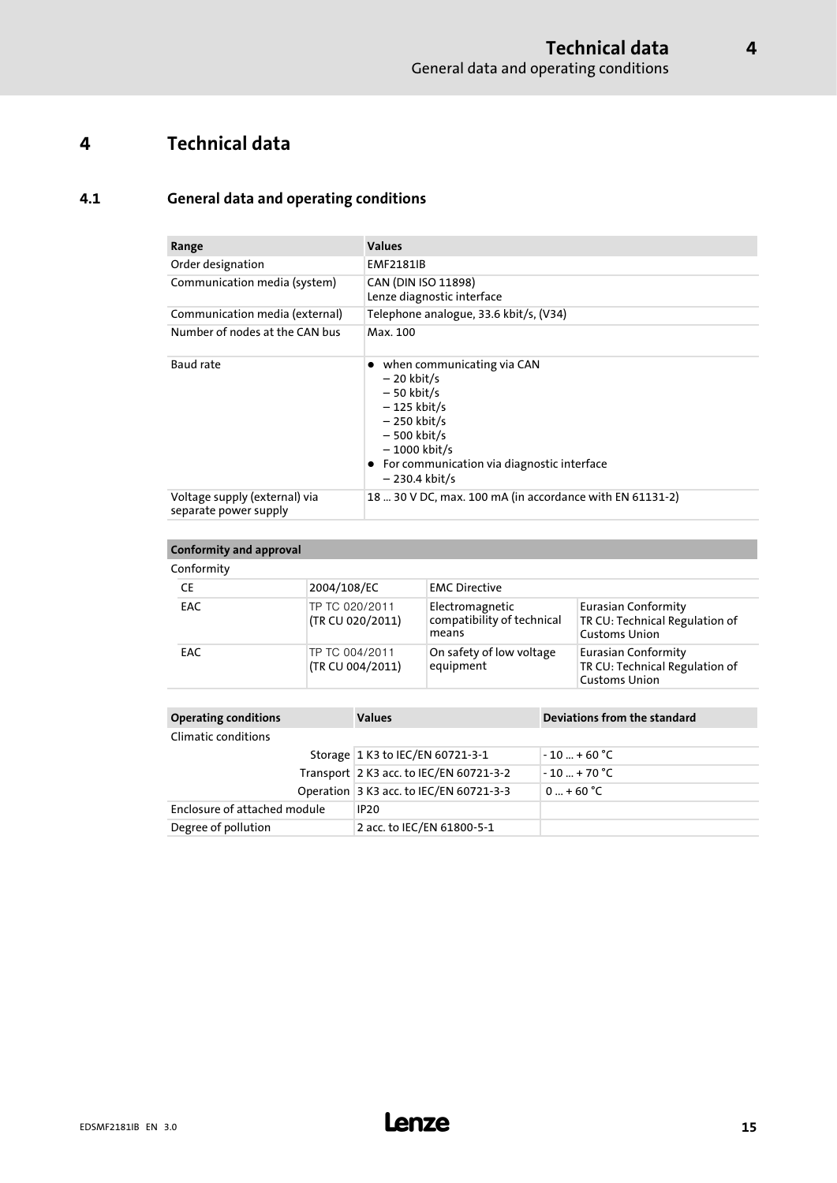# 4 Technical data

## 4.1 General data and operating conditions

| Range | Values |
|---|---|
| Order designation | EMF2181IB |
| Communication media (system) | CAN (DIN ISO 11898)<br>Lenze diagnostic interface |
| Communication media (external) | Telephone analogue, 33.6 kbit/s, (V34) |
| Number of nodes at the CAN bus | Max. 100 |
| Baud rate | • when communicating via CAN<br>– 20 kbit/s<br>– 50 kbit/s<br>– 125 kbit/s<br>– 250 kbit/s<br>– 500 kbit/s<br>– 1000 kbit/s<br>• For communication via diagnostic interface<br>– 230.4 kbit/s |
| Voltage supply (external) via separate power supply | 18 ... 30 V DC, max. 100 mA (in accordance with EN 61131-2) |

| Conformity and approval | | | |
|---|---|---|---|
| Conformity | | | |
| CE | 2004/108/EC | EMC Directive | |
| EAC | TP TC 020/2011<br>(TR CU 020/2011) | Electromagnetic compatibility of technical means | Eurasian Conformity<br>TR CU: Technical Regulation of Customs Union |
| EAC | TP TC 004/2011<br>(TR CU 004/2011) | On safety of low voltage equipment | Eurasian Conformity<br>TR CU: Technical Regulation of Customs Union |

| Operating conditions | | Values | Deviations from the standard |
|---|---|---|---|
| Climatic conditions | | | |
| | Storage | 1 K3 to IEC/EN 60721-3-1 | - 10 ... + 60 °C |
| | Transport | 2 K3 acc. to IEC/EN 60721-3-2 | - 10 ... + 70 °C |
| | Operation | 3 K3 acc. to IEC/EN 60721-3-3 | 0 ... + 60 °C |
| Enclosure of attached module | | IP20 | |
| Degree of pollution | | 2 acc. to IEC/EN 61800-5-1 | |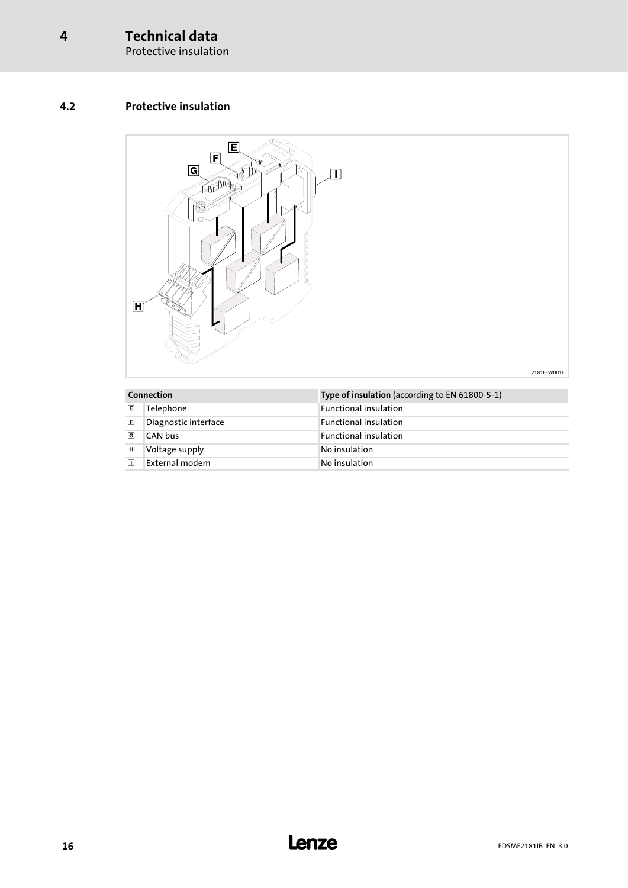## 4.2 Protective insulation

2181FEW001F

| Connection | | Type of insulation (according to EN 61800-5-1) |
|---|---|---|
| E | Telephone | Functional insulation |
| F | Diagnostic interface | Functional insulation |
| G | CAN bus | Functional insulation |
| H | Voltage supply | No insulation |
| I | External modem | No insulation |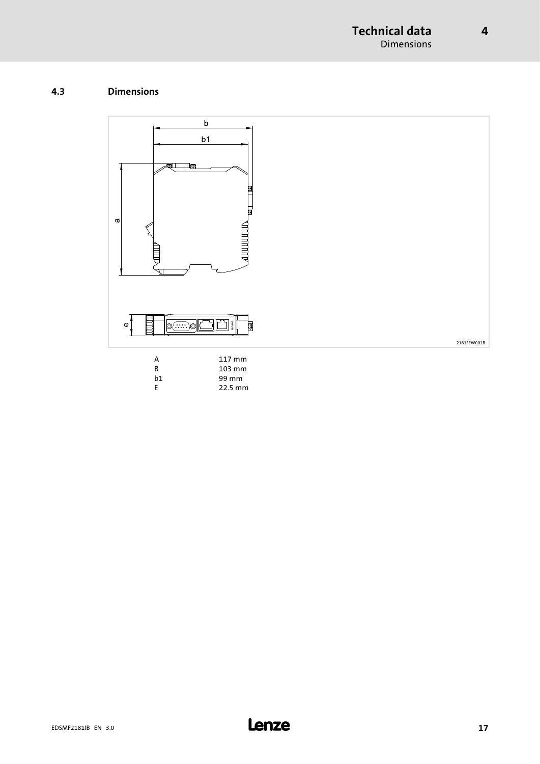## 4.3 Dimensions

2181FEW001B

| | |
|---|---|
| A | 117 mm |
| B | 103 mm |
| b1 | 99 mm |
| E | 22.5 mm |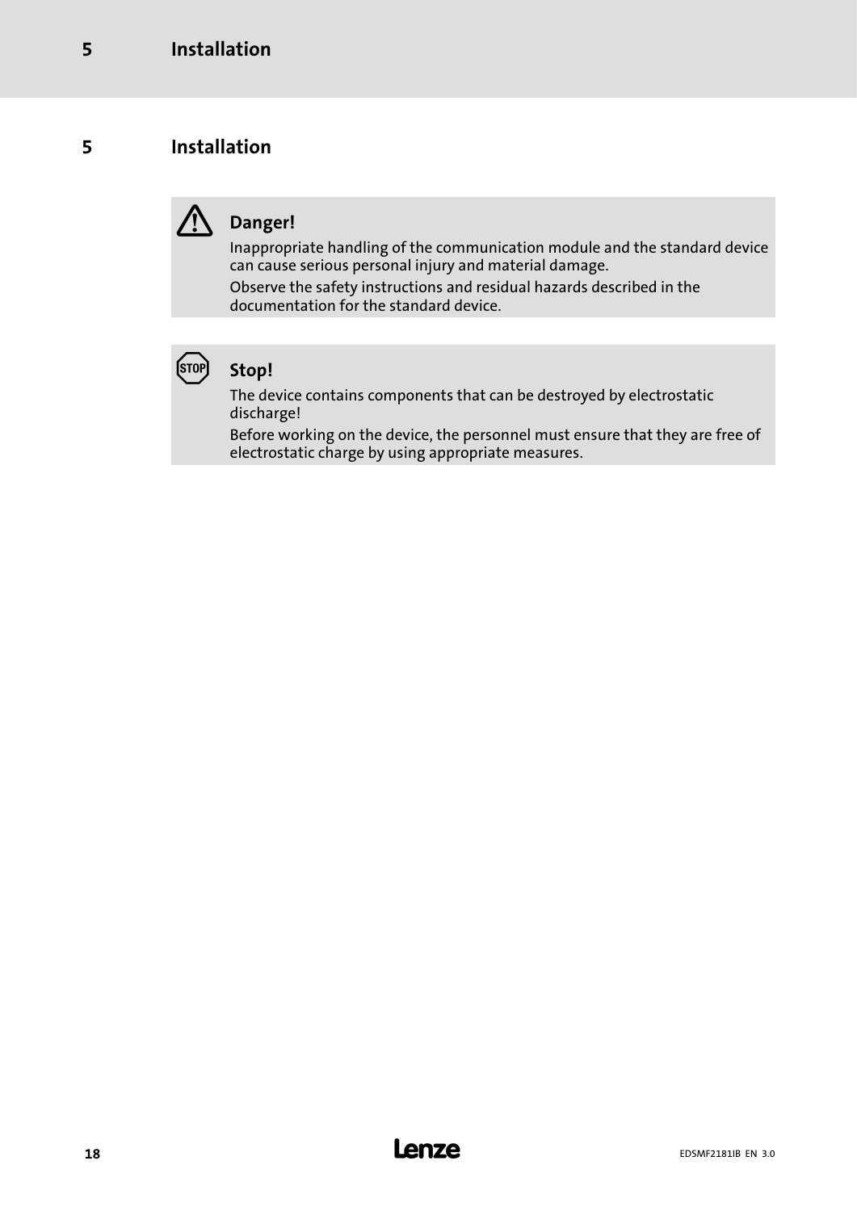# 5 Installation

**Danger!**

Inappropriate handling of the communication module and the standard device can cause serious personal injury and material damage.

Observe the safety instructions and residual hazards described in the documentation for the standard device.

**Stop!**

The device contains components that can be destroyed by electrostatic discharge!

Before working on the device, the personnel must ensure that they are free of electrostatic charge by using appropriate measures.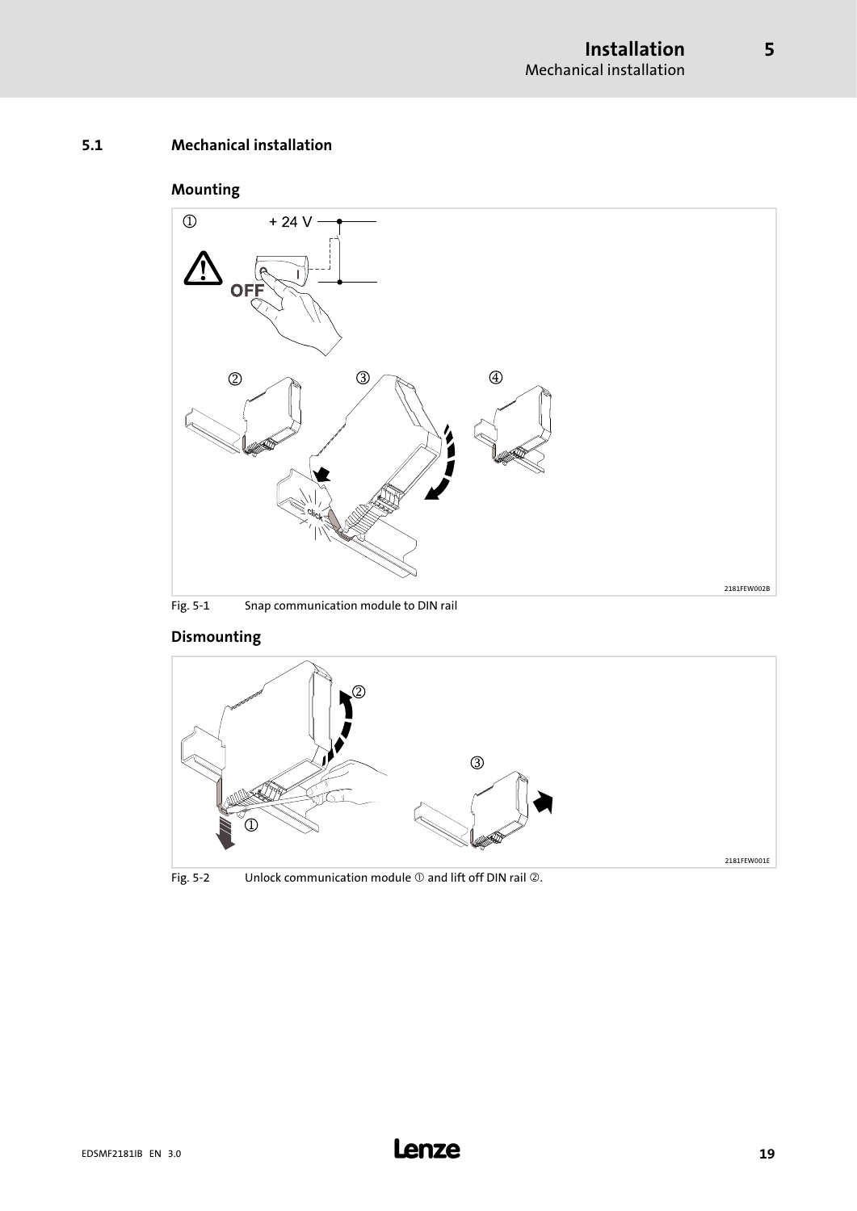## 5.1 Mechanical installation

### Mounting

Fig. 5-1 Snap communication module to DIN rail

### Dismounting

Fig. 5-2 Unlock communication module ① and lift off DIN rail ②.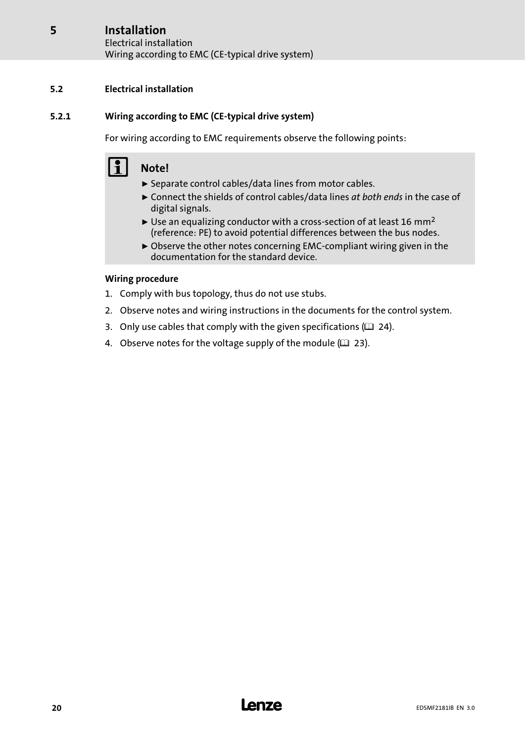## 5.2 Electrical installation

### 5.2.1 Wiring according to EMC (CE-typical drive system)

For wiring according to EMC requirements observe the following points:

**Note!**

- Separate control cables/data lines from motor cables.
- Connect the shields of control cables/data lines *at both ends* in the case of digital signals.
- Use an equalizing conductor with a cross-section of at least 16 $mm^2$ (reference: PE) to avoid potential differences between the bus nodes.
- Observe the other notes concerning EMC-compliant wiring given in the documentation for the standard device.

**Wiring procedure**

1. Comply with bus topology, thus do not use stubs.
2. Observe notes and wiring instructions in the documents for the control system.
3. Only use cables that comply with the given specifications (📖 24).
4. Observe notes for the voltage supply of the module (📖 23).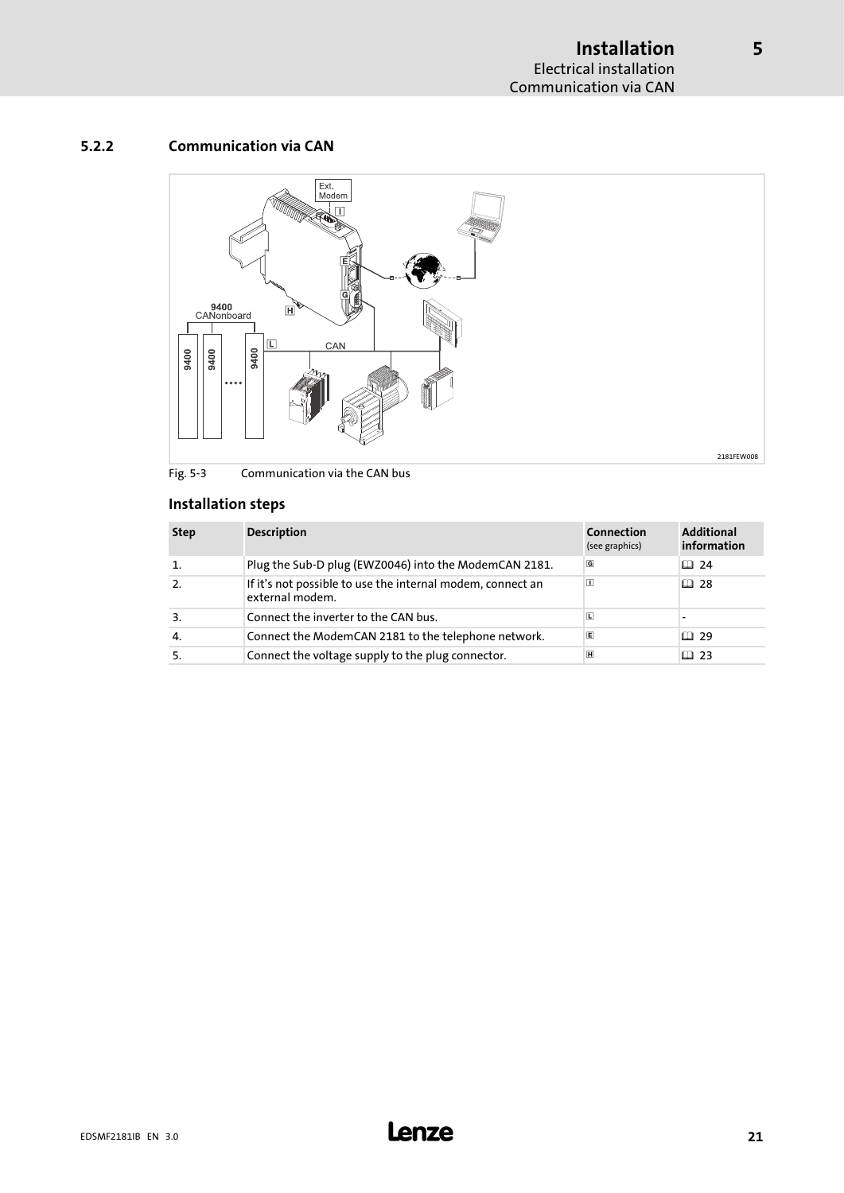### 5.2.2 Communication via CAN

Fig. 5-3 Communication via the CAN bus

#### Installation steps

| Step | Description | Connection (see graphics) | Additional information |
|---|---|---|---|
| 1. | Plug the Sub-D plug (EWZ0046) into the ModemCAN 2181. | G | 📖 24 |
| 2. | If it's not possible to use the internal modem, connect an external modem. | I | 📖 28 |
| 3. | Connect the inverter to the CAN bus. | L | - |
| 4. | Connect the ModemCAN 2181 to the telephone network. | E | 📖 29 |
| 5. | Connect the voltage supply to the plug connector. | H | 📖 23 |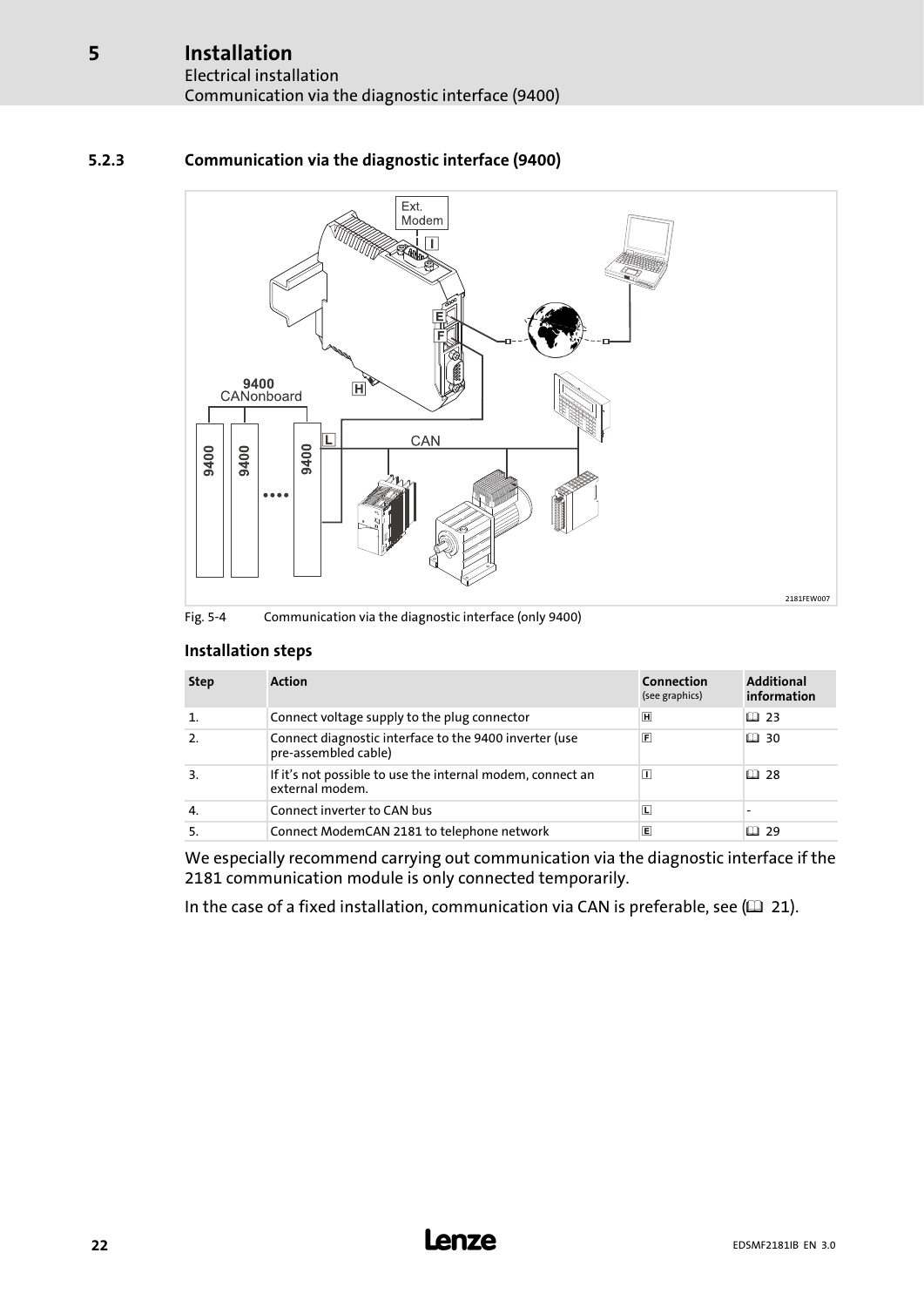### 5.2.3 Communication via the diagnostic interface (9400)

Fig. 5-4 Communication via the diagnostic interface (only 9400)

#### Installation steps

| Step | Action | Connection (see graphics) | Additional information |
|---|---|---|---|
| 1. | Connect voltage supply to the plug connector | H | 📖 23 |
| 2. | Connect diagnostic interface to the 9400 inverter (use pre-assembled cable) | F | 📖 30 |
| 3. | If it's not possible to use the internal modem, connect an external modem. | I | 📖 28 |
| 4. | Connect inverter to CAN bus | L | - |
| 5. | Connect ModemCAN 2181 to telephone network | E | 📖 29 |

We especially recommend carrying out communication via the diagnostic interface if the 2181 communication module is only connected temporarily.

In the case of a fixed installation, communication via CAN is preferable, see (📖 21).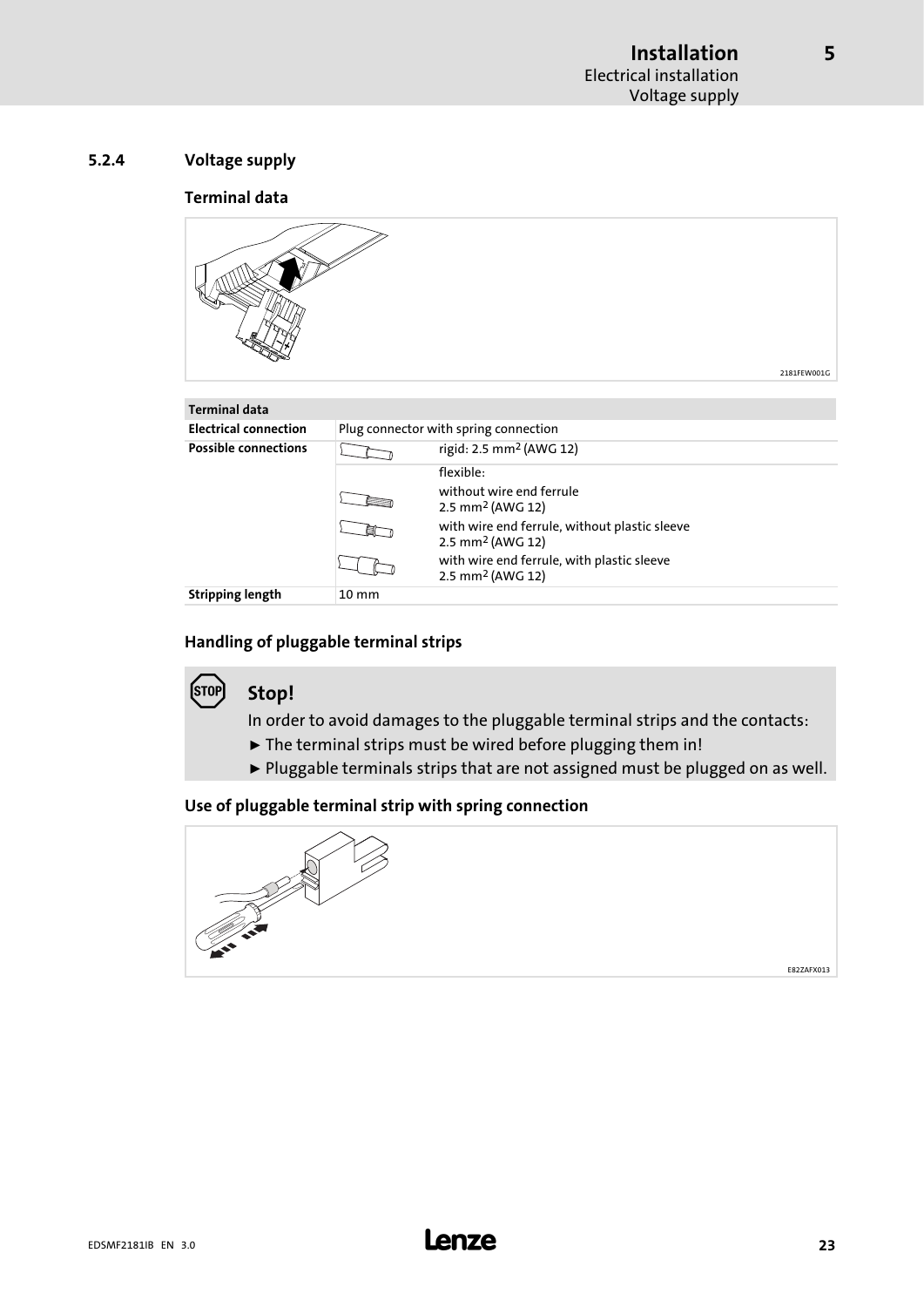### 5.2.4 Voltage supply

#### Terminal data

2181FEW001G

| Terminal data | | |
|---|---|---|
| **Electrical connection** | Plug connector with spring connection | |
| **Possible connections** | | rigid: 2.5 mm² (AWG 12) |
| | | flexible: |
| | | without wire end ferrule 2.5 mm² (AWG 12) |
| | | with wire end ferrule, without plastic sleeve 2.5 mm² (AWG 12) |
| | | with wire end ferrule, with plastic sleeve 2.5 mm² (AWG 12) |
| **Stripping length** | 10 mm | |

#### Handling of pluggable terminal strips

**Stop!**

In order to avoid damages to the pluggable terminal strips and the contacts:

- ► The terminal strips must be wired before plugging them in!
- ► Pluggable terminals strips that are not assigned must be plugged on as well.

#### Use of pluggable terminal strip with spring connection

E82ZAFX013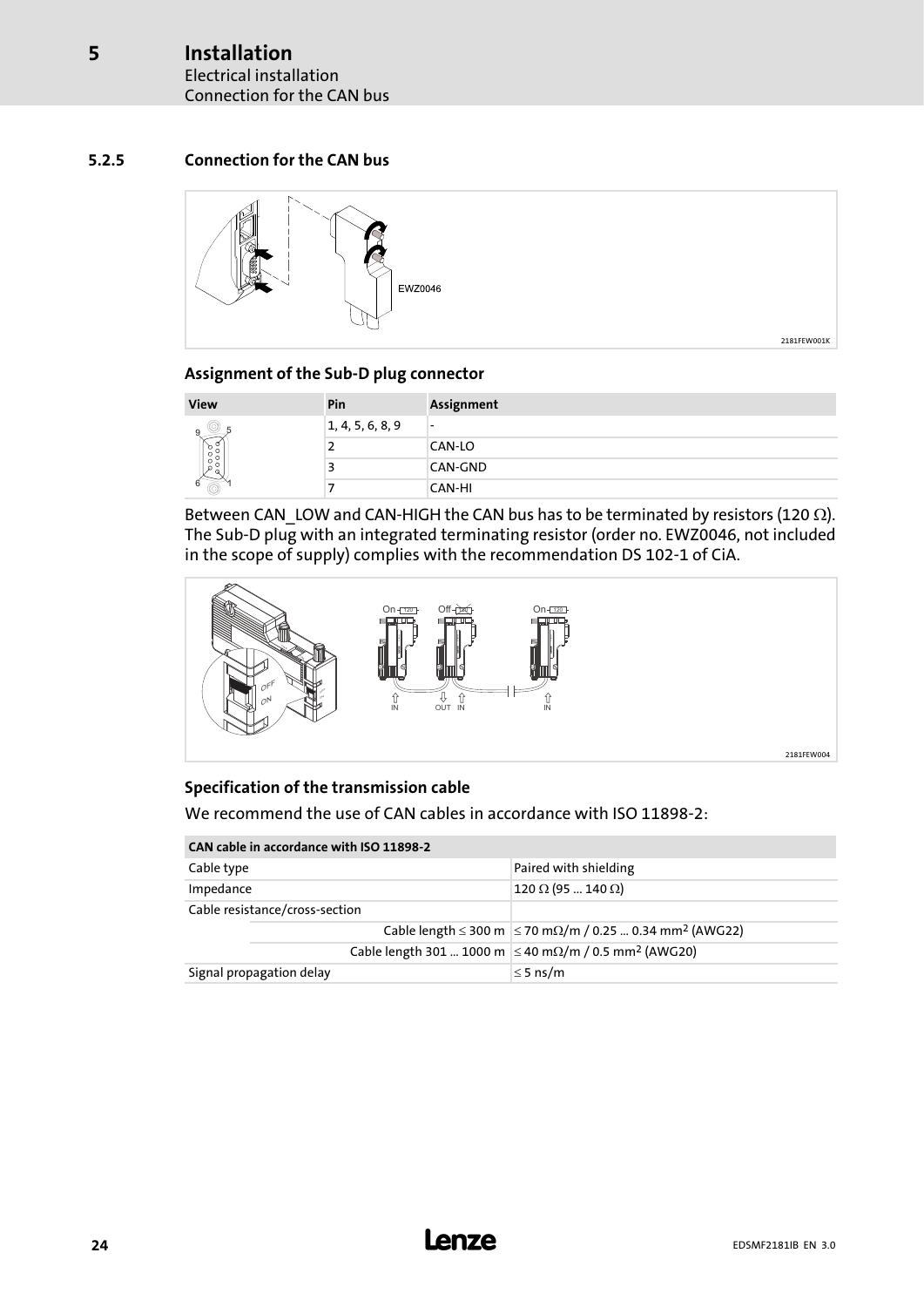### 5.2.5 Connection for the CAN bus

EWZ0046

2181FEW001K

#### Assignment of the Sub-D plug connector

| View | Pin | Assignment |
|---|---|---|
| | 1, 4, 5, 6, 8, 9 | - |
| | 2 | CAN-LO |
| | 3 | CAN-GND |
| | 7 | CAN-HI |

Between CAN_LOW and CAN-HIGH the CAN bus has to be terminated by resistors (120 Ω). The Sub-D plug with an integrated terminating resistor (order no. EWZ0046, not included in the scope of supply) complies with the recommendation DS 102-1 of CiA.

2181FEW004

#### Specification of the transmission cable

We recommend the use of CAN cables in accordance with ISO 11898-2:

| CAN cable in accordance with ISO 11898-2 | | |
|---|---|---|
| Cable type | | Paired with shielding |
| Impedance | | 120 Ω (95 ... 140 Ω) |
| Cable resistance/cross-section | | |
| | Cable length ≤ 300 m | ≤ 70 mΩ/m / 0.25 ... 0.34 mm² (AWG22) |
| | Cable length 301 ... 1000 m | ≤ 40 mΩ/m / 0.5 mm² (AWG20) |
| Signal propagation delay | | ≤ 5 ns/m |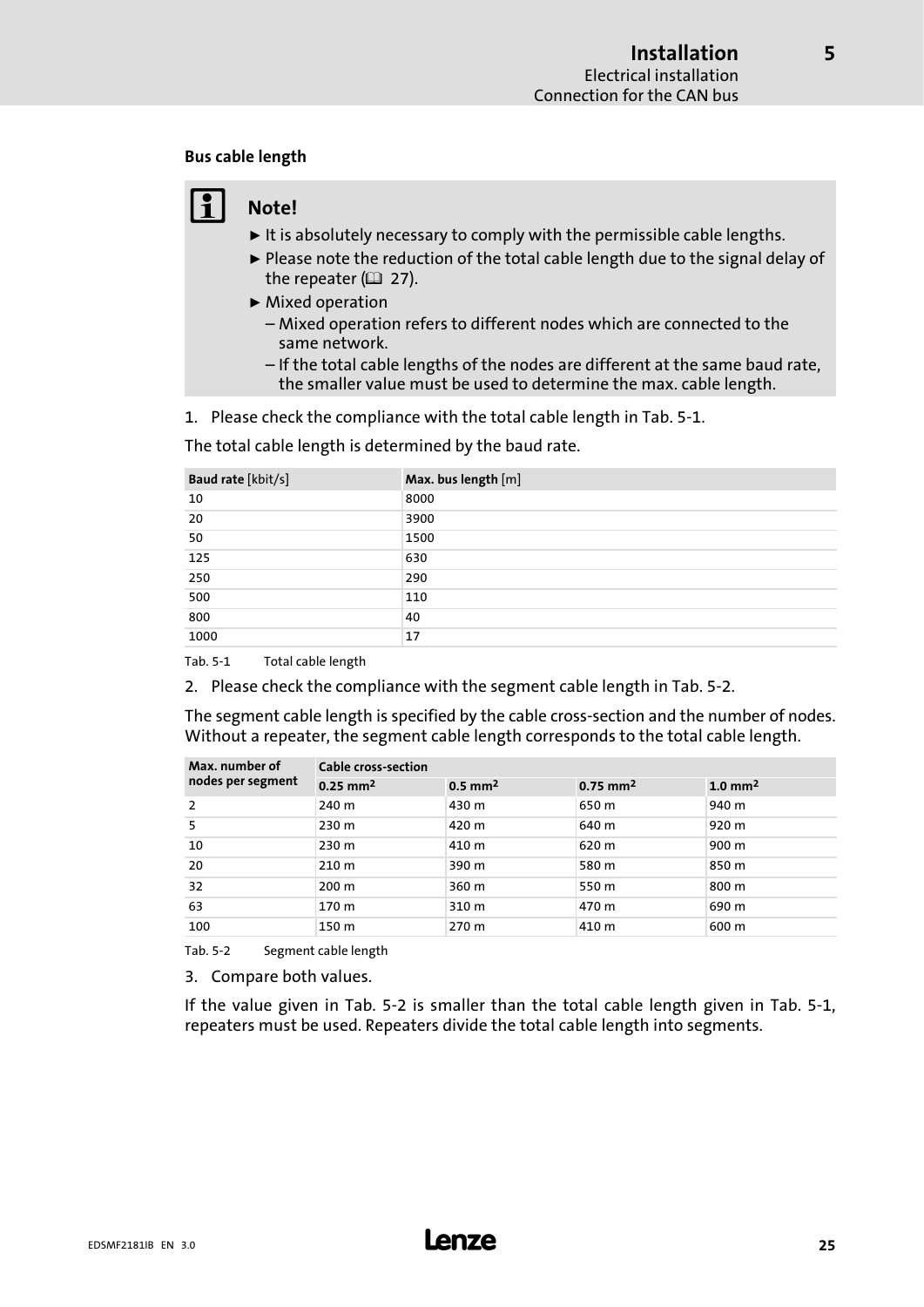#### Bus cable length

**Note!**

- It is absolutely necessary to comply with the permissible cable lengths.
- Please note the reduction of the total cable length due to the signal delay of the repeater (📖 27).
- Mixed operation
  - Mixed operation refers to different nodes which are connected to the same network.
  - If the total cable lengths of the nodes are different at the same baud rate, the smaller value must be used to determine the max. cable length.

1. Please check the compliance with the total cable length in Tab. 5-1.

The total cable length is determined by the baud rate.

| **Baud rate** [kbit/s] | **Max. bus length** [m] |
|---|---|
| 10 | 8000 |
| 20 | 3900 |
| 50 | 1500 |
| 125 | 630 |
| 250 | 290 |
| 500 | 110 |
| 800 | 40 |
| 1000 | 17 |

Tab. 5-1 Total cable length

2. Please check the compliance with the segment cable length in Tab. 5-2.

The segment cable length is specified by the cable cross-section and the number of nodes. Without a repeater, the segment cable length corresponds to the total cable length.

| **Max. number of nodes per segment** | **Cable cross-section** | | | |
|---|---|---|---|---|
| | **0.25 mm²** | **0.5 mm²** | **0.75 mm²** | **1.0 mm²** |
| 2 | 240 m | 430 m | 650 m | 940 m |
| 5 | 230 m | 420 m | 640 m | 920 m |
| 10 | 230 m | 410 m | 620 m | 900 m |
| 20 | 210 m | 390 m | 580 m | 850 m |
| 32 | 200 m | 360 m | 550 m | 800 m |
| 63 | 170 m | 310 m | 470 m | 690 m |
| 100 | 150 m | 270 m | 410 m | 600 m |

Tab. 5-2 Segment cable length

3. Compare both values.

If the value given in Tab. 5-2 is smaller than the total cable length given in Tab. 5-1, repeaters must be used. Repeaters divide the total cable length into segments.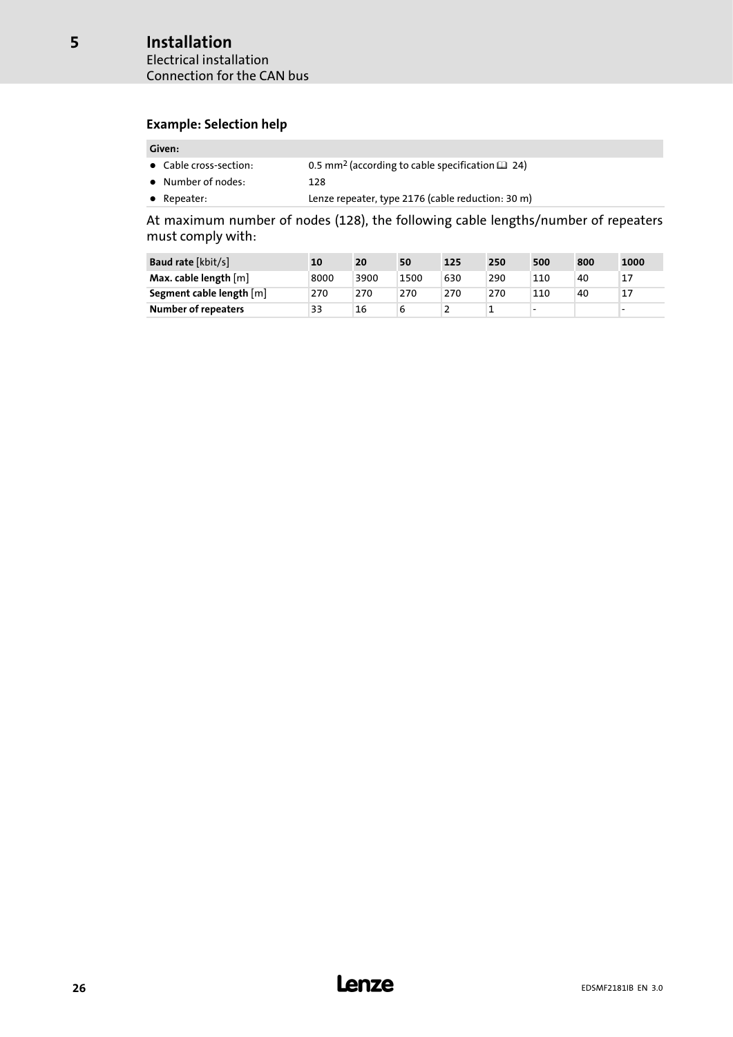### Example: Selection help

| **Given:** | |
| --- | --- |
| • Cable cross-section: | 0.5 mm$^2$ (according to cable specification 📖 24) |
| • Number of nodes: | 128 |
| • Repeater: | Lenze repeater, type 2176 (cable reduction: 30 m) |

At maximum number of nodes (128), the following cable lengths/number of repeaters must comply with:

| **Baud rate** [kbit/s] | **10** | **20** | **50** | **125** | **250** | **500** | **800** | **1000** |
| --- | --- | --- | --- | --- | --- | --- | --- | --- |
| **Max. cable length** [m] | 8000 | 3900 | 1500 | 630 | 290 | 110 | 40 | 17 |
| **Segment cable length** [m] | 270 | 270 | 270 | 270 | 270 | 110 | 40 | 17 |
| **Number of repeaters** | 33 | 16 | 6 | 2 | 1 | - | | - |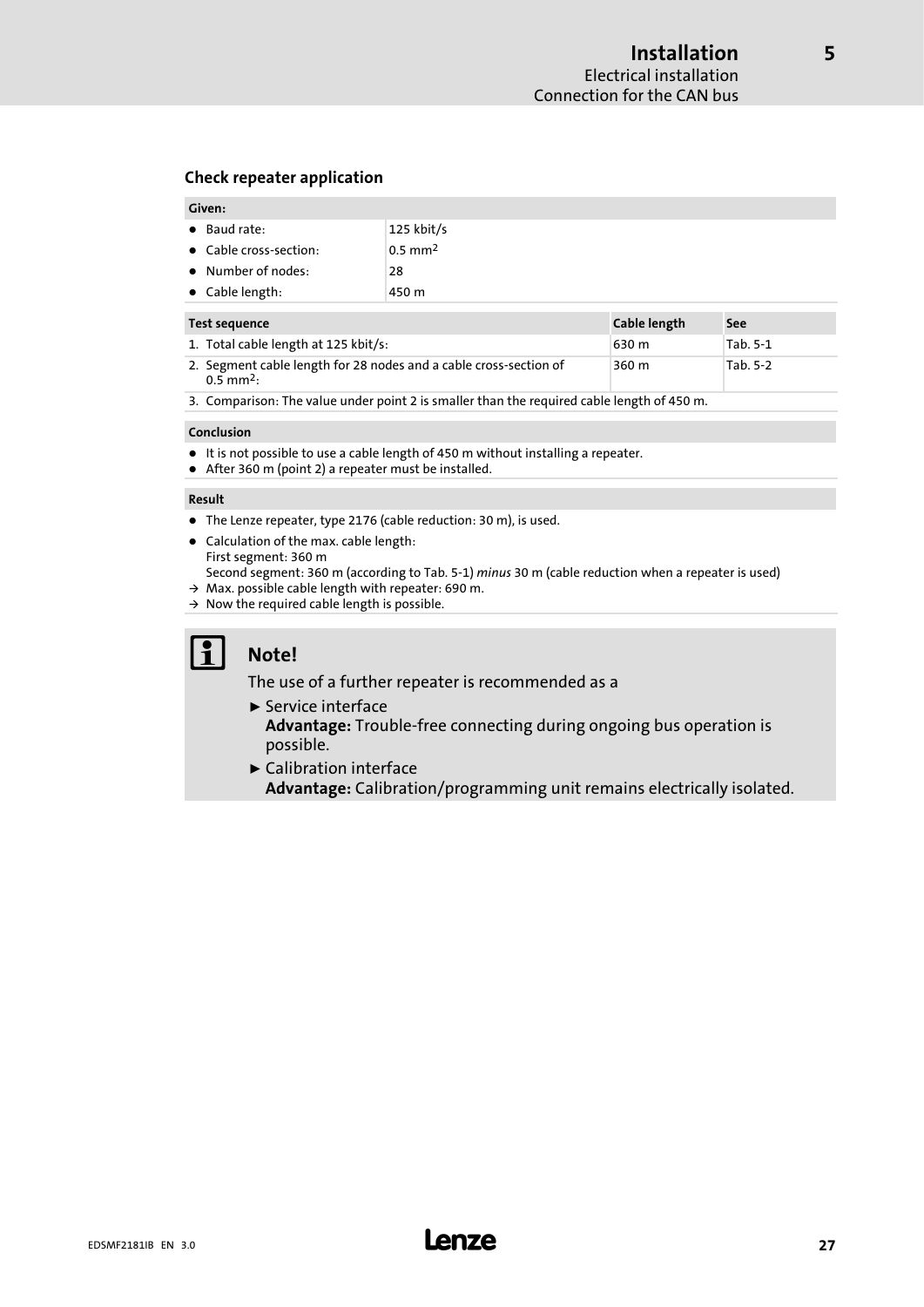### Check repeater application

| Given: | |
|---|---|
| • Baud rate: | 125 kbit/s |
| • Cable cross-section: | 0.5 $mm^2$ |
| • Number of nodes: | 28 |
| • Cable length: | 450 m |

| Test sequence | Cable length | See |
|---|---|---|
| 1. Total cable length at 125 kbit/s: | 630 m | Tab. 5-1 |
| 2. Segment cable length for 28 nodes and a cable cross-section of 0.5 $mm^2$: | 360 m | Tab. 5-2 |
| 3. Comparison: The value under point 2 is smaller than the required cable length of 450 m. | | |

**Conclusion**

- It is not possible to use a cable length of 450 m without installing a repeater.
- After 360 m (point 2) a repeater must be installed.

**Result**

- The Lenze repeater, type 2176 (cable reduction: 30 m), is used.
- Calculation of the max. cable length:
  First segment: 360 m
  Second segment: 360 m (according to Tab. 5-1) *minus* 30 m (cable reduction when a repeater is used)

→ Max. possible cable length with repeater: 690 m.
→ Now the required cable length is possible.

**Note!**

The use of a further repeater is recommended as a

- ► Service interface
  **Advantage:** Trouble-free connecting during ongoing bus operation is possible.
- ► Calibration interface
  **Advantage:** Calibration/programming unit remains electrically isolated.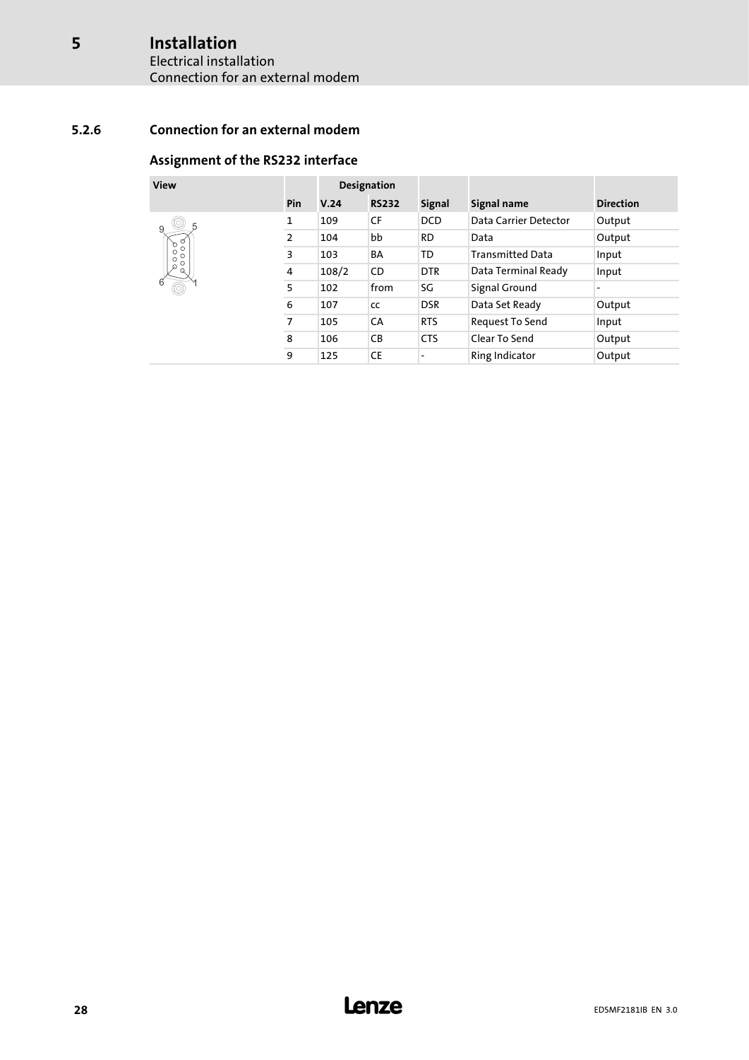### 5.2.6 Connection for an external modem

#### Assignment of the RS232 interface

| View | Pin | Designation | | Signal | Signal name | Direction |
|---|---|---|---|---|---|---|
| | | V.24 | RS232 | | | |
| | 1 | 109 | CF | DCD | Data Carrier Detector | Output |
| | 2 | 104 | bb | RD | Data | Output |
| | 3 | 103 | BA | TD | Transmitted Data | Input |
| | 4 | 108/2 | CD | DTR | Data Terminal Ready | Input |
| | 5 | 102 | from | SG | Signal Ground | - |
| | 6 | 107 | cc | DSR | Data Set Ready | Output |
| | 7 | 105 | CA | RTS | Request To Send | Input |
| | 8 | 106 | CB | CTS | Clear To Send | Output |
| | 9 | 125 | CE | - | Ring Indicator | Output |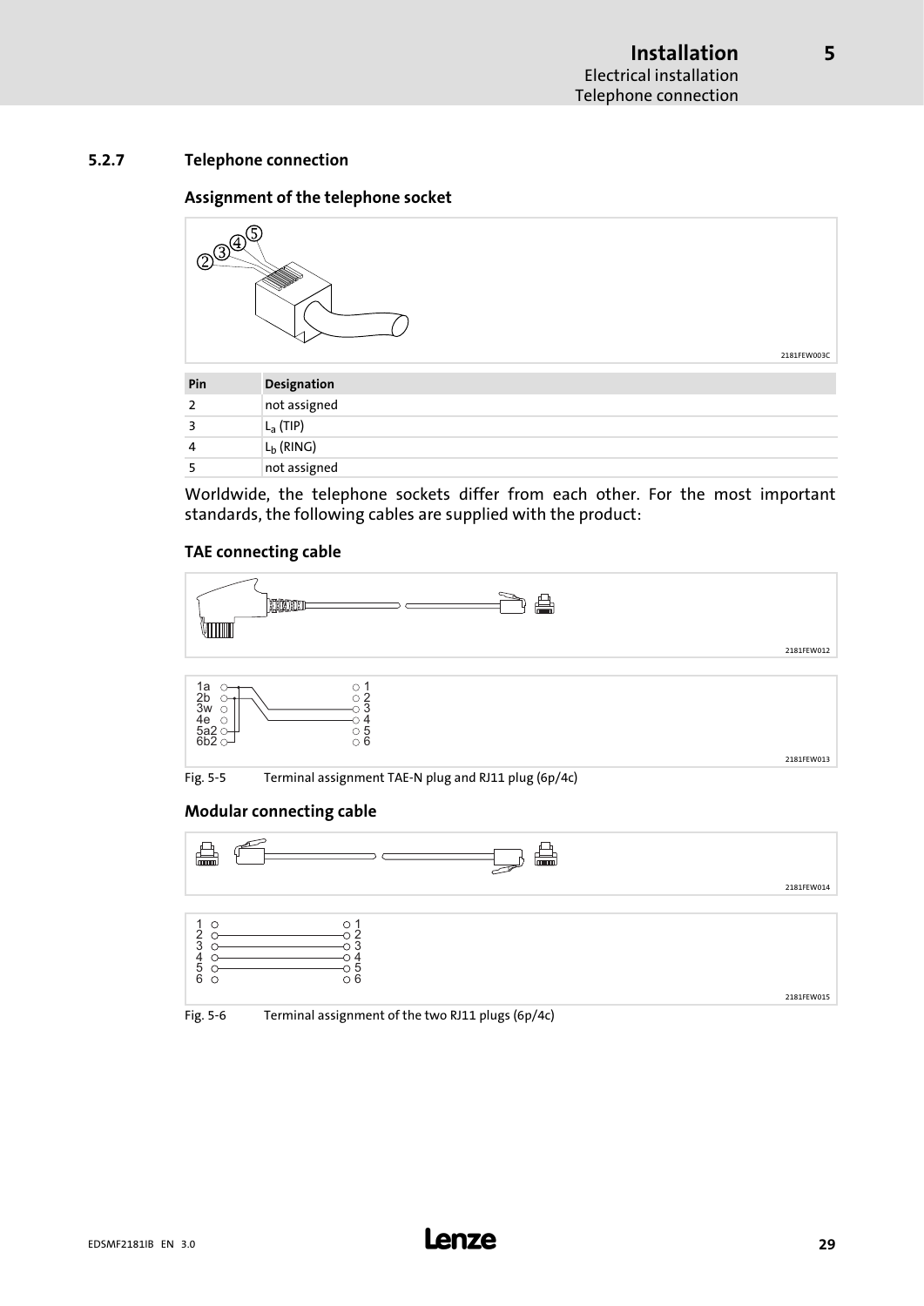### 5.2.7 Telephone connection

#### Assignment of the telephone socket

2181FEW003C

| Pin | Designation |
| --- | --- |
| 2 | not assigned |
| 3 | $L_a$ (TIP) |
| 4 | $L_b$ (RING) |
| 5 | not assigned |

Worldwide, the telephone sockets differ from each other. For the most important standards, the following cables are supplied with the product:

#### TAE connecting cable

2181FEW012

2181FEW013

Fig. 5-5 Terminal assignment TAE-N plug and RJ11 plug (6p/4c)

#### Modular connecting cable

2181FEW014

2181FEW015

Fig. 5-6 Terminal assignment of the two RJ11 plugs (6p/4c)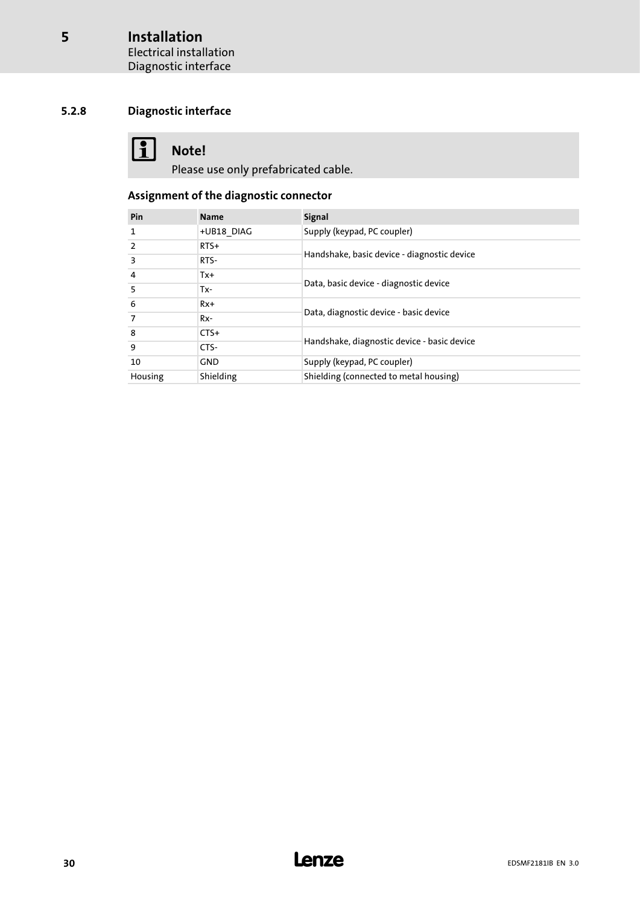### 5.2.8 Diagnostic interface

> **Note!**
>
> Please use only prefabricated cable.

**Assignment of the diagnostic connector**

| Pin | Name | Signal |
|---|---|---|
| 1 | +UB18_DIAG | Supply (keypad, PC coupler) |
| 2 | RTS+ | Handshake, basic device - diagnostic device |
| 3 | RTS- | |
| 4 | Tx+ | Data, basic device - diagnostic device |
| 5 | Tx- | |
| 6 | Rx+ | Data, diagnostic device - basic device |
| 7 | Rx- | |
| 8 | CTS+ | Handshake, diagnostic device - basic device |
| 9 | CTS- | |
| 10 | GND | Supply (keypad, PC coupler) |
| Housing | Shielding | Shielding (connected to metal housing) |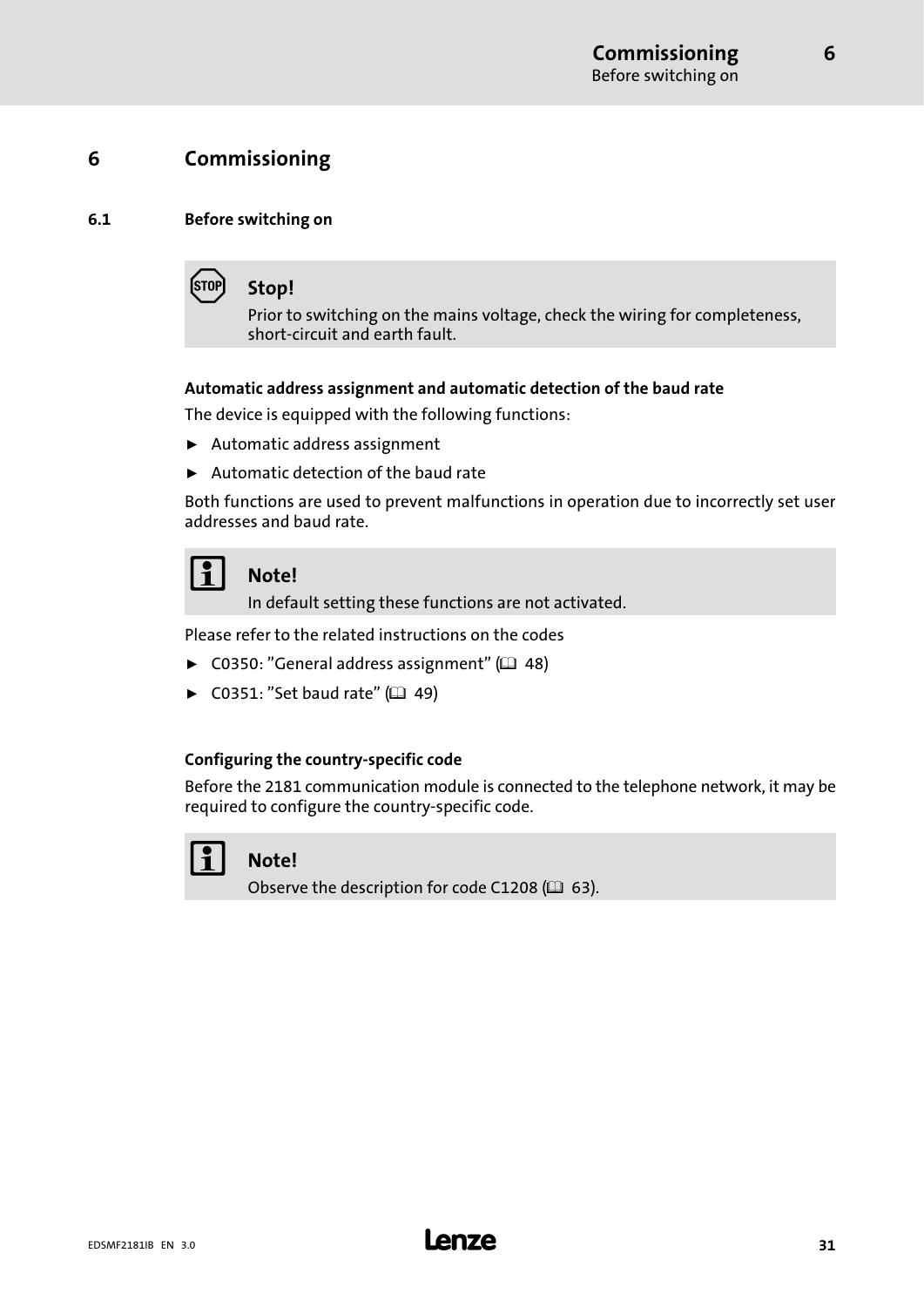// 6 Commissioning

## 6.1 Before switching on

> **Stop!**
> Prior to switching on the mains voltage, check the wiring for completeness, short-circuit and earth fault.

**Automatic address assignment and automatic detection of the baud rate**

The device is equipped with the following functions:

- Automatic address assignment
- Automatic detection of the baud rate

Both functions are used to prevent malfunctions in operation due to incorrectly set user addresses and baud rate.

> **Note!**
> In default setting these functions are not activated.

Please refer to the related instructions on the codes

- C0350: "General address assignment" (📖 48)
- C0351: "Set baud rate" (📖 49)

**Configuring the country-specific code**

Before the 2181 communication module is connected to the telephone network, it may be required to configure the country-specific code.

> **Note!**
> Observe the description for code C1208 (📖 63).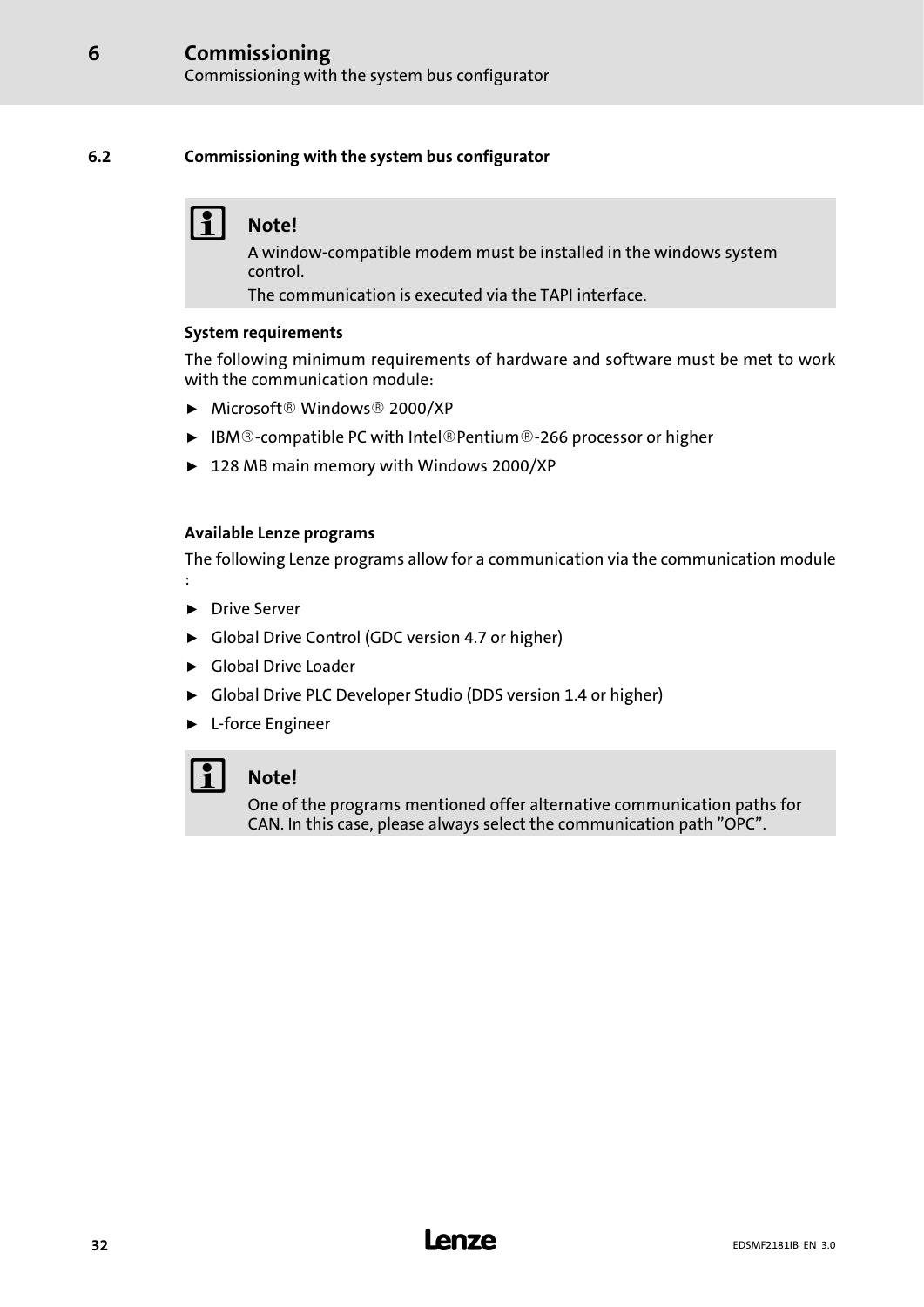## 6.2 Commissioning with the system bus configurator

> **Note!**
>
> A window-compatible modem must be installed in the windows system control.
>
> The communication is executed via the TAPI interface.

**System requirements**

The following minimum requirements of hardware and software must be met to work with the communication module:

- Microsoft® Windows® 2000/XP
- IBM®-compatible PC with Intel®Pentium®-266 processor or higher
- 128 MB main memory with Windows 2000/XP

**Available Lenze programs**

The following Lenze programs allow for a communication via the communication module :

- Drive Server
- Global Drive Control (GDC version 4.7 or higher)
- Global Drive Loader
- Global Drive PLC Developer Studio (DDS version 1.4 or higher)
- L-force Engineer

> **Note!**
>
> One of the programs mentioned offer alternative communication paths for CAN. In this case, please always select the communication path "OPC".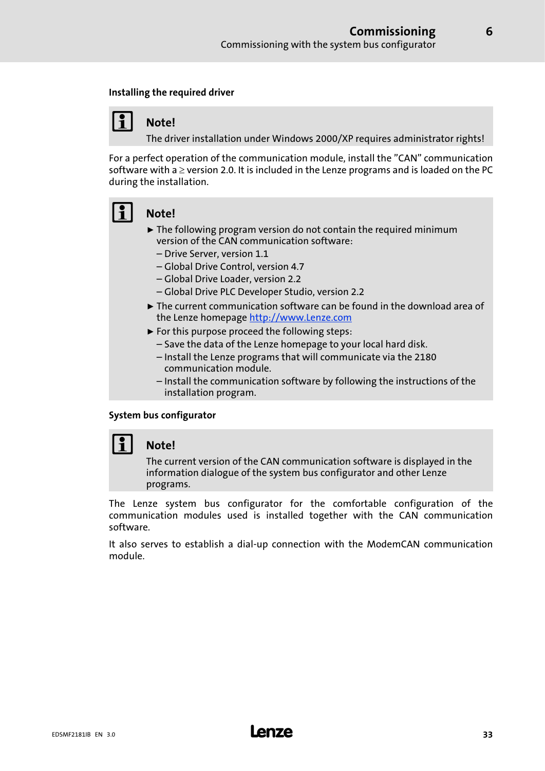#### Installing the required driver

> **Note!**
>
> The driver installation under Windows 2000/XP requires administrator rights!

For a perfect operation of the communication module, install the "CAN" communication software with a ≥ version 2.0. It is included in the Lenze programs and is loaded on the PC during the installation.

> **Note!**
>
> - The following program version do not contain the required minimum version of the CAN communication software:
>   - Drive Server, version 1.1
>   - Global Drive Control, version 4.7
>   - Global Drive Loader, version 2.2
>   - Global Drive PLC Developer Studio, version 2.2
> - The current communication software can be found in the download area of the Lenze homepage http://www.Lenze.com
> - For this purpose proceed the following steps:
>   - Save the data of the Lenze homepage to your local hard disk.
>   - Install the Lenze programs that will communicate via the 2180 communication module.
>   - Install the communication software by following the instructions of the installation program.

#### System bus configurator

> **Note!**
>
> The current version of the CAN communication software is displayed in the information dialogue of the system bus configurator and other Lenze programs.

The Lenze system bus configurator for the comfortable configuration of the communication modules used is installed together with the CAN communication software.

It also serves to establish a dial-up connection with the ModemCAN communication module.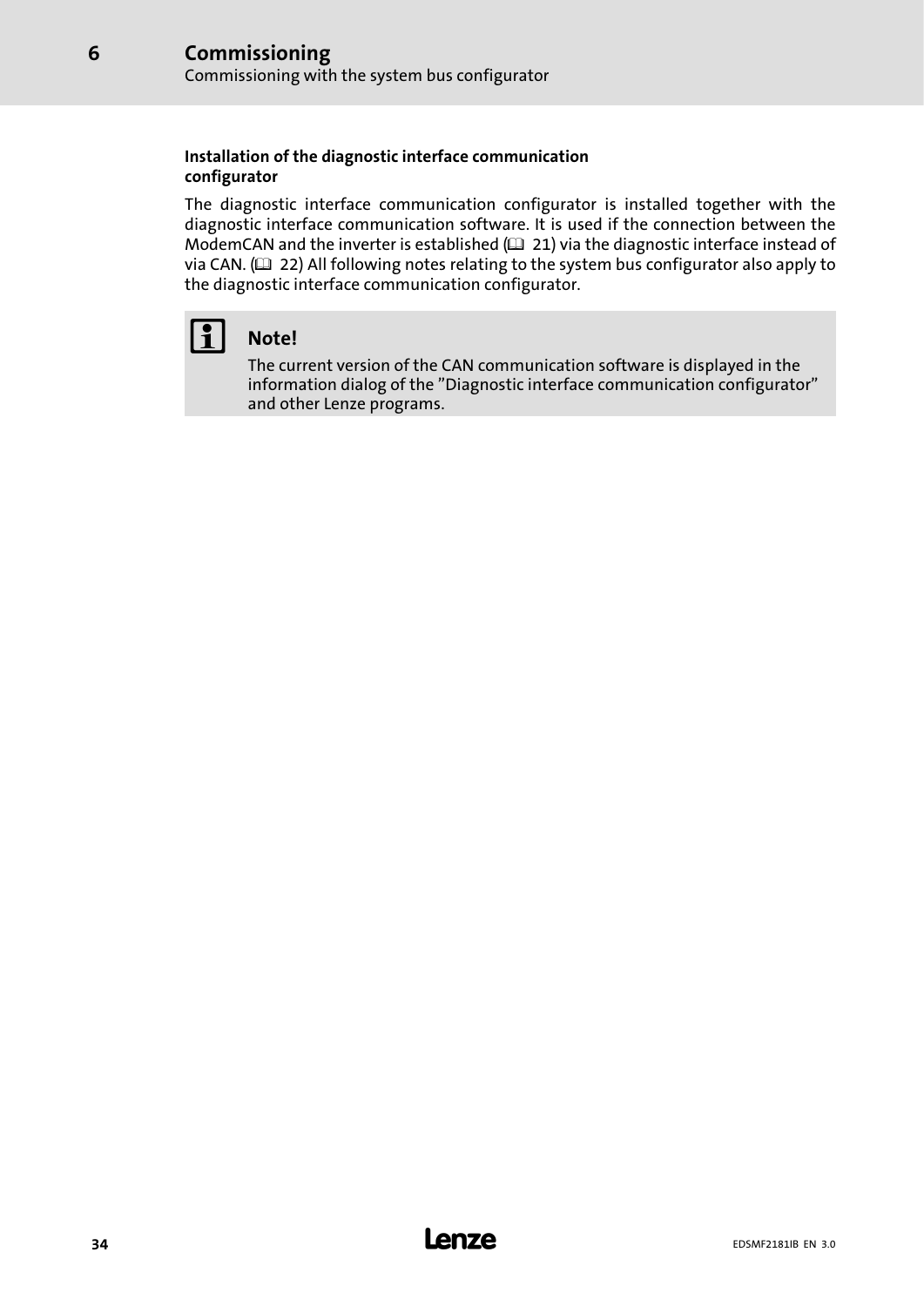#### Installation of the diagnostic interface communication configurator

The diagnostic interface communication configurator is installed together with the diagnostic interface communication software. It is used if the connection between the ModemCAN and the inverter is established (🕮 21) via the diagnostic interface instead of via CAN. (🕮 22) All following notes relating to the system bus configurator also apply to the diagnostic interface communication configurator.

> **Note!**
>
> The current version of the CAN communication software is displayed in the information dialog of the ”Diagnostic interface communication configurator” and other Lenze programs.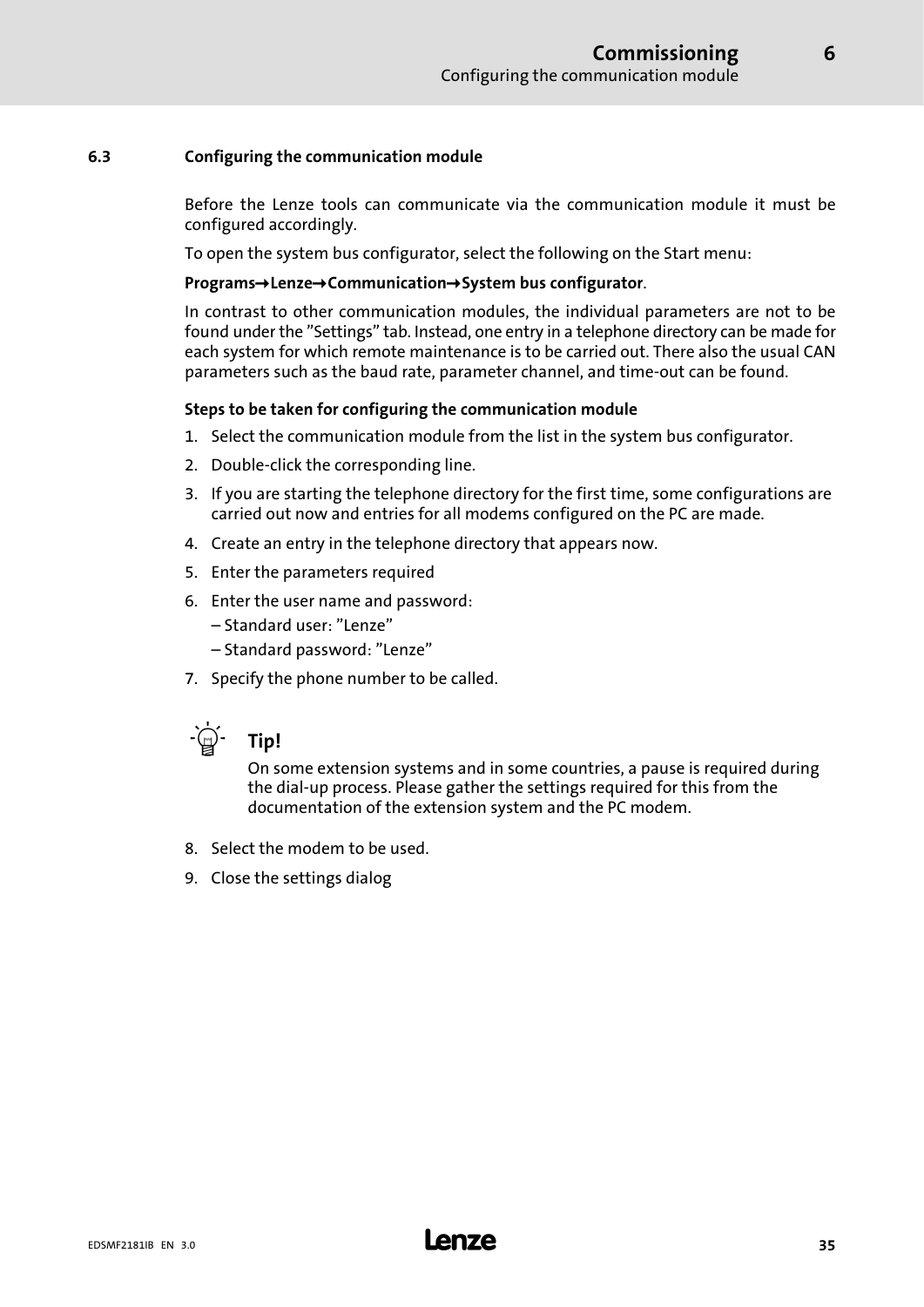## 6.3 Configuring the communication module

Before the Lenze tools can communicate via the communication module it must be configured accordingly.

To open the system bus configurator, select the following on the Start menu:

**Programs→Lenze→Communication→System bus configurator**.

In contrast to other communication modules, the individual parameters are not to be found under the "Settings" tab. Instead, one entry in a telephone directory can be made for each system for which remote maintenance is to be carried out. There also the usual CAN parameters such as the baud rate, parameter channel, and time-out can be found.

**Steps to be taken for configuring the communication module**

1. Select the communication module from the list in the system bus configurator.
2. Double-click the corresponding line.
3. If you are starting the telephone directory for the first time, some configurations are carried out now and entries for all modems configured on the PC are made.
4. Create an entry in the telephone directory that appears now.
5. Enter the parameters required
6. Enter the user name and password:
   – Standard user: "Lenze"
   – Standard password: "Lenze"
7. Specify the phone number to be called.

**Tip!**

On some extension systems and in some countries, a pause is required during the dial-up process. Please gather the settings required for this from the documentation of the extension system and the PC modem.

8. Select the modem to be used.
9. Close the settings dialog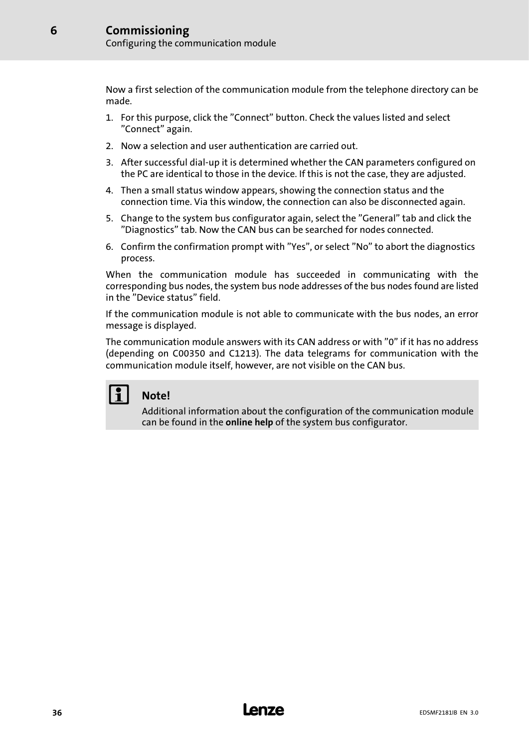Now a first selection of the communication module from the telephone directory can be made.

1. For this purpose, click the ”Connect” button. Check the values listed and select ”Connect” again.
2. Now a selection and user authentication are carried out.
3. After successful dial-up it is determined whether the CAN parameters configured on the PC are identical to those in the device. If this is not the case, they are adjusted.
4. Then a small status window appears, showing the connection status and the connection time. Via this window, the connection can also be disconnected again.
5. Change to the system bus configurator again, select the ”General” tab and click the ”Diagnostics” tab. Now the CAN bus can be searched for nodes connected.
6. Confirm the confirmation prompt with ”Yes”, or select ”No” to abort the diagnostics process.

When the communication module has succeeded in communicating with the corresponding bus nodes, the system bus node addresses of the bus nodes found are listed in the ”Device status” field.

If the communication module is not able to communicate with the bus nodes, an error message is displayed.

The communication module answers with its CAN address or with ”0” if it has no address (depending on C00350 and C1213). The data telegrams for communication with the communication module itself, however, are not visible on the CAN bus.

**Note!**

Additional information about the configuration of the communication module can be found in the **online help** of the system bus configurator.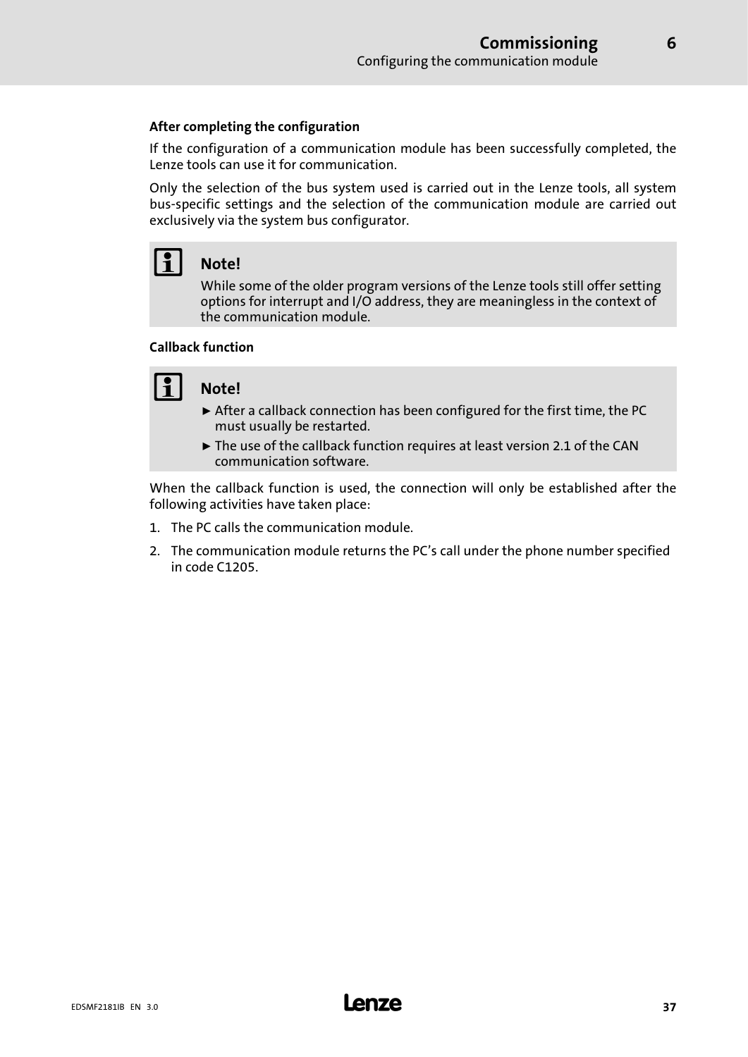#### After completing the configuration

If the configuration of a communication module has been successfully completed, the Lenze tools can use it for communication.

Only the selection of the bus system used is carried out in the Lenze tools, all system bus-specific settings and the selection of the communication module are carried out exclusively via the system bus configurator.

> **Note!**
>
> While some of the older program versions of the Lenze tools still offer setting options for interrupt and I/O address, they are meaningless in the context of the communication module.

#### Callback function

> **Note!**
>
> - After a callback connection has been configured for the first time, the PC must usually be restarted.
> - The use of the callback function requires at least version 2.1 of the CAN communication software.

When the callback function is used, the connection will only be established after the following activities have taken place:

1. The PC calls the communication module.
2. The communication module returns the PC's call under the phone number specified in code C1205.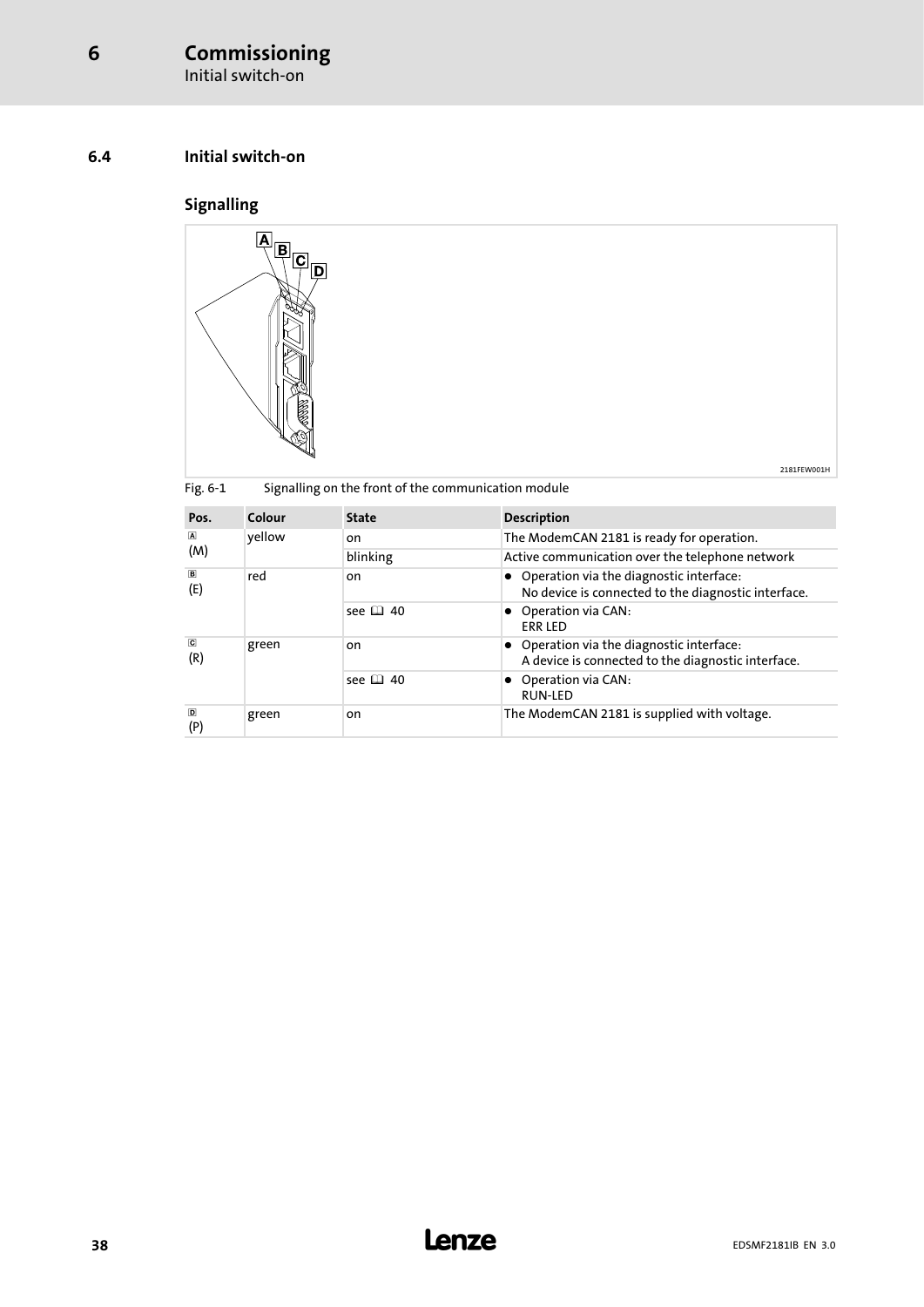### 6.4 Initial switch-on

#### Signalling

Fig. 6-1 Signalling on the front of the communication module

| Pos. | Colour | State | Description |
|---|---|---|---|
| A (M) | yellow | on | The ModemCAN 2181 is ready for operation. |
| | | blinking | Active communication over the telephone network |
| B (E) | red | on | • Operation via the diagnostic interface: No device is connected to the diagnostic interface. |
| | | see 🕮 40 | • Operation via CAN: ERR LED |
| C (R) | green | on | • Operation via the diagnostic interface: A device is connected to the diagnostic interface. |
| | | see 🕮 40 | • Operation via CAN: RUN-LED |
| D (P) | green | on | The ModemCAN 2181 is supplied with voltage. |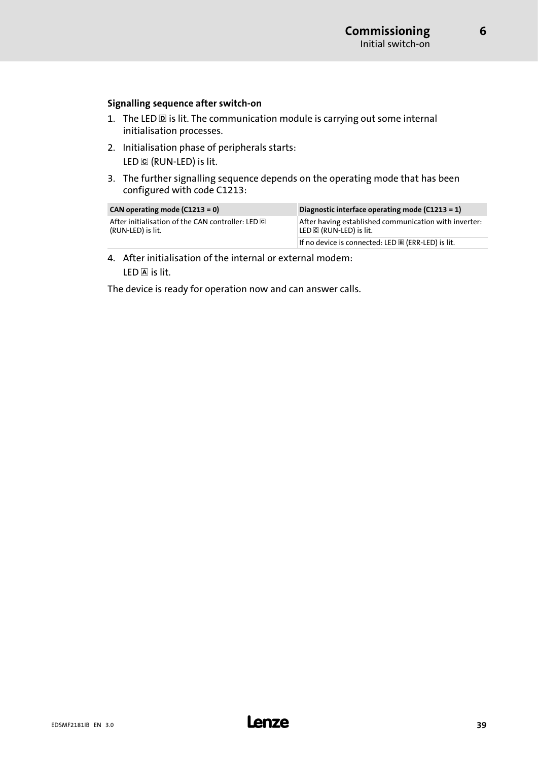**Signalling sequence after switch-on**

1. The LED D is lit. The communication module is carrying out some internal initialisation processes.
2. Initialisation phase of peripherals starts:
   LED C (RUN-LED) is lit.
3. The further signalling sequence depends on the operating mode that has been configured with code C1213:

| CAN operating mode (C1213 = 0) | Diagnostic interface operating mode (C1213 = 1) |
| --- | --- |
| After initialisation of the CAN controller: LED C (RUN-LED) is lit. | After having established communication with inverter: LED C (RUN-LED) is lit. |
| | If no device is connected: LED B (ERR-LED) is lit. |

4. After initialisation of the internal or external modem:
   LED A is lit.

The device is ready for operation now and can answer calls.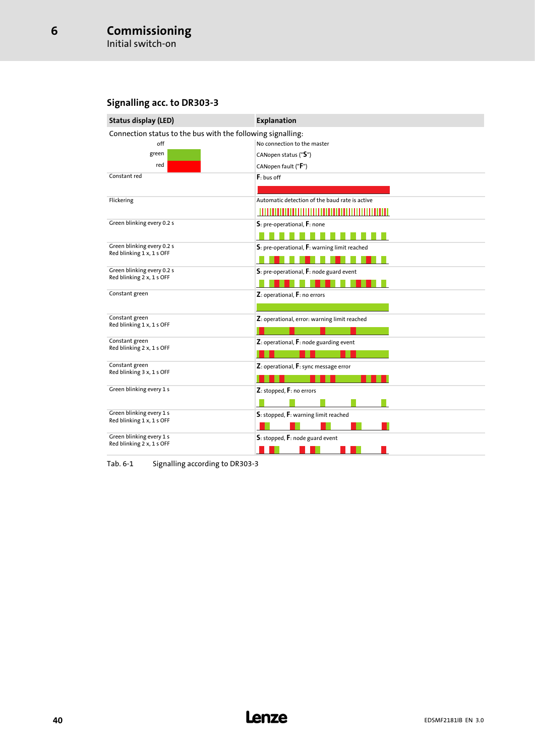## Signalling acc. to DR303-3

| Status display (LED) | Explanation |
| --- | --- |
| Connection status to the bus with the following signalling: | |
| off | No connection to the master |
| green | CANopen status ("**S**") |
| red | CANopen fault ("**F**") |
| Constant red | **F**: bus off |
| Flickering | Automatic detection of the baud rate is active |
| Green blinking every 0.2 s | **S**: pre-operational, **F**: none |
| Green blinking every 0.2 s<br>Red blinking 1 x, 1 s OFF | **S**: pre-operational, **F**: warning limit reached |
| Green blinking every 0.2 s<br>Red blinking 2 x, 1 s OFF | **S**: pre-operational, **F**: node guard event |
| Constant green | **Z**: operational, **F**: no errors |
| Constant green<br>Red blinking 1 x, 1 s OFF | **Z**: operational, error: warning limit reached |
| Constant green<br>Red blinking 2 x, 1 s OFF | **Z**: operational, **F**: node guarding event |
| Constant green<br>Red blinking 3 x, 1 s OFF | **Z**: operational, **F**: sync message error |
| Green blinking every 1 s | **Z**: stopped, **F**: no errors |
| Green blinking every 1 s<br>Red blinking 1 x, 1 s OFF | **S**: stopped, **F**: warning limit reached |
| Green blinking every 1 s<br>Red blinking 2 x, 1 s OFF | **S**: stopped, **F**: node guard event |

Tab. 6-1 Signalling according to DR303-3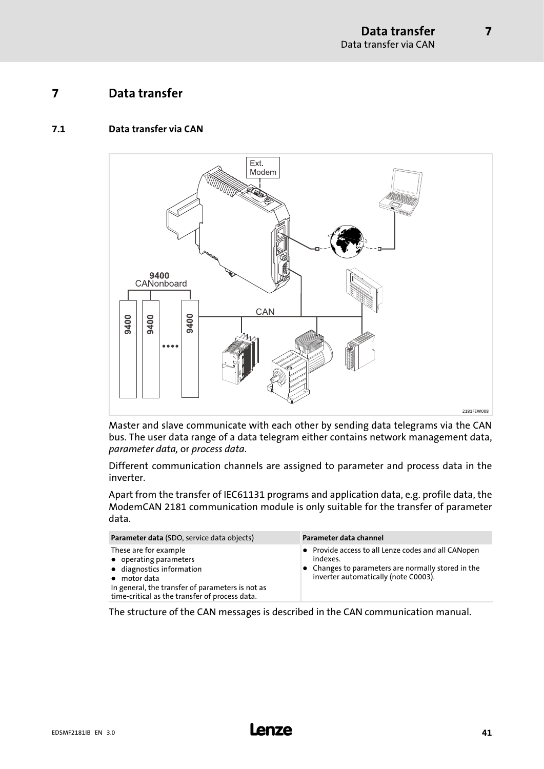# 7 Data transfer

## 7.1 Data transfer via CAN

2181FEW008

Master and slave communicate with each other by sending data telegrams via the CAN bus. The user data range of a data telegram either contains network management data, *parameter data,* or *process data*.

Different communication channels are assigned to parameter and process data in the inverter.

Apart from the transfer of IEC61131 programs and application data, e.g. profile data, the ModemCAN 2181 communication module is only suitable for the transfer of parameter data.

| **Parameter data** (SDO, service data objects) | **Parameter data channel** |
|---|---|
| These are for example<br>● operating parameters<br>● diagnostics information<br>● motor data<br>In general, the transfer of parameters is not as time-critical as the transfer of process data. | ● Provide access to all Lenze codes and all CANopen indexes.<br>● Changes to parameters are normally stored in the inverter automatically (note C0003). |

The structure of the CAN messages is described in the CAN communication manual.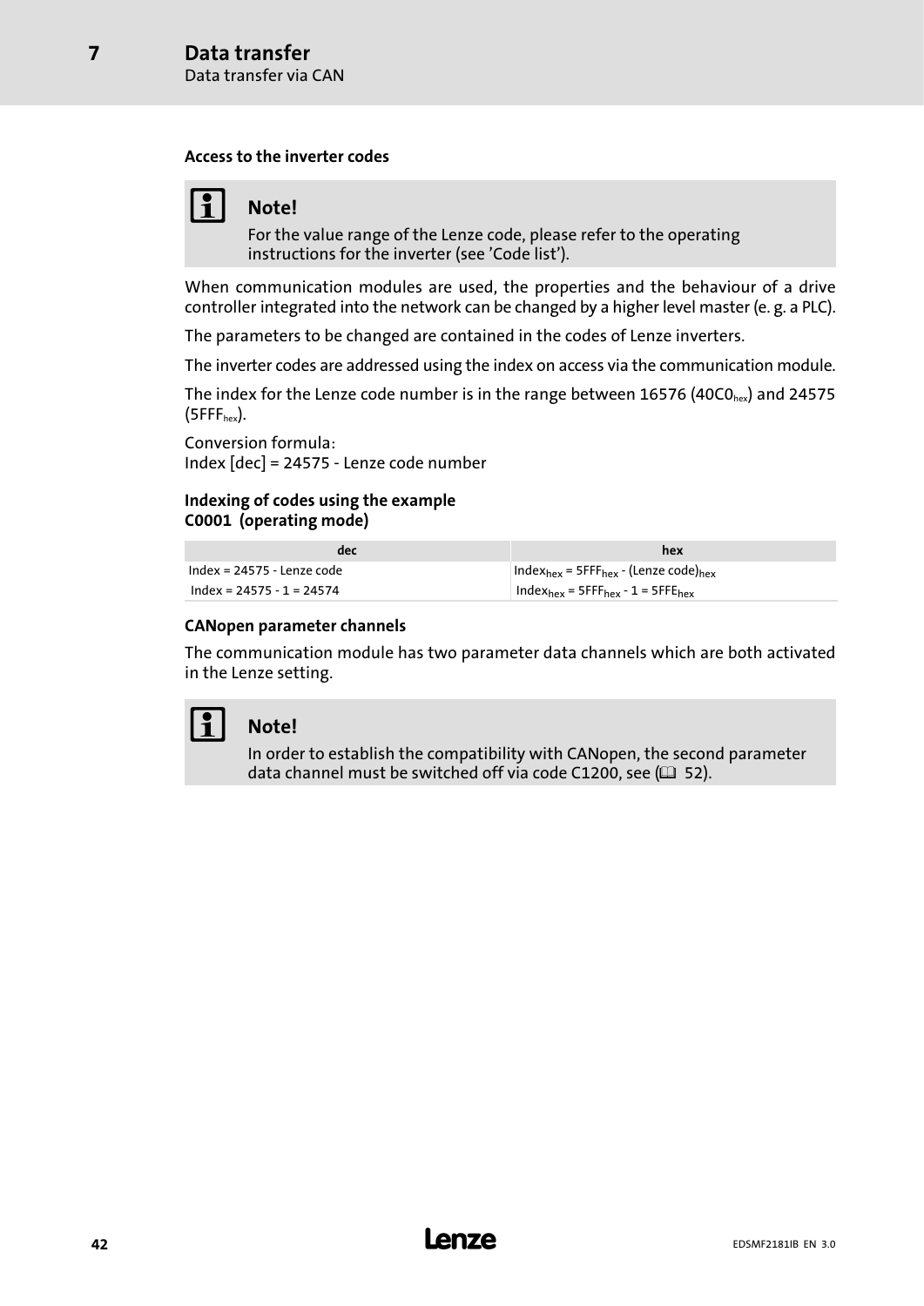#### Access to the inverter codes

> **Note!**
> For the value range of the Lenze code, please refer to the operating instructions for the inverter (see 'Code list').

When communication modules are used, the properties and the behaviour of a drive controller integrated into the network can be changed by a higher level master (e. g. a PLC).

The parameters to be changed are contained in the codes of Lenze inverters.

The inverter codes are addressed using the index on access via the communication module.

The index for the Lenze code number is in the range between 16576 ($40C0_{hex}$) and 24575 ($5FFF_{hex}$).

Conversion formula:
Index [dec] = 24575 - Lenze code number

#### Indexing of codes using the example C0001 (operating mode)

| dec | hex |
|---|---|
| Index = 24575 - Lenze code | $Index_{hex} = 5FFF_{hex}$ - $(Lenze\ code)_{hex}$ |
| Index = 24575 - 1 = 24574 | $Index_{hex} = 5FFF_{hex} - 1 = 5FFE_{hex}$ |

#### CANopen parameter channels

The communication module has two parameter data channels which are both activated in the Lenze setting.

> **Note!**
> In order to establish the compatibility with CANopen, the second parameter data channel must be switched off via code C1200, see (📖 52).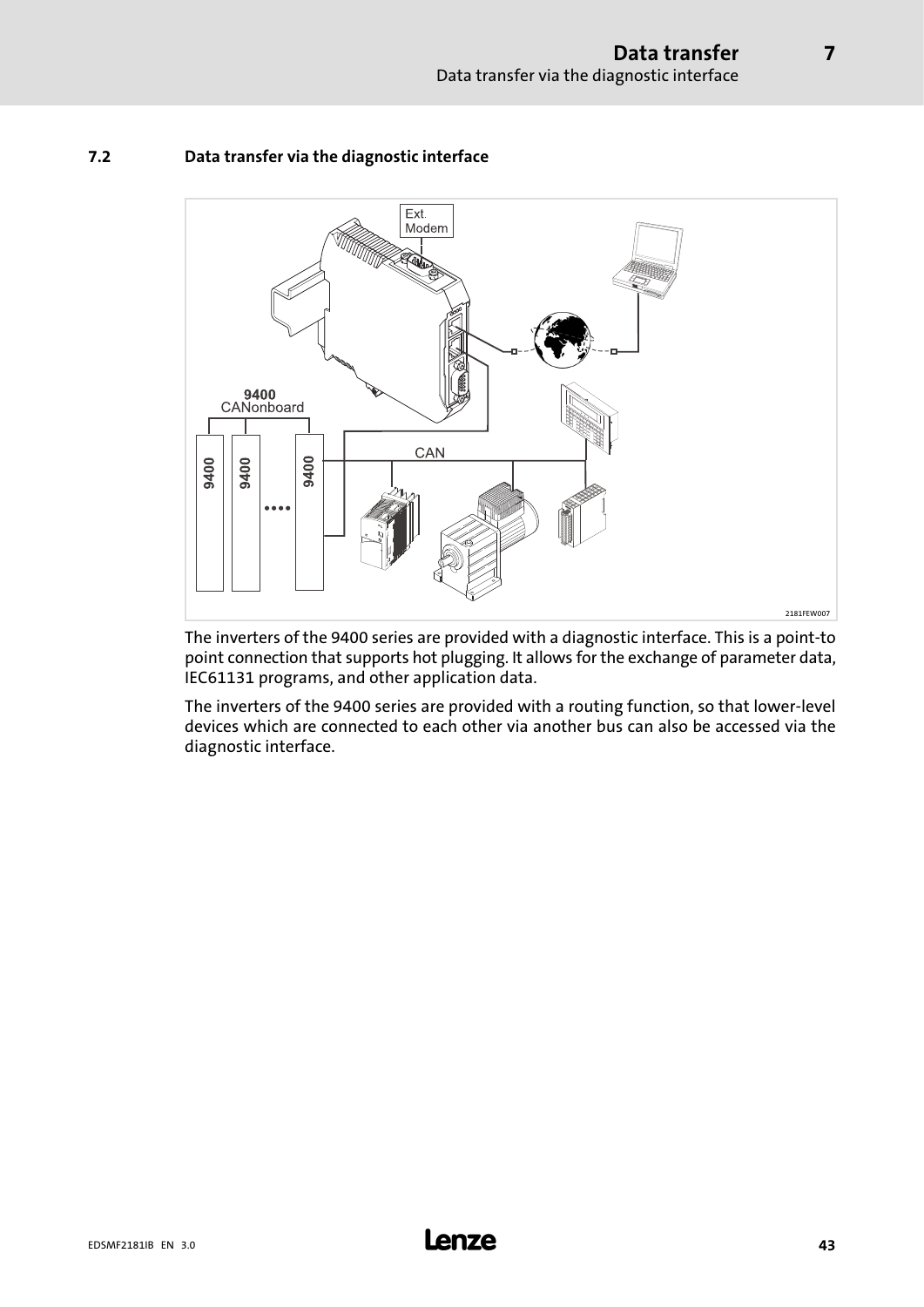## 7.2 Data transfer via the diagnostic interface

The inverters of the 9400 series are provided with a diagnostic interface. This is a point-to point connection that supports hot plugging. It allows for the exchange of parameter data, IEC61131 programs, and other application data.

The inverters of the 9400 series are provided with a routing function, so that lower-level devices which are connected to each other via another bus can also be accessed via the diagnostic interface.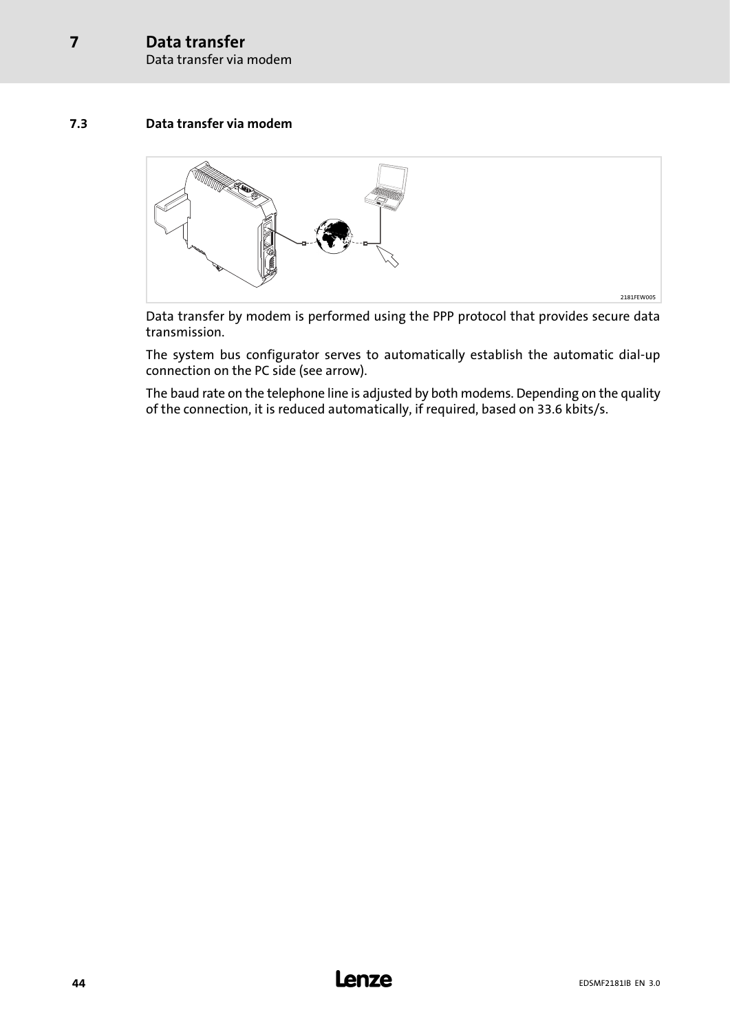### 7.3 Data transfer via modem

2181FEW005

Data transfer by modem is performed using the PPP protocol that provides secure data transmission.

The system bus configurator serves to automatically establish the automatic dial-up connection on the PC side (see arrow).

The baud rate on the telephone line is adjusted by both modems. Depending on the quality of the connection, it is reduced automatically, if required, based on 33.6 kbits/s.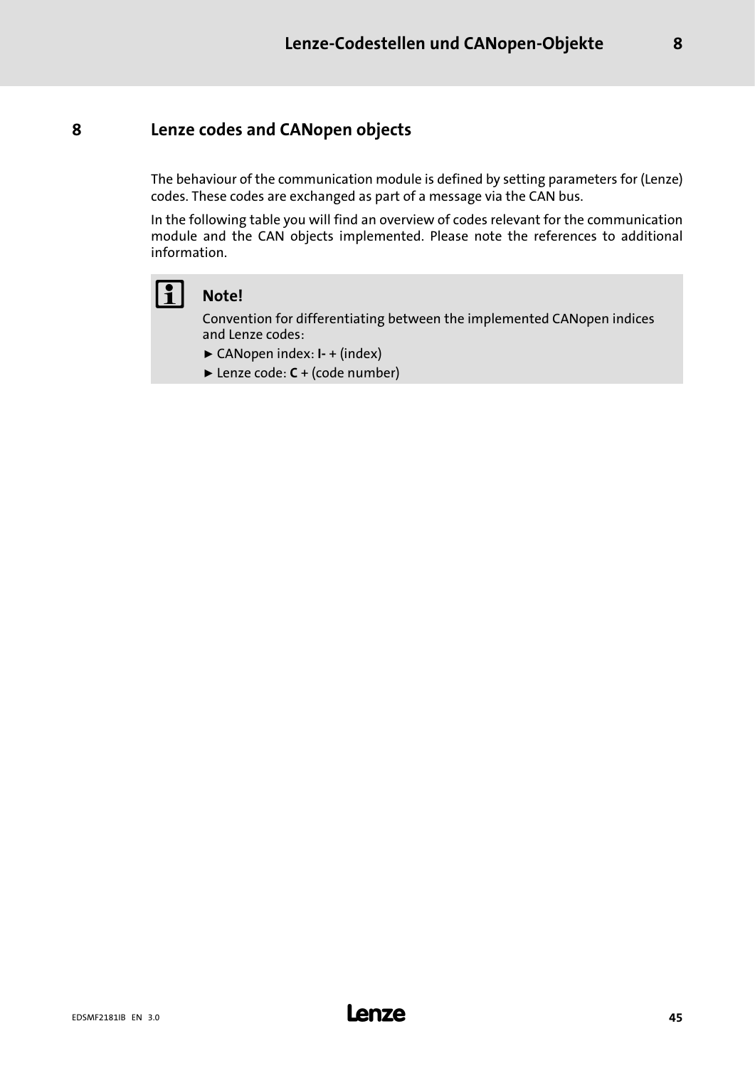# 8 Lenze codes and CANopen objects

The behaviour of the communication module is defined by setting parameters for (Lenze) codes. These codes are exchanged as part of a message via the CAN bus.

In the following table you will find an overview of codes relevant for the communication module and the CAN objects implemented. Please note the references to additional information.

**Note!**

Convention for differentiating between the implemented CANopen indices and Lenze codes:

- ► CANopen index: **I-** + (index)
- ► Lenze code: **C** + (code number)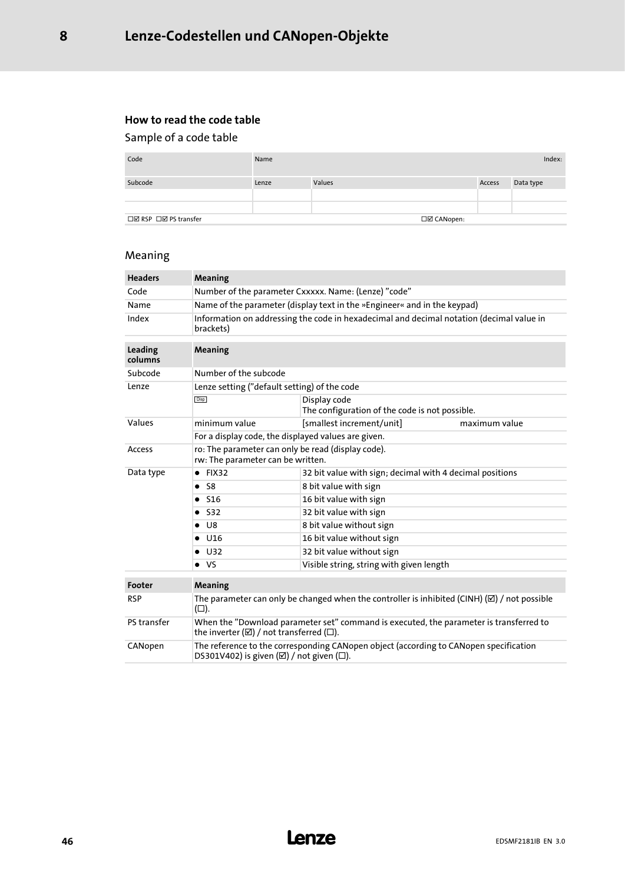## How to read the code table

### Sample of a code table

| Code | Name | | | Index: |
|---|---|---|---|---|
| Subcode | Lenze | Values | Access | Data type |
| | | | | |
| | | | | |
| ☐☑ RSP ☐☑ PS transfer | | ☐☑ CANopen: | | |

### Meaning

| Headers | Meaning | |
|---|---|---|
| Code | Number of the parameter Cxxxxx. Name: (Lenze) "code" | |
| Name | Name of the parameter (display text in the »Engineer« and in the keypad) | |
| Index | Information on addressing the code in hexadecimal and decimal notation (decimal value in brackets) | |

| Leading columns | Meaning | | |
|---|---|---|---|
| Subcode | Number of the subcode | | |
| Lenze | Lenze setting ("default setting) of the code | | |
| | Disp | Display code<br>The configuration of the code is not possible. | |
| Values | minimum value | [smallest increment/unit] | maximum value |
| | For a display code, the displayed values are given. | | |
| Access | ro: The parameter can only be read (display code).<br>rw: The parameter can be written. | | |
| Data type | • FIX32 | 32 bit value with sign; decimal with 4 decimal positions | |
| | • S8 | 8 bit value with sign | |
| | • S16 | 16 bit value with sign | |
| | • S32 | 32 bit value with sign | |
| | • U8 | 8 bit value without sign | |
| | • U16 | 16 bit value without sign | |
| | • U32 | 32 bit value without sign | |
| | • VS | Visible string, string with given length | |

| Footer | Meaning |
|---|---|
| RSP | The parameter can only be changed when the controller is inhibited (CINH) (☑) / not possible (☐). |
| PS transfer | When the "Download parameter set" command is executed, the parameter is transferred to the inverter (☑) / not transferred (☐). |
| CANopen | The reference to the corresponding CANopen object (according to CANopen specification DS301V402) is given (☑) / not given (☐). |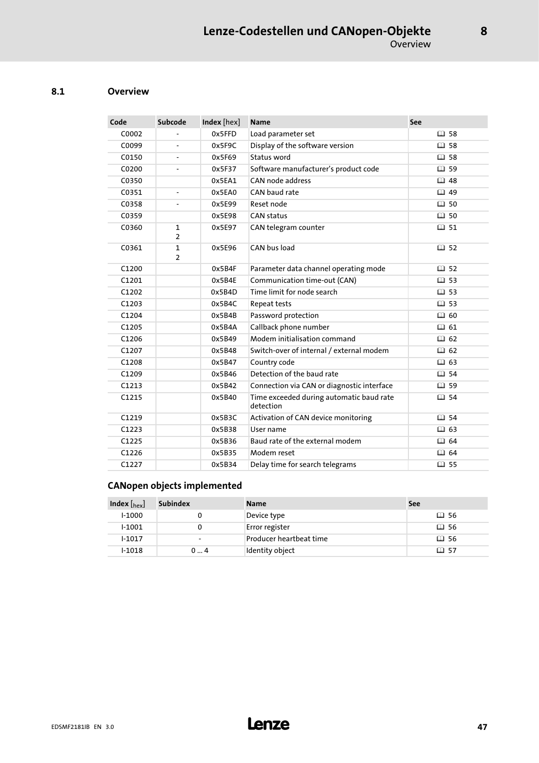## 8.1 Overview

| Code | Subcode | Index [hex] | Name | See |
|---|---|---|---|---|
| C0002 | - | 0x5FFD | Load parameter set | 🕮 58 |
| C0099 | - | 0x5F9C | Display of the software version | 🕮 58 |
| C0150 | - | 0x5F69 | Status word | 🕮 58 |
| C0200 | - | 0x5F37 | Software manufacturer's product code | 🕮 59 |
| C0350 | | 0x5EA1 | CAN node address | 🕮 48 |
| C0351 | - | 0x5EA0 | CAN baud rate | 🕮 49 |
| C0358 | - | 0x5E99 | Reset node | 🕮 50 |
| C0359 | | 0x5E98 | CAN status | 🕮 50 |
| C0360 | 1<br>2 | 0x5E97 | CAN telegram counter | 🕮 51 |
| C0361 | 1<br>2 | 0x5E96 | CAN bus load | 🕮 52 |
| C1200 | | 0x5B4F | Parameter data channel operating mode | 🕮 52 |
| C1201 | | 0x5B4E | Communication time-out (CAN) | 🕮 53 |
| C1202 | | 0x5B4D | Time limit for node search | 🕮 53 |
| C1203 | | 0x5B4C | Repeat tests | 🕮 53 |
| C1204 | | 0x5B4B | Password protection | 🕮 60 |
| C1205 | | 0x5B4A | Callback phone number | 🕮 61 |
| C1206 | | 0x5B49 | Modem initialisation command | 🕮 62 |
| C1207 | | 0x5B48 | Switch-over of internal / external modem | 🕮 62 |
| C1208 | | 0x5B47 | Country code | 🕮 63 |
| C1209 | | 0x5B46 | Detection of the baud rate | 🕮 54 |
| C1213 | | 0x5B42 | Connection via CAN or diagnostic interface | 🕮 59 |
| C1215 | | 0x5B40 | Time exceeded during automatic baud rate detection | 🕮 54 |
| C1219 | | 0x5B3C | Activation of CAN device monitoring | 🕮 54 |
| C1223 | | 0x5B38 | User name | 🕮 63 |
| C1225 | | 0x5B36 | Baud rate of the external modem | 🕮 64 |
| C1226 | | 0x5B35 | Modem reset | 🕮 64 |
| C1227 | | 0x5B34 | Delay time for search telegrams | 🕮 55 |

### CANopen objects implemented

| Index $[_{hex}]$ | Subindex | Name | See |
|---|---|---|---|
| I-1000 | 0 | Device type | 🕮 56 |
| I-1001 | 0 | Error register | 🕮 56 |
| I-1017 | - | Producer heartbeat time | 🕮 56 |
| I-1018 | 0 ... 4 | Identity object | 🕮 57 |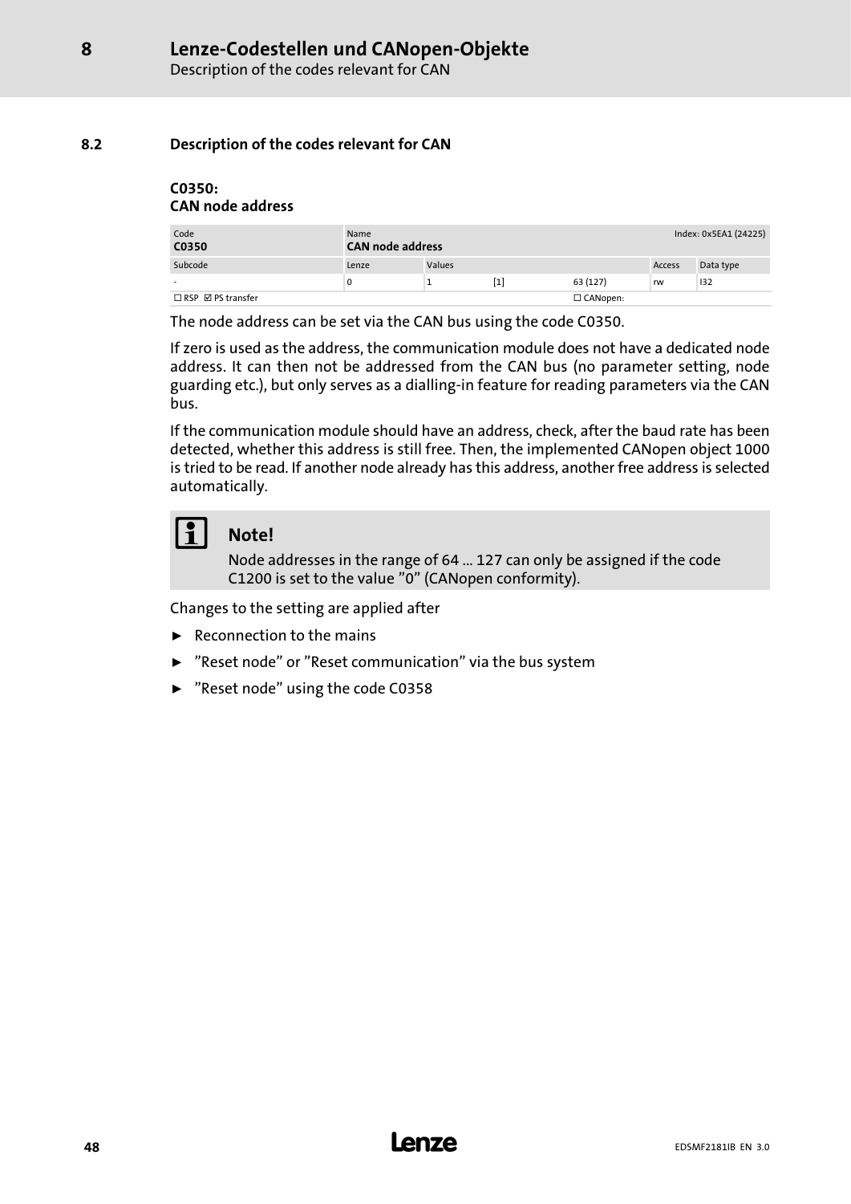## 8.2 Description of the codes relevant for CAN

### C0350: CAN node address

| Code | Name | | | | | Index: 0x5EA1 (24225) |
|---|---|---|---|---|---|---|
| **C0350** | **CAN node address** | | | | | |
| Subcode | Lenze | Values | | | Access | Data type |
| - | 0 | 1 | [1] | 63 (127) | rw | I32 |
| ☐ RSP ☑ PS transfer | | | | ☐ CANopen: | | |

The node address can be set via the CAN bus using the code C0350.

If zero is used as the address, the communication module does not have a dedicated node address. It can then not be addressed from the CAN bus (no parameter setting, node guarding etc.), but only serves as a dialling-in feature for reading parameters via the CAN bus.

If the communication module should have an address, check, after the baud rate has been detected, whether this address is still free. Then, the implemented CANopen object 1000 is tried to be read. If another node already has this address, another free address is selected automatically.

**Note!**

Node addresses in the range of 64 ... 127 can only be assigned if the code C1200 is set to the value "0" (CANopen conformity).

Changes to the setting are applied after

- Reconnection to the mains
- "Reset node" or "Reset communication" via the bus system
- "Reset node" using the code C0358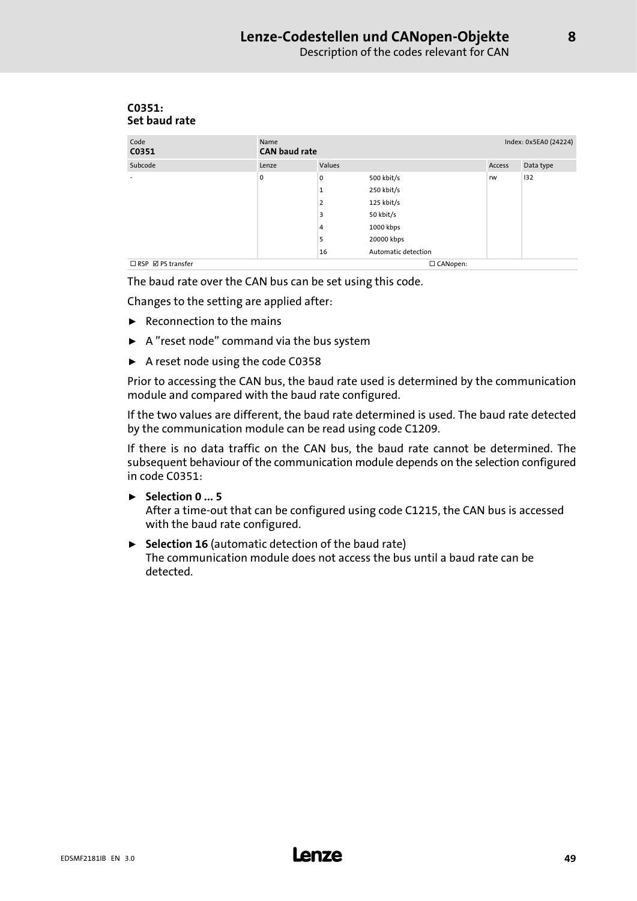### C0351: Set baud rate

| Code | Name | | | | Index: 0x5EA0 (24224) |
|---|---|---|---|---|---|
| **C0351** | **CAN baud rate** | | | | |
| Subcode | Lenze | Values | | Access | Data type |
| - | 0 | 0 | 500 kbit/s | rw | I32 |
| | | 1 | 250 kbit/s | | |
| | | 2 | 125 kbit/s | | |
| | | 3 | 50 kbit/s | | |
| | | 4 | 1000 kbps | | |
| | | 5 | 20000 kbps | | |
| | | 16 | Automatic detection | | |
| ☐ RSP ☑ PS transfer | | | ☐ CANopen: | | |

The baud rate over the CAN bus can be set using this code.

Changes to the setting are applied after:

- Reconnection to the mains
- A ”reset node” command via the bus system
- A reset node using the code C0358

Prior to accessing the CAN bus, the baud rate used is determined by the communication module and compared with the baud rate configured.

If the two values are different, the baud rate determined is used. The baud rate detected by the communication module can be read using code C1209.

If there is no data traffic on the CAN bus, the baud rate cannot be determined. The subsequent behaviour of the communication module depends on the selection configured in code C0351:

- **Selection 0 ... 5**
  After a time-out that can be configured using code C1215, the CAN bus is accessed with the baud rate configured.
- **Selection 16** (automatic detection of the baud rate)
  The communication module does not access the bus until a baud rate can be detected.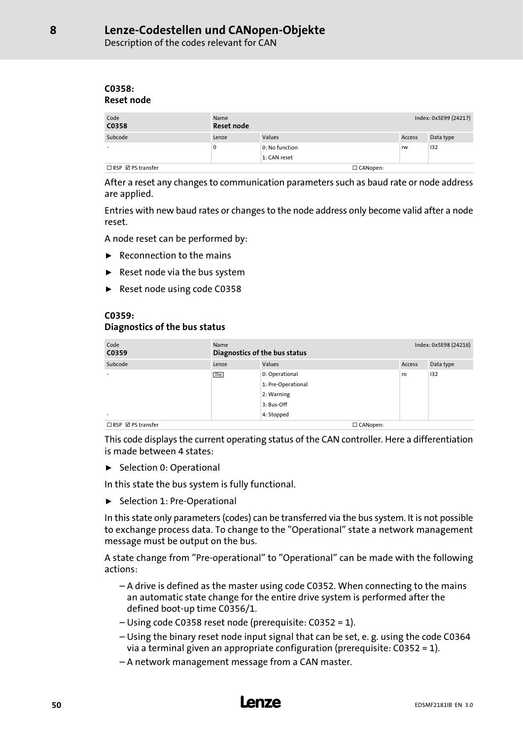#### C0358:
#### Reset node

| Code<br>**C0358** | Name<br>**Reset node** | | | Index: 0x5E99 (24217) |
|---|---|---|---|---|
| Subcode | Lenze | Values | Access | Data type |
| - | 0 | 0: No function<br>1: CAN reset | rw | I32 |
| ☐ RSP ☑ PS transfer | | ☐ CANopen: | | |

After a reset any changes to communication parameters such as baud rate or node address are applied.

Entries with new baud rates or changes to the node address only become valid after a node reset.

A node reset can be performed by:

- Reconnection to the mains
- Reset node via the bus system
- Reset node using code C0358

#### C0359:
#### Diagnostics of the bus status

| Code<br>**C0359** | Name<br>**Diagnostics of the bus status** | | | Index: 0x5E98 (24216) |
|---|---|---|---|---|
| Subcode | Lenze | Values | Access | Data type |
| - | Disp | 0: Operational<br>1: Pre-Operational<br>2: Warning<br>3: Bus-Off | ro | I32 |
| - | | 4: Stopped | | |
| ☐ RSP ☑ PS transfer | | ☐ CANopen: | | |

This code displays the current operating status of the CAN controller. Here a differentiation is made between 4 states:

- Selection 0: Operational

In this state the bus system is fully functional.

- Selection 1: Pre-Operational

In this state only parameters (codes) can be transferred via the bus system. It is not possible to exchange process data. To change to the "Operational" state a network management message must be output on the bus.

A state change from "Pre-operational" to "Operational" can be made with the following actions:

- A drive is defined as the master using code C0352. When connecting to the mains an automatic state change for the entire drive system is performed after the defined boot-up time C0356/1.
- Using code C0358 reset node (prerequisite: C0352 = 1).
- Using the binary reset node input signal that can be set, e. g. using the code C0364 via a terminal given an appropriate configuration (prerequisite: C0352 = 1).
- A network management message from a CAN master.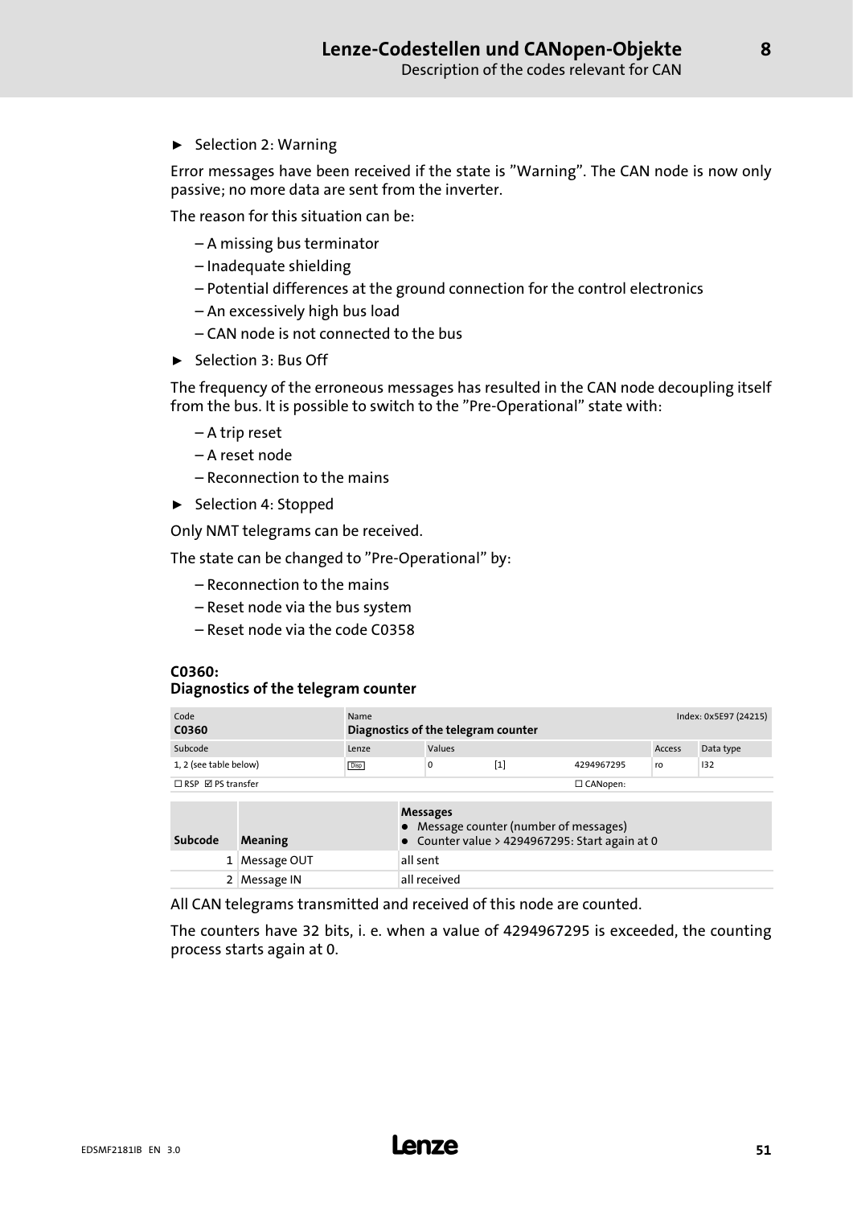► Selection 2: Warning

Error messages have been received if the state is "Warning". The CAN node is now only passive; no more data are sent from the inverter.

The reason for this situation can be:

– A missing bus terminator
– Inadequate shielding
– Potential differences at the ground connection for the control electronics
– An excessively high bus load
– CAN node is not connected to the bus

► Selection 3: Bus Off

The frequency of the erroneous messages has resulted in the CAN node decoupling itself from the bus. It is possible to switch to the "Pre-Operational" state with:

– A trip reset
– A reset node
– Reconnection to the mains

► Selection 4: Stopped

Only NMT telegrams can be received.

The state can be changed to "Pre-Operational" by:

– Reconnection to the mains
– Reset node via the bus system
– Reset node via the code C0358

#### C0360:
#### Diagnostics of the telegram counter

| Code<br>**C0360** | Name<br>**Diagnostics of the telegram counter** | | | | | Index: 0x5E97 (24215) |
|---|---|---|---|---|---|---|
| Subcode | Lenze | Values | | | Access | Data type |
| 1, 2 (see table below) | Disp | 0 | [1] | 4294967295 | ro | I32 |
| ☐ RSP ☑ PS transfer | | | | ☐ CANopen: | | |

| Subcode | Meaning | **Messages**<br>● Message counter (number of messages)<br>● Counter value > 4294967295: Start again at 0 |
|---|---|---|
| 1 | Message OUT | all sent |
| 2 | Message IN | all received |

All CAN telegrams transmitted and received of this node are counted.

The counters have 32 bits, i. e. when a value of 4294967295 is exceeded, the counting process starts again at 0.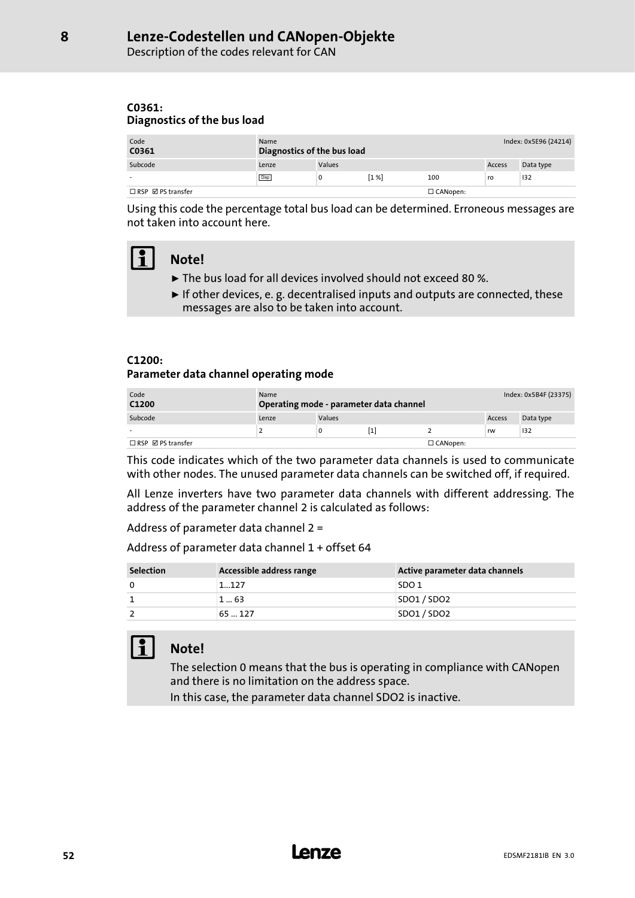#### C0361:
#### Diagnostics of the bus load

| Code<br>**C0361** | Name<br>**Diagnostics of the bus load** | | | | | Index: 0x5E96 (24214) |
|---|---|---|---|---|---|---|
| Subcode | Lenze | Values | | | Access | Data type |
| - | Disp | 0 | [1 %] | 100 | ro | I32 |
| ☐ RSP ☑ PS transfer | | | | ☐ CANopen: | | |

Using this code the percentage total bus load can be determined. Erroneous messages are not taken into account here.

> **Note!**
> - The bus load for all devices involved should not exceed 80 %.
> - If other devices, e. g. decentralised inputs and outputs are connected, these messages are also to be taken into account.

#### C1200:
#### Parameter data channel operating mode

| Code<br>**C1200** | Name<br>**Operating mode - parameter data channel** | | | | | Index: 0x5B4F (23375) |
|---|---|---|---|---|---|---|
| Subcode | Lenze | Values | | | Access | Data type |
| - | 2 | 0 | [1] | 2 | rw | I32 |
| ☐ RSP ☑ PS transfer | | | | ☐ CANopen: | | |

This code indicates which of the two parameter data channels is used to communicate with other nodes. The unused parameter data channels can be switched off, if required.

All Lenze inverters have two parameter data channels with different addressing. The address of the parameter channel 2 is calculated as follows:

Address of parameter data channel 2 =

Address of parameter data channel 1 + offset 64

| Selection | Accessible address range | Active parameter data channels |
|---|---|---|
| 0 | 1...127 | SDO 1 |
| 1 | 1 ... 63 | SDO1 / SDO2 |
| 2 | 65 ... 127 | SDO1 / SDO2 |

> **Note!**
> The selection 0 means that the bus is operating in compliance with CANopen and there is no limitation on the address space.
> In this case, the parameter data channel SDO2 is inactive.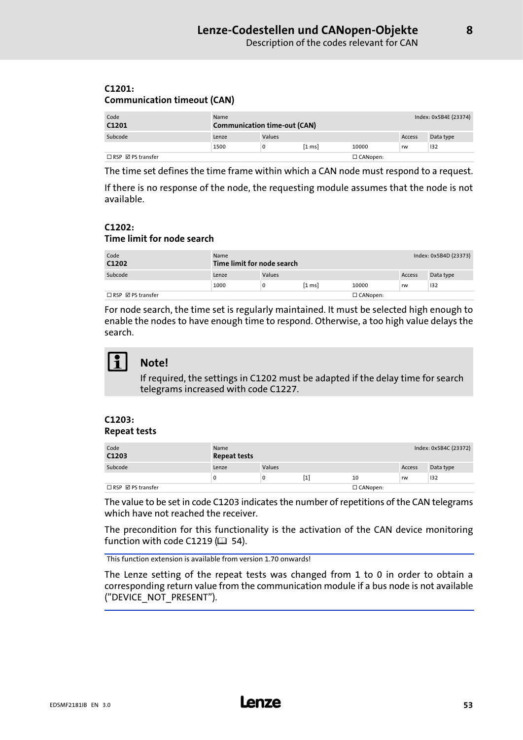### C1201: Communication timeout (CAN)

| Code | Name | | | | | Index: 0x5B4E (23374) |
|---|---|---|---|---|---|---|
| **C1201** | **Communication time-out (CAN)** | | | | | |
| Subcode | Lenze | Values | | | Access | Data type |
| | 1500 | 0 | [1 ms] | 10000 | rw | I32 |
| ☐ RSP ☑ PS transfer | | | | ☐ CANopen: | | |

The time set defines the time frame within which a CAN node must respond to a request.

If there is no response of the node, the requesting module assumes that the node is not available.

### C1202: Time limit for node search

| Code | Name | | | | | Index: 0x5B4D (23373) |
|---|---|---|---|---|---|---|
| **C1202** | **Time limit for node search** | | | | | |
| Subcode | Lenze | Values | | | Access | Data type |
| | 1000 | 0 | [1 ms] | 10000 | rw | I32 |
| ☐ RSP ☑ PS transfer | | | | ☐ CANopen: | | |

For node search, the time set is regularly maintained. It must be selected high enough to enable the nodes to have enough time to respond. Otherwise, a too high value delays the search.

**Note!**

If required, the settings in C1202 must be adapted if the delay time for search telegrams increased with code C1227.

### C1203: Repeat tests

| Code | Name | | | | | Index: 0x5B4C (23372) |
|---|---|---|---|---|---|---|
| **C1203** | **Repeat tests** | | | | | |
| Subcode | Lenze | Values | | | Access | Data type |
| | 0 | 0 | [1] | 10 | rw | I32 |
| ☐ RSP ☑ PS transfer | | | | ☐ CANopen: | | |

The value to be set in code C1203 indicates the number of repetitions of the CAN telegrams which have not reached the receiver.

The precondition for this functionality is the activation of the CAN device monitoring function with code C1219 (📖 54).

This function extension is available from version 1.70 onwards!

The Lenze setting of the repeat tests was changed from 1 to 0 in order to obtain a corresponding return value from the communication module if a bus node is not available ("DEVICE_NOT_PRESENT").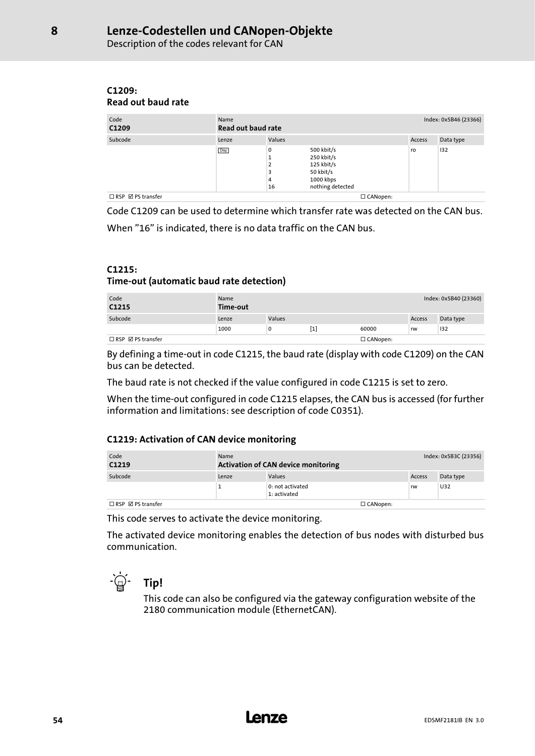### C1209: Read out baud rate

| Code | Name | | | Index: 0x5B46 (23366) |
|---|---|---|---|---|
| **C1209** | **Read out baud rate** | | | |
| Subcode | Lenze | Values | Access | Data type |
| | Disp | 0 500 kbit/s<br>1 250 kbit/s<br>2 125 kbit/s<br>3 50 kbit/s<br>4 1000 kbps<br>16 nothing detected | ro | I32 |
| ☐ RSP ☑ PS transfer | | ☐ CANopen: | | |

Code C1209 can be used to determine which transfer rate was detected on the CAN bus.

When "16" is indicated, there is no data traffic on the CAN bus.

### C1215: Time-out (automatic baud rate detection)

| Code | Name | | | | Index: 0x5B40 (23360) | |
|---|---|---|---|---|---|---|
| **C1215** | **Time-out** | | | | | |
| Subcode | Lenze | Values | | | Access | Data type |
| | 1000 | 0 | [1] | 60000 | rw | I32 |
| ☐ RSP ☑ PS transfer | | | | ☐ CANopen: | | |

By defining a time-out in code C1215, the baud rate (display with code C1209) on the CAN bus can be detected.

The baud rate is not checked if the value configured in code C1215 is set to zero.

When the time-out configured in code C1215 elapses, the CAN bus is accessed (for further information and limitations: see description of code C0351).

### C1219: Activation of CAN device monitoring

| Code | Name | | | Index: 0x5B3C (23356) |
|---|---|---|---|---|
| **C1219** | **Activation of CAN device monitoring** | | | |
| Subcode | Lenze | Values | Access | Data type |
| | 1 | 0: not activated<br>1: activated | rw | U32 |
| ☐ RSP ☑ PS transfer | | ☐ CANopen: | | |

This code serves to activate the device monitoring.

The activated device monitoring enables the detection of bus nodes with disturbed bus communication.

**Tip!**

This code can also be configured via the gateway configuration website of the 2180 communication module (EthernetCAN).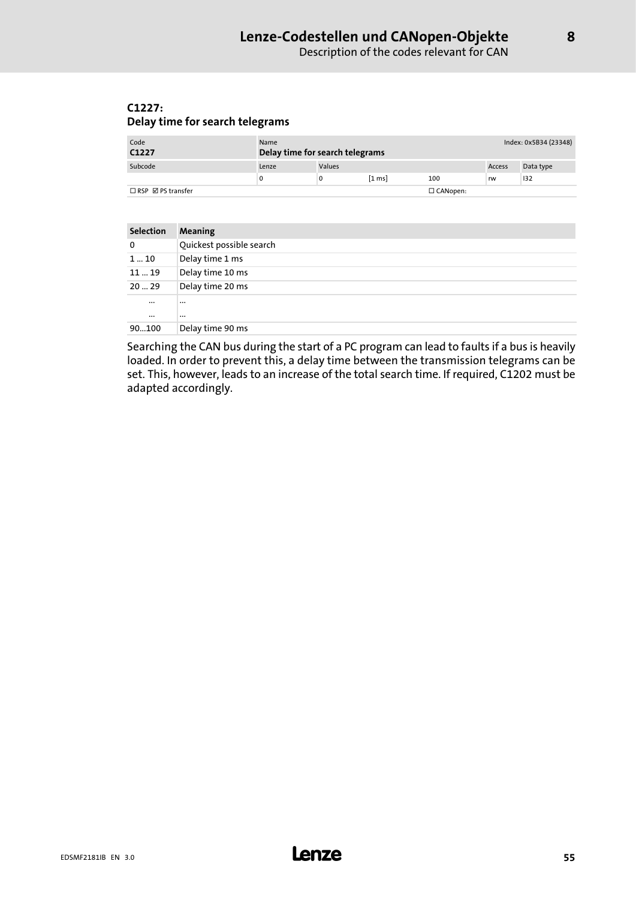### C1227:
### Delay time for search telegrams

| Code | | Name | | | | | Index: 0x5B34 (23348) |
|---|---|---|---|---|---|---|---|
| **C1227** | | **Delay time for search telegrams** | | | | | |
| Subcode | | Lenze | Values | | | Access | Data type |
| | | 0 | 0 | [1 ms] | 100 | rw | I32 |
| ☐ RSP ☑ PS transfer | | | | | ☐ CANopen: | | |

| Selection | Meaning |
|---|---|
| 0 | Quickest possible search |
| 1 ... 10 | Delay time 1 ms |
| 11 ... 19 | Delay time 10 ms |
| 20 ... 29 | Delay time 20 ms |
| ... | ... |
| ... | ... |
| 90...100 | Delay time 90 ms |

Searching the CAN bus during the start of a PC program can lead to faults if a bus is heavily loaded. In order to prevent this, a delay time between the transmission telegrams can be set. This, however, leads to an increase of the total search time. If required, C1202 must be adapted accordingly.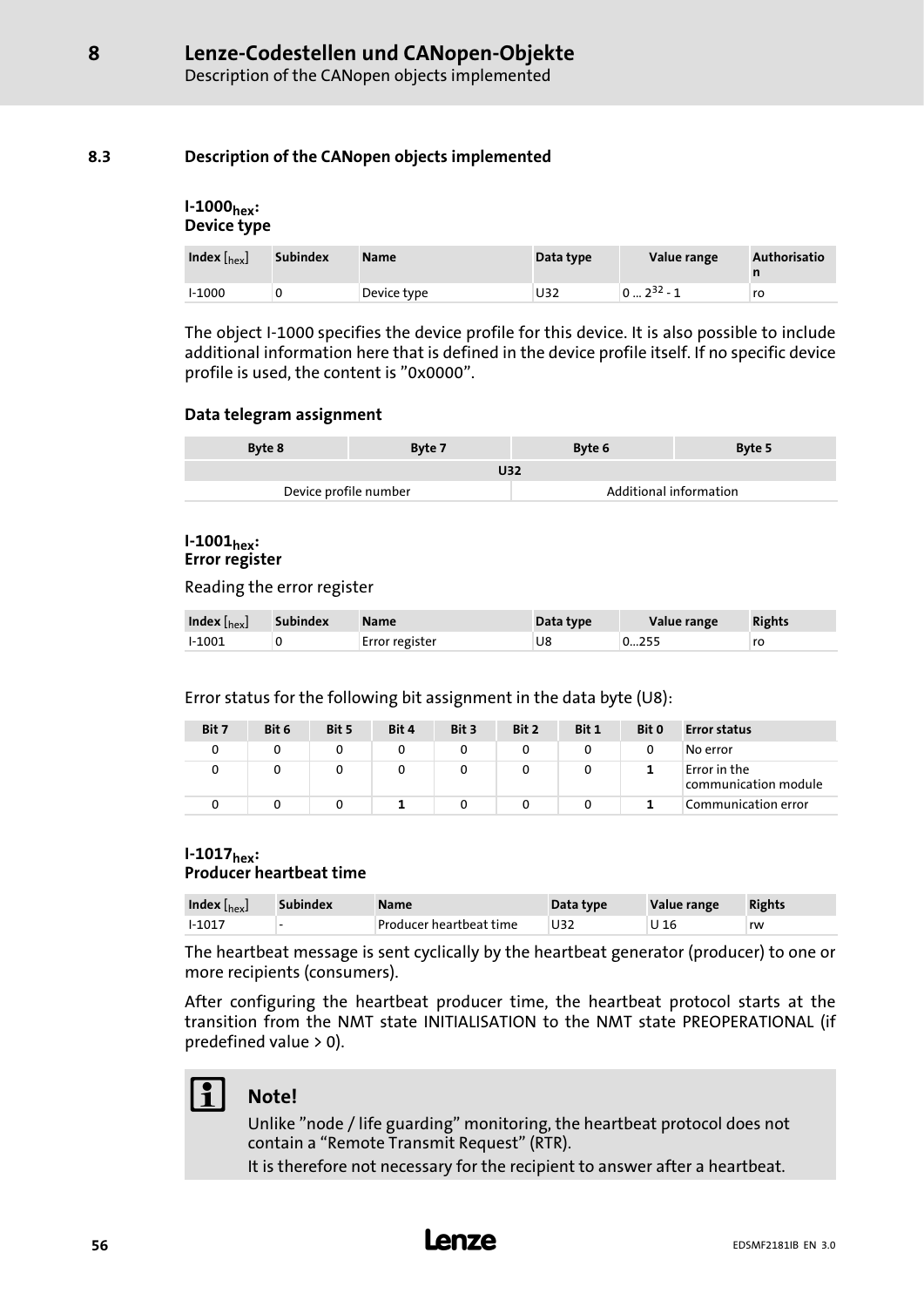### 8.3 Description of the CANopen objects implemented

#### I-1000$_{hex}$: Device type

| Index [$_{hex}$] | Subindex | Name | Data type | Value range | Authorisation |
|---|---|---|---|---|---|
| I-1000 | 0 | Device type | U32 | 0 ... $2^{32}$ - 1 | ro |

The object I-1000 specifies the device profile for this device. It is also possible to include additional information here that is defined in the device profile itself. If no specific device profile is used, the content is "0x0000".

**Data telegram assignment**

| Byte 8 | Byte 7 | Byte 6 | Byte 5 |
|---|---|---|---|
| U32 | | | |
| Device profile number | | Additional information | |

#### I-1001$_{hex}$: Error register

Reading the error register

| Index [$_{hex}$] | Subindex | Name | Data type | Value range | Rights |
|---|---|---|---|---|---|
| I-1001 | 0 | Error register | U8 | 0...255 | ro |

Error status for the following bit assignment in the data byte (U8):

| Bit 7 | Bit 6 | Bit 5 | Bit 4 | Bit 3 | Bit 2 | Bit 1 | Bit 0 | Error status |
|---|---|---|---|---|---|---|---|---|
| 0 | 0 | 0 | 0 | 0 | 0 | 0 | 0 | No error |
| 0 | 0 | 0 | 0 | 0 | 0 | 0 | **1** | Error in the communication module |
| 0 | 0 | 0 | **1** | 0 | 0 | 0 | **1** | Communication error |

#### I-1017$_{hex}$: Producer heartbeat time

| Index [$_{hex}$] | Subindex | Name | Data type | Value range | Rights |
|---|---|---|---|---|---|
| I-1017 | - | Producer heartbeat time | U32 | U 16 | rw |

The heartbeat message is sent cyclically by the heartbeat generator (producer) to one or more recipients (consumers).

After configuring the heartbeat producer time, the heartbeat protocol starts at the transition from the NMT state INITIALISATION to the NMT state PREOPERATIONAL (if predefined value > 0).

**Note!**

Unlike "node / life guarding" monitoring, the heartbeat protocol does not contain a "Remote Transmit Request" (RTR).

It is therefore not necessary for the recipient to answer after a heartbeat.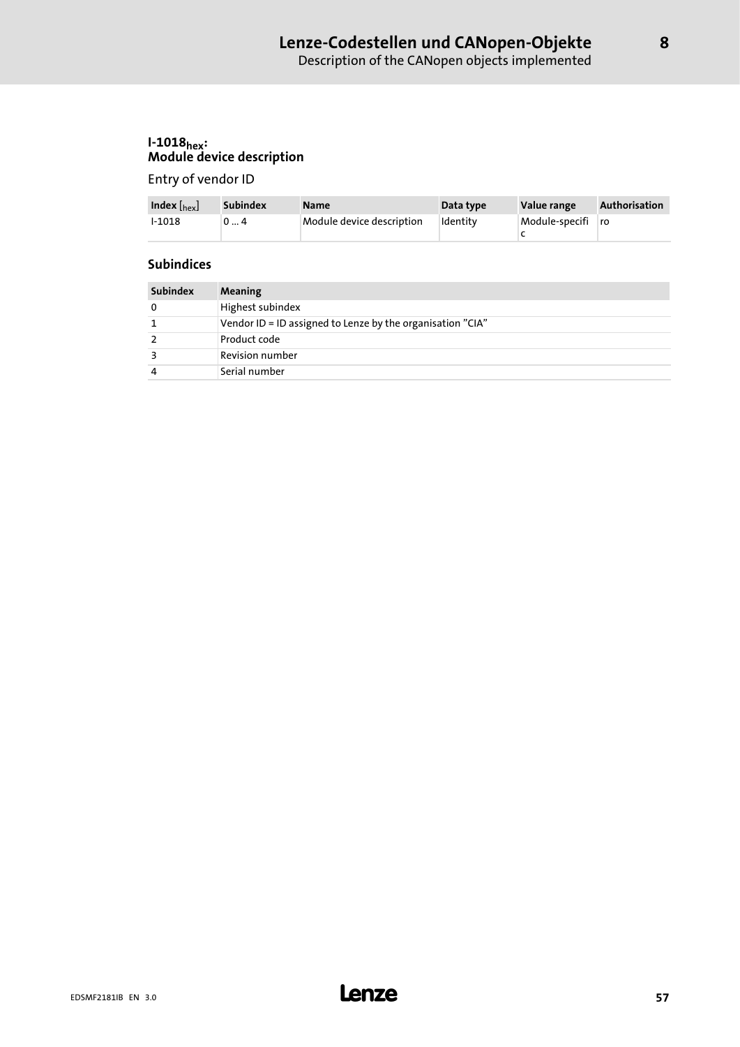### I-1018$_{hex}$: Module device description

Entry of vendor ID

| Index [$_{hex}$] | Subindex | Name | Data type | Value range | Authorisation |
|---|---|---|---|---|---|
| I-1018 | 0 ... 4 | Module device description | Identity | Module-specific | ro |

#### Subindices

| Subindex | Meaning |
|---|---|
| 0 | Highest subindex |
| 1 | Vendor ID = ID assigned to Lenze by the organisation "CIA" |
| 2 | Product code |
| 3 | Revision number |
| 4 | Serial number |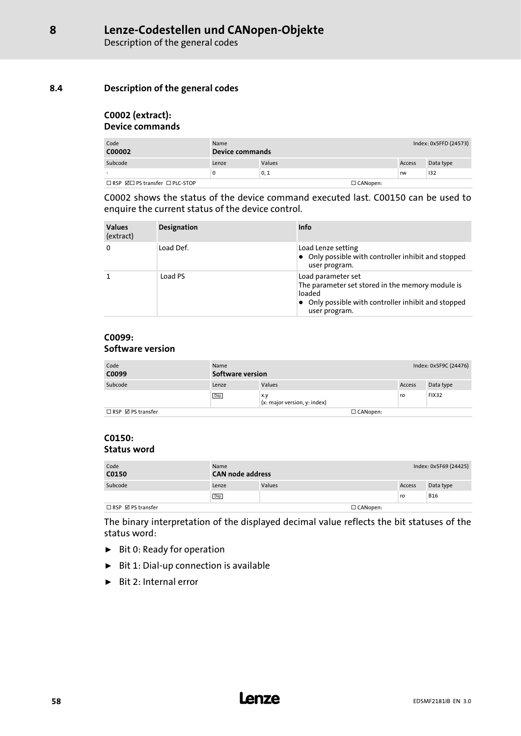## 8.4 Description of the general codes

### C0002 (extract): Device commands

| Code<br>**C00002** | Name<br>**Device commands** | | | Index: 0x5FFD (24573) |
|---|---|---|---|---|
| Subcode | Lenze | Values | Access | Data type |
| - | 0 | 0, 1 | rw | I32 |
| ☐ RSP ☑☐ PS transfer ☐ PLC-STOP | | ☐ CANopen: | | |

C0002 shows the status of the device command executed last. C00150 can be used to enquire the current status of the device control.

| **Values** (extract) | **Designation** | **Info** |
|---|---|---|
| 0 | Load Def. | Load Lenze setting<br>● Only possible with controller inhibit and stopped user program. |
| 1 | Load PS | Load parameter set<br>The parameter set stored in the memory module is loaded<br>● Only possible with controller inhibit and stopped user program. |

### C0099: Software version

| Code<br>**C0099** | Name<br>**Software version** | | | Index: 0x5F9C (24476) |
|---|---|---|---|---|
| Subcode | Lenze | Values | Access | Data type |
| | Disp | x.y<br>(x: major version, y: index) | ro | FIX32 |
| ☐ RSP ☑ PS transfer | | ☐ CANopen: | | |

### C0150: Status word

| Code<br>**C0150** | Name<br>**CAN node address** | | | Index: 0x5F69 (24425) |
|---|---|---|---|---|
| Subcode | Lenze | Values | Access | Data type |
| | Disp | | ro | B16 |
| ☐ RSP ☑ PS transfer | | ☐ CANopen: | | |

The binary interpretation of the displayed decimal value reflects the bit statuses of the status word:

- Bit 0: Ready for operation
- Bit 1: Dial-up connection is available
- Bit 2: Internal error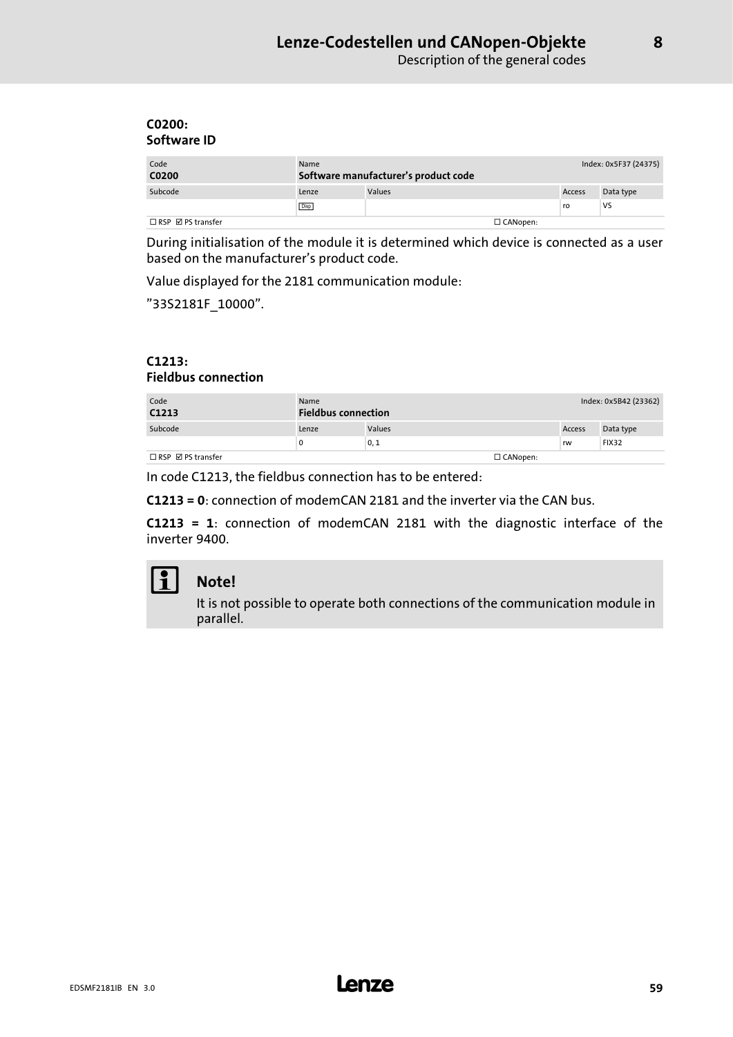### C0200: Software ID

| Code | Name | | | Index: 0x5F37 (24375) |
|---|---|---|---|---|
| **C0200** | **Software manufacturer's product code** | | | |
| Subcode | Lenze | Values | Access | Data type |
| | Disp | | ro | VS |
| ☐ RSP ☑ PS transfer | | ☐ CANopen: | | |

During initialisation of the module it is determined which device is connected as a user based on the manufacturer's product code.

Value displayed for the 2181 communication module:

"33S2181F_10000".

### C1213: Fieldbus connection

| Code | Name | | | Index: 0x5B42 (23362) |
|---|---|---|---|---|
| **C1213** | **Fieldbus connection** | | | |
| Subcode | Lenze | Values | Access | Data type |
| | 0 | 0, 1 | rw | FIX32 |
| ☐ RSP ☑ PS transfer | | ☐ CANopen: | | |

In code C1213, the fieldbus connection has to be entered:

**C1213 = 0**: connection of modemCAN 2181 and the inverter via the CAN bus.

**C1213 = 1**: connection of modemCAN 2181 with the diagnostic interface of the inverter 9400.

**Note!**

It is not possible to operate both connections of the communication module in parallel.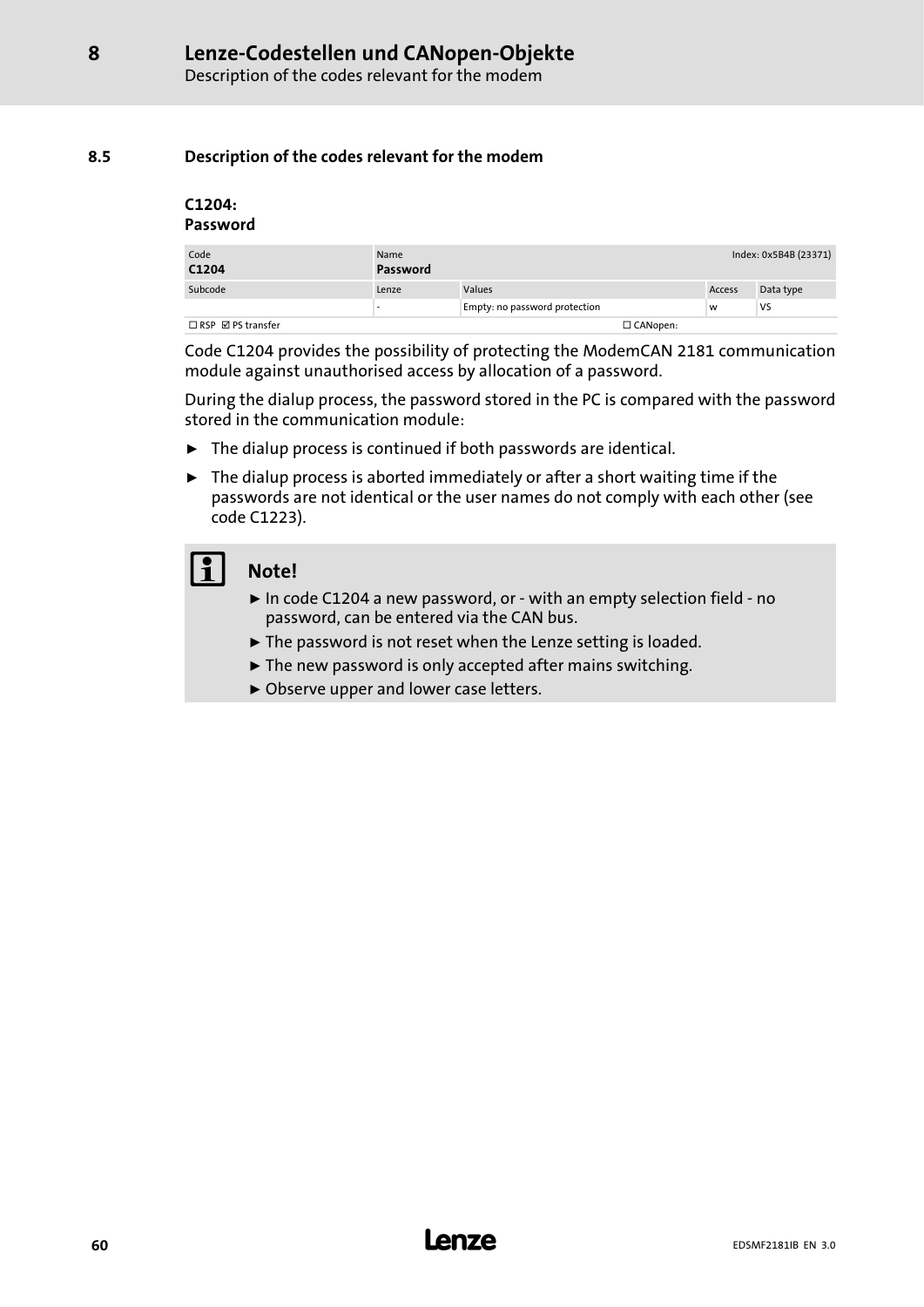## 8.5 Description of the codes relevant for the modem

### C1204: Password

| Code<br>**C1204** | Name<br>**Password** | | | Index: 0x5B4B (23371) |
|---|---|---|---|---|
| Subcode | Lenze | Values | Access | Data type |
| | - | Empty: no password protection | w | VS |
| ☐ RSP ☑ PS transfer | | ☐ CANopen: | | |

Code C1204 provides the possibility of protecting the ModemCAN 2181 communication module against unauthorised access by allocation of a password.

During the dialup process, the password stored in the PC is compared with the password stored in the communication module:

- The dialup process is continued if both passwords are identical.
- The dialup process is aborted immediately or after a short waiting time if the passwords are not identical or the user names do not comply with each other (see code C1223).

**Note!**

- In code C1204 a new password, or - with an empty selection field - no password, can be entered via the CAN bus.
- The password is not reset when the Lenze setting is loaded.
- The new password is only accepted after mains switching.
- Observe upper and lower case letters.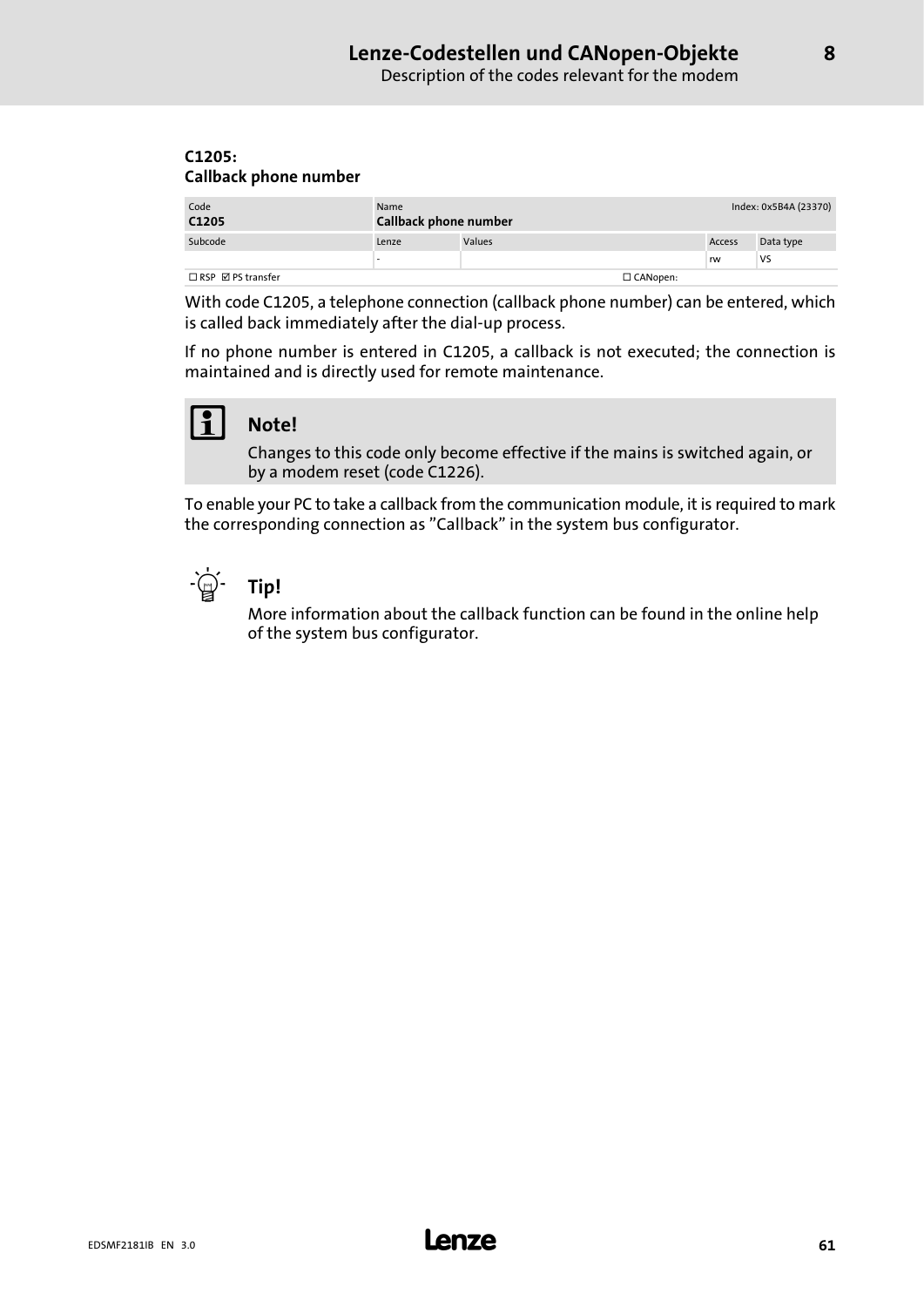### C1205: Callback phone number

| Code | Name | | | Index: 0x5B4A (23370) |
|---|---|---|---|---|
| **C1205** | **Callback phone number** | | | |
| Subcode | Lenze | Values | Access | Data type |
| | - | | rw | VS |
| ☐ RSP ☑ PS transfer | | ☐ CANopen: | | |

With code C1205, a telephone connection (callback phone number) can be entered, which is called back immediately after the dial-up process.

If no phone number is entered in C1205, a callback is not executed; the connection is maintained and is directly used for remote maintenance.

**Note!**

Changes to this code only become effective if the mains is switched again, or by a modem reset (code C1226).

To enable your PC to take a callback from the communication module, it is required to mark the corresponding connection as "Callback" in the system bus configurator.

**Tip!**

More information about the callback function can be found in the online help of the system bus configurator.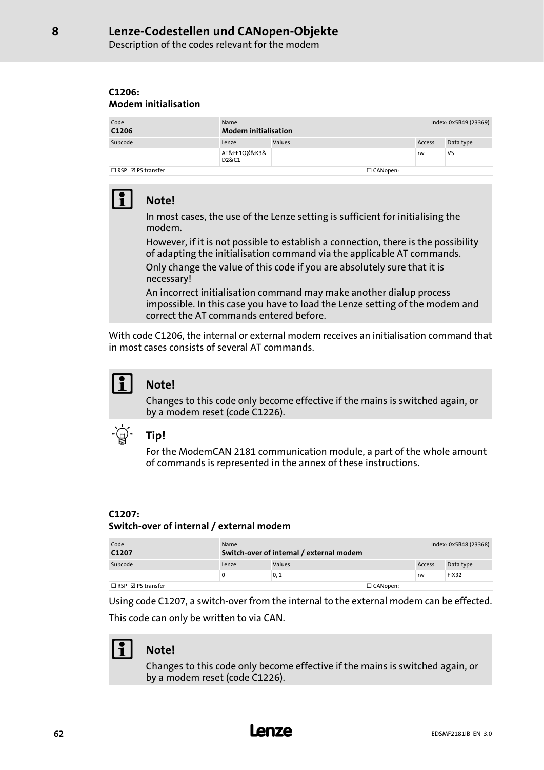### C1206:
### Modem initialisation

| Code | Name | | | Index: 0x5B49 (23369) |
|---|---|---|---|---|
| **C1206** | **Modem initialisation** | | | |
| Subcode | Lenze | Values | Access | Data type |
| | AT&FE1QØ&K3& D2&C1 | | rw | VS |
| ☐ RSP ☑ PS transfer | | | ☐ CANopen: | |

> **Note!**
>
> In most cases, the use of the Lenze setting is sufficient for initialising the modem.
>
> However, if it is not possible to establish a connection, there is the possibility of adapting the initialisation command via the applicable AT commands.
>
> Only change the value of this code if you are absolutely sure that it is necessary!
>
> An incorrect initialisation command may make another dialup process impossible. In this case you have to load the Lenze setting of the modem and correct the AT commands entered before.

With code C1206, the internal or external modem receives an initialisation command that in most cases consists of several AT commands.

> **Note!**
>
> Changes to this code only become effective if the mains is switched again, or by a modem reset (code C1226).

> **Tip!**
>
> For the ModemCAN 2181 communication module, a part of the whole amount of commands is represented in the annex of these instructions.

### C1207:
### Switch-over of internal / external modem

| Code | Name | | | Index: 0x5B48 (23368) |
|---|---|---|---|---|
| **C1207** | **Switch-over of internal / external modem** | | | |
| Subcode | Lenze | Values | Access | Data type |
| | 0 | 0, 1 | rw | FIX32 |
| ☐ RSP ☑ PS transfer | | | ☐ CANopen: | |

Using code C1207, a switch-over from the internal to the external modem can be effected.

This code can only be written to via CAN.

> **Note!**
>
> Changes to this code only become effective if the mains is switched again, or by a modem reset (code C1226).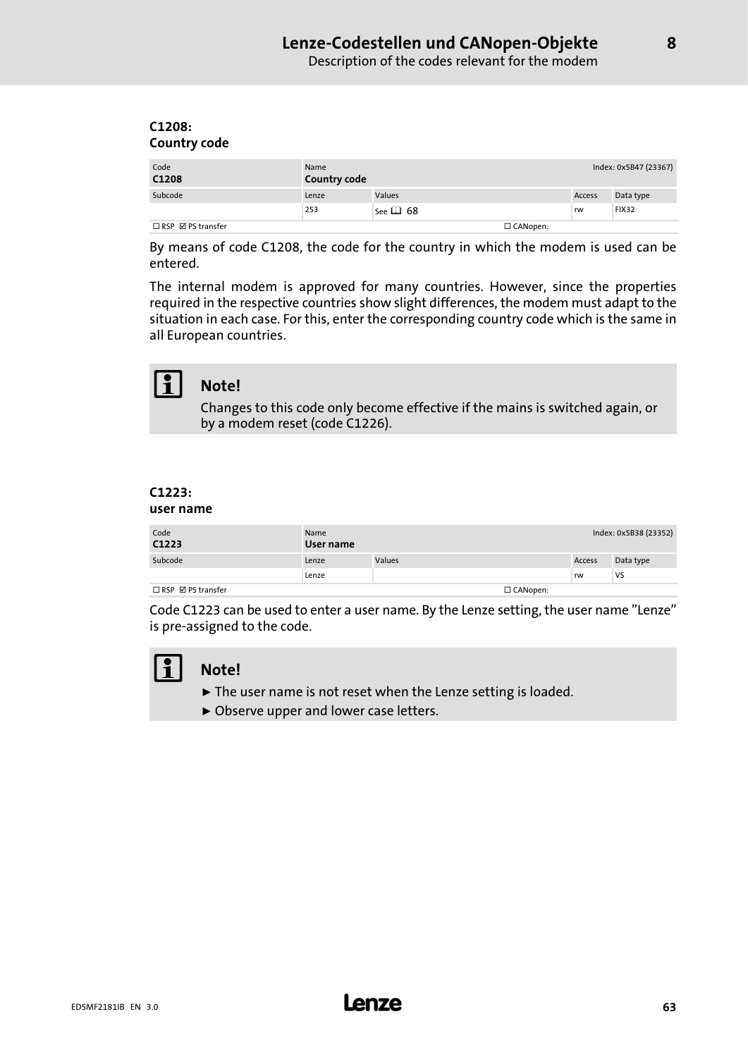### C1208:
### Country code

| Code | Name | | Index: 0x5B47 (23367) | |
|---|---|---|---|---|
| **C1208** | **Country code** | | | |
| Subcode | Lenze | Values | Access | Data type |
| | 253 | See 📖 68 | rw | FIX32 |
| ☐ RSP ☑ PS transfer | | ☐ CANopen: | | |

By means of code C1208, the code for the country in which the modem is used can be entered.

The internal modem is approved for many countries. However, since the properties required in the respective countries show slight differences, the modem must adapt to the situation in each case. For this, enter the corresponding country code which is the same in all European countries.

> **Note!**
>
> Changes to this code only become effective if the mains is switched again, or by a modem reset (code C1226).

### C1223:
### user name

| Code | Name | | Index: 0x5B38 (23352) | |
|---|---|---|---|---|
| **C1223** | **User name** | | | |
| Subcode | Lenze | Values | Access | Data type |
| | Lenze | | rw | VS |
| ☐ RSP ☑ PS transfer | | ☐ CANopen: | | |

Code C1223 can be used to enter a user name. By the Lenze setting, the user name "Lenze" is pre-assigned to the code.

> **Note!**
>
> ► The user name is not reset when the Lenze setting is loaded.
>
> ► Observe upper and lower case letters.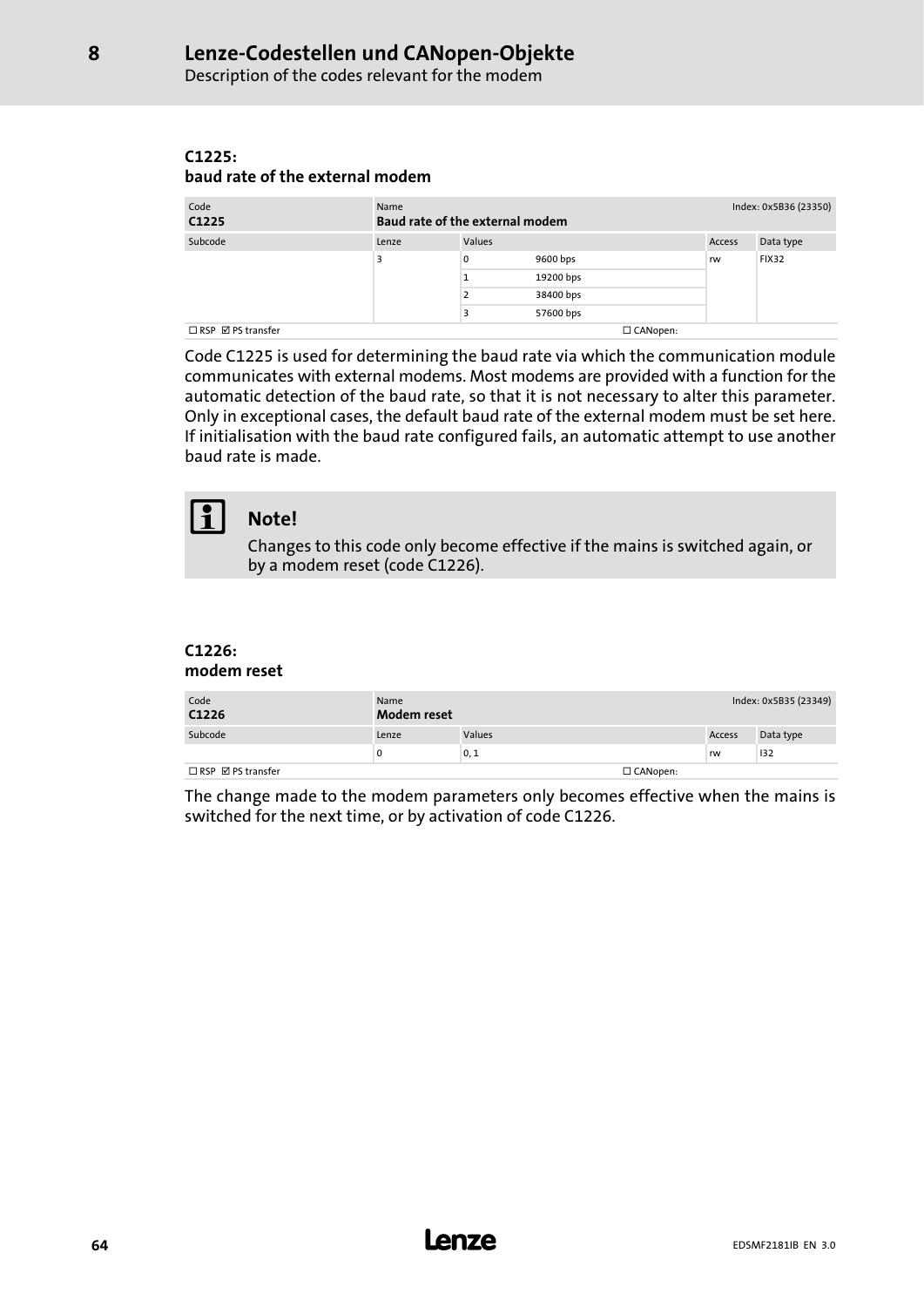### C1225:
### baud rate of the external modem

| Code | Name | | | Index: 0x5B36 (23350) |
|---|---|---|---|---|
| **C1225** | **Baud rate of the external modem** | | | |
| Subcode | Lenze | Values | Access | Data type |
| | 3 | 0 — 9600 bps | rw | FIX32 |
| | | 1 — 19200 bps | | |
| | | 2 — 38400 bps | | |
| | | 3 — 57600 bps | | |
| ☐ RSP ☑ PS transfer | | ☐ CANopen: | | |

Code C1225 is used for determining the baud rate via which the communication module communicates with external modems. Most modems are provided with a function for the automatic detection of the baud rate, so that it is not necessary to alter this parameter. Only in exceptional cases, the default baud rate of the external modem must be set here. If initialisation with the baud rate configured fails, an automatic attempt to use another baud rate is made.

> **Note!**
>
> Changes to this code only become effective if the mains is switched again, or by a modem reset (code C1226).

### C1226:
### modem reset

| Code | Name | | | Index: 0x5B35 (23349) |
|---|---|---|---|---|
| **C1226** | **Modem reset** | | | |
| Subcode | Lenze | Values | Access | Data type |
| | 0 | 0, 1 | rw | I32 |
| ☐ RSP ☑ PS transfer | | ☐ CANopen: | | |

The change made to the modem parameters only becomes effective when the mains is switched for the next time, or by activation of code C1226.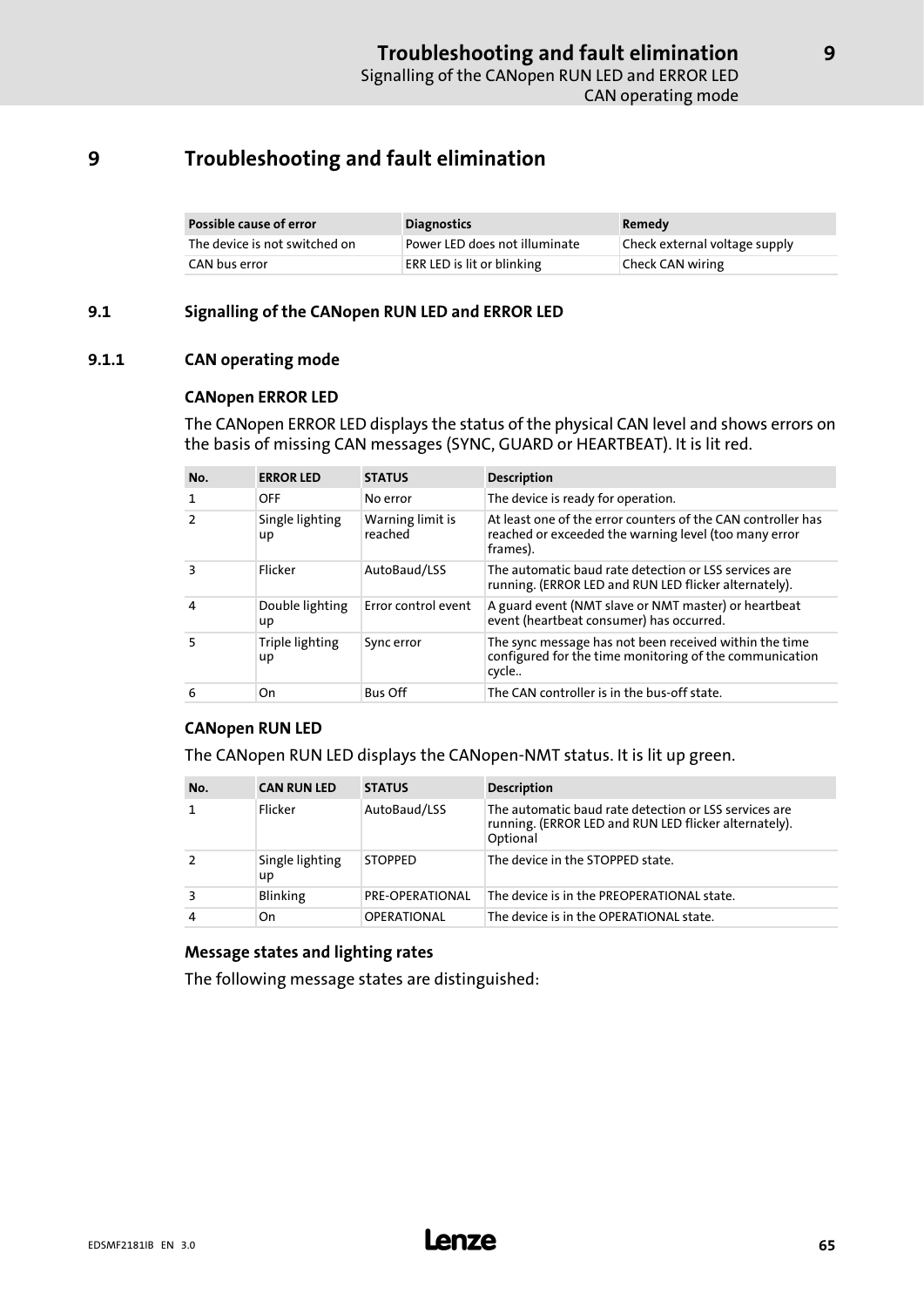# 9 Troubleshooting and fault elimination

| Possible cause of error | Diagnostics | Remedy |
| --- | --- | --- |
| The device is not switched on | Power LED does not illuminate | Check external voltage supply |
| CAN bus error | ERR LED is lit or blinking | Check CAN wiring |

## 9.1 Signalling of the CANopen RUN LED and ERROR LED

### 9.1.1 CAN operating mode

**CANopen ERROR LED**

The CANopen ERROR LED displays the status of the physical CAN level and shows errors on the basis of missing CAN messages (SYNC, GUARD or HEARTBEAT). It is lit red.

| No. | ERROR LED | STATUS | Description |
| --- | --- | --- | --- |
| 1 | OFF | No error | The device is ready for operation. |
| 2 | Single lighting up | Warning limit is reached | At least one of the error counters of the CAN controller has reached or exceeded the warning level (too many error frames). |
| 3 | Flicker | AutoBaud/LSS | The automatic baud rate detection or LSS services are running. (ERROR LED and RUN LED flicker alternately). |
| 4 | Double lighting up | Error control event | A guard event (NMT slave or NMT master) or heartbeat event (heartbeat consumer) has occurred. |
| 5 | Triple lighting up | Sync error | The sync message has not been received within the time configured for the time monitoring of the communication cycle.. |
| 6 | On | Bus Off | The CAN controller is in the bus-off state. |

**CANopen RUN LED**

The CANopen RUN LED displays the CANopen-NMT status. It is lit up green.

| No. | CAN RUN LED | STATUS | Description |
| --- | --- | --- | --- |
| 1 | Flicker | AutoBaud/LSS | The automatic baud rate detection or LSS services are running. (ERROR LED and RUN LED flicker alternately). Optional |
| 2 | Single lighting up | STOPPED | The device in the STOPPED state. |
| 3 | Blinking | PRE-OPERATIONAL | The device is in the PREOPERATIONAL state. |
| 4 | On | OPERATIONAL | The device is in the OPERATIONAL state. |

**Message states and lighting rates**

The following message states are distinguished: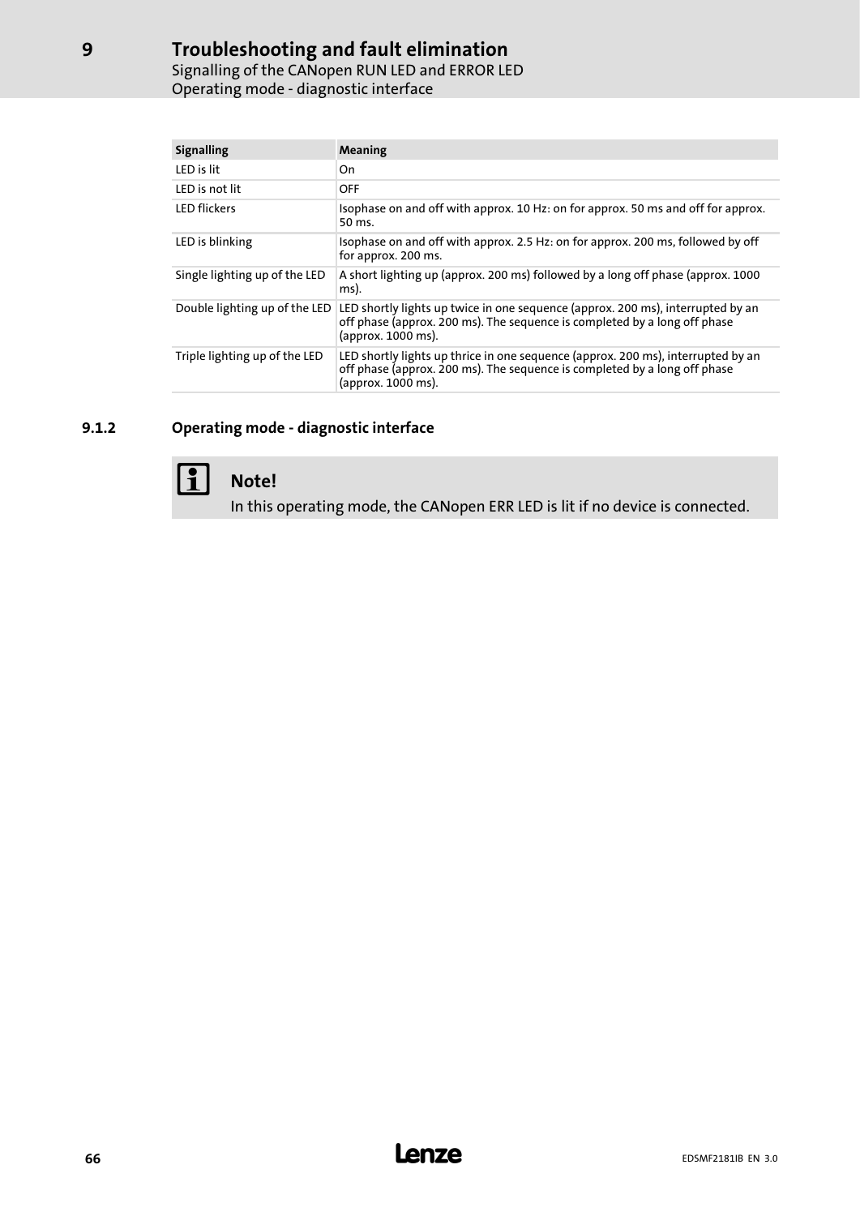| Signalling | Meaning |
| --- | --- |
| LED is lit | On |
| LED is not lit | OFF |
| LED flickers | Isophase on and off with approx. 10 Hz: on for approx. 50 ms and off for approx. 50 ms. |
| LED is blinking | Isophase on and off with approx. 2.5 Hz: on for approx. 200 ms, followed by off for approx. 200 ms. |
| Single lighting up of the LED | A short lighting up (approx. 200 ms) followed by a long off phase (approx. 1000 ms). |
| Double lighting up of the LED | LED shortly lights up twice in one sequence (approx. 200 ms), interrupted by an off phase (approx. 200 ms). The sequence is completed by a long off phase (approx. 1000 ms). |
| Triple lighting up of the LED | LED shortly lights up thrice in one sequence (approx. 200 ms), interrupted by an off phase (approx. 200 ms). The sequence is completed by a long off phase (approx. 1000 ms). |

### 9.1.2 Operating mode - diagnostic interface

**Note!**

In this operating mode, the CANopen ERR LED is lit if no device is connected.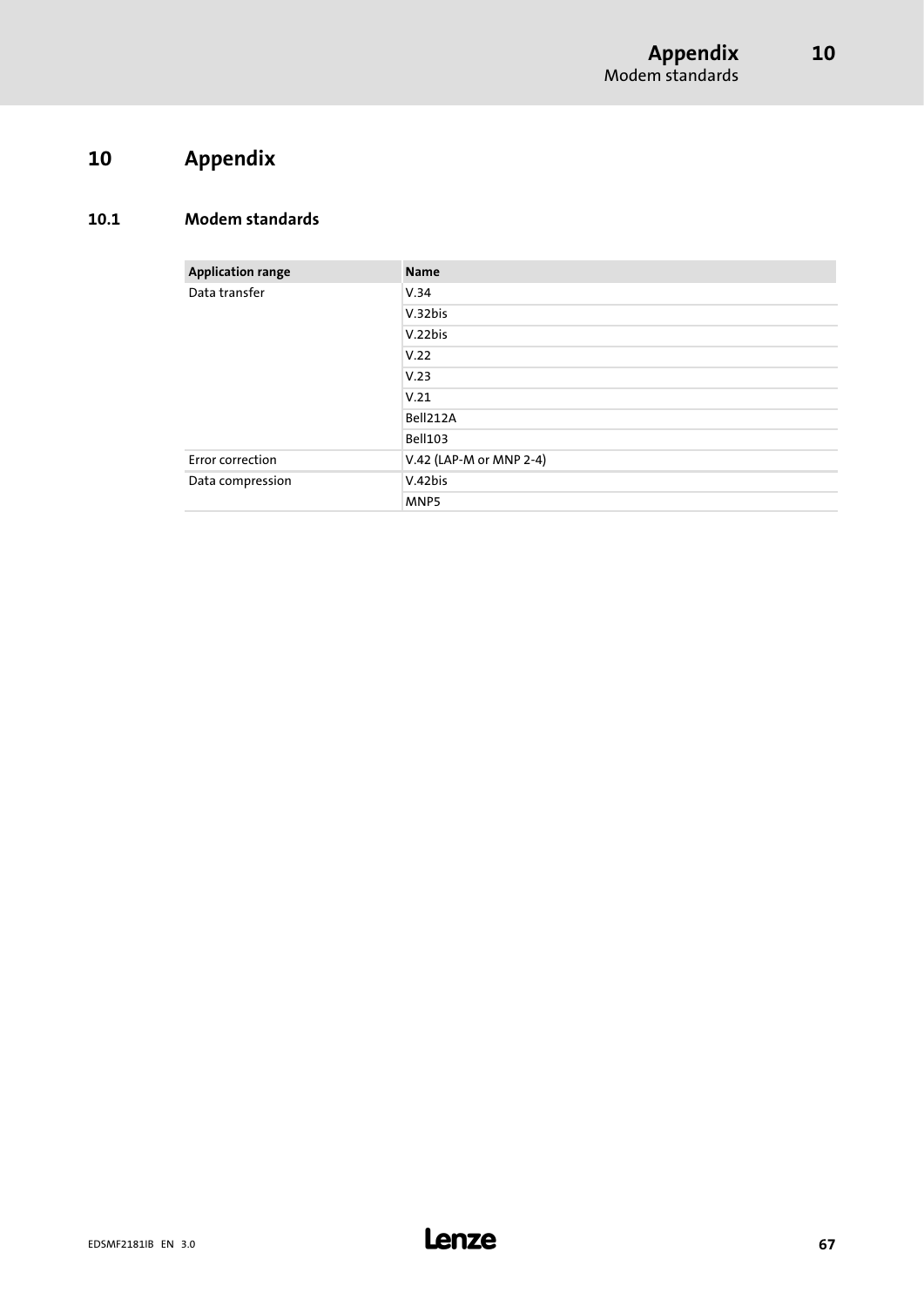# 10 Appendix

## 10.1 Modem standards

| Application range | Name |
|---|---|
| Data transfer | V.34 |
| | V.32bis |
| | V.22bis |
| | V.22 |
| | V.23 |
| | V.21 |
| | Bell212A |
| | Bell103 |
| Error correction | V.42 (LAP-M or MNP 2-4) |
| Data compression | V.42bis |
| | MNP5 |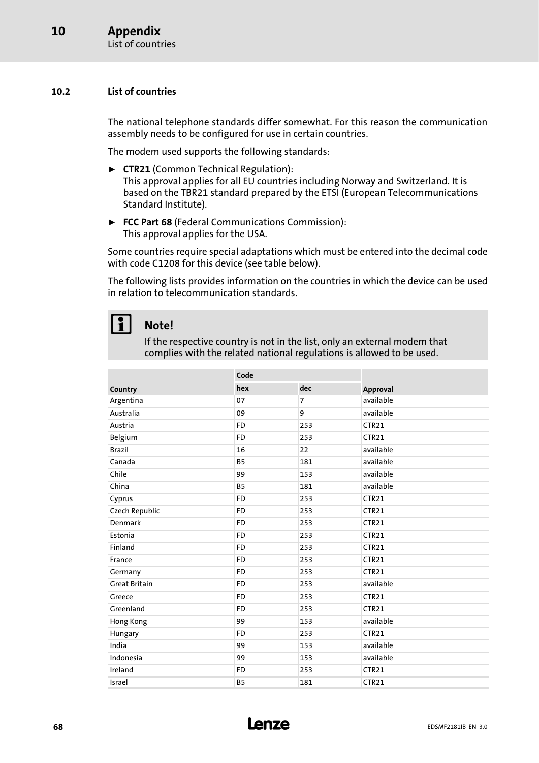## 10.2 List of countries

The national telephone standards differ somewhat. For this reason the communication assembly needs to be configured for use in certain countries.

The modem used supports the following standards:

- **CTR21** (Common Technical Regulation):
  This approval applies for all EU countries including Norway and Switzerland. It is based on the TBR21 standard prepared by the ETSI (European Telecommunications Standard Institute).
- **FCC Part 68** (Federal Communications Commission):
  This approval applies for the USA.

Some countries require special adaptations which must be entered into the decimal code with code C1208 for this device (see table below).

The following lists provides information on the countries in which the device can be used in relation to telecommunication standards.

> **Note!**
> If the respective country is not in the list, only an external modem that complies with the related national regulations is allowed to be used.

| Country | Code | | Approval |
|---|---|---|---|
| | hex | dec | |
| Argentina | 07 | 7 | available |
| Australia | 09 | 9 | available |
| Austria | FD | 253 | CTR21 |
| Belgium | FD | 253 | CTR21 |
| Brazil | 16 | 22 | available |
| Canada | B5 | 181 | available |
| Chile | 99 | 153 | available |
| China | B5 | 181 | available |
| Cyprus | FD | 253 | CTR21 |
| Czech Republic | FD | 253 | CTR21 |
| Denmark | FD | 253 | CTR21 |
| Estonia | FD | 253 | CTR21 |
| Finland | FD | 253 | CTR21 |
| France | FD | 253 | CTR21 |
| Germany | FD | 253 | CTR21 |
| Great Britain | FD | 253 | available |
| Greece | FD | 253 | CTR21 |
| Greenland | FD | 253 | CTR21 |
| Hong Kong | 99 | 153 | available |
| Hungary | FD | 253 | CTR21 |
| India | 99 | 153 | available |
| Indonesia | 99 | 153 | available |
| Ireland | FD | 253 | CTR21 |
| Israel | B5 | 181 | CTR21 |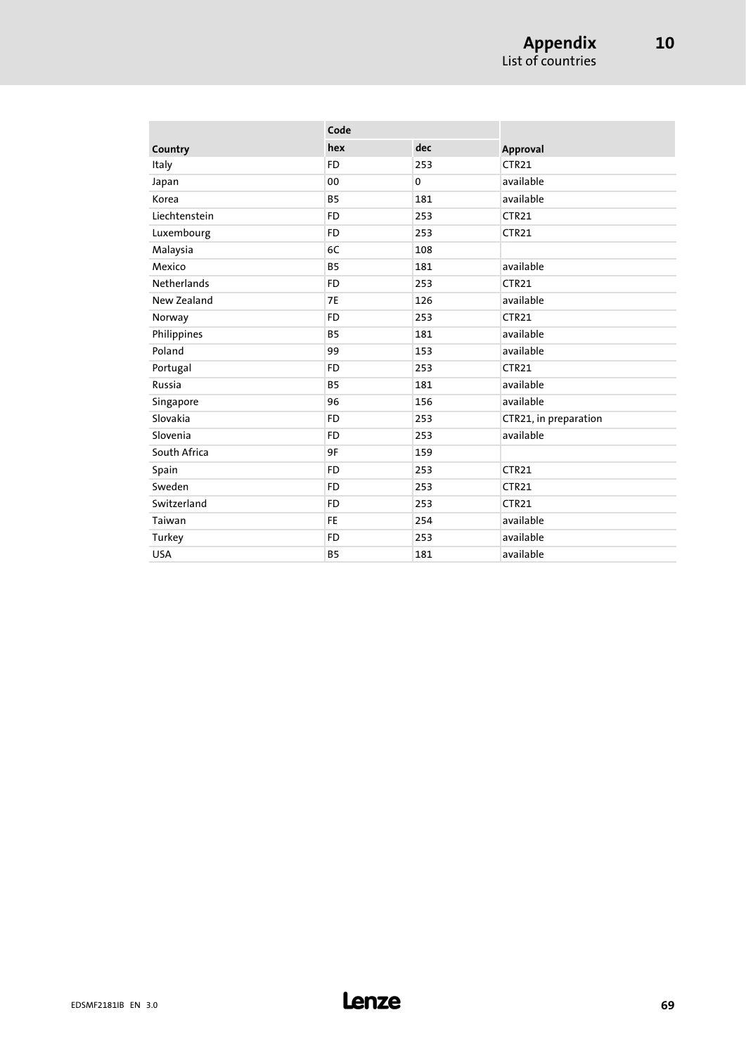| Country | Code | | Approval |
|---|---|---|---|
| | hex | dec | |
| Italy | FD | 253 | CTR21 |
| Japan | 00 | 0 | available |
| Korea | B5 | 181 | available |
| Liechtenstein | FD | 253 | CTR21 |
| Luxembourg | FD | 253 | CTR21 |
| Malaysia | 6C | 108 | |
| Mexico | B5 | 181 | available |
| Netherlands | FD | 253 | CTR21 |
| New Zealand | 7E | 126 | available |
| Norway | FD | 253 | CTR21 |
| Philippines | B5 | 181 | available |
| Poland | 99 | 153 | available |
| Portugal | FD | 253 | CTR21 |
| Russia | B5 | 181 | available |
| Singapore | 96 | 156 | available |
| Slovakia | FD | 253 | CTR21, in preparation |
| Slovenia | FD | 253 | available |
| South Africa | 9F | 159 | |
| Spain | FD | 253 | CTR21 |
| Sweden | FD | 253 | CTR21 |
| Switzerland | FD | 253 | CTR21 |
| Taiwan | FE | 254 | available |
| Turkey | FD | 253 | available |
| USA | B5 | 181 | available |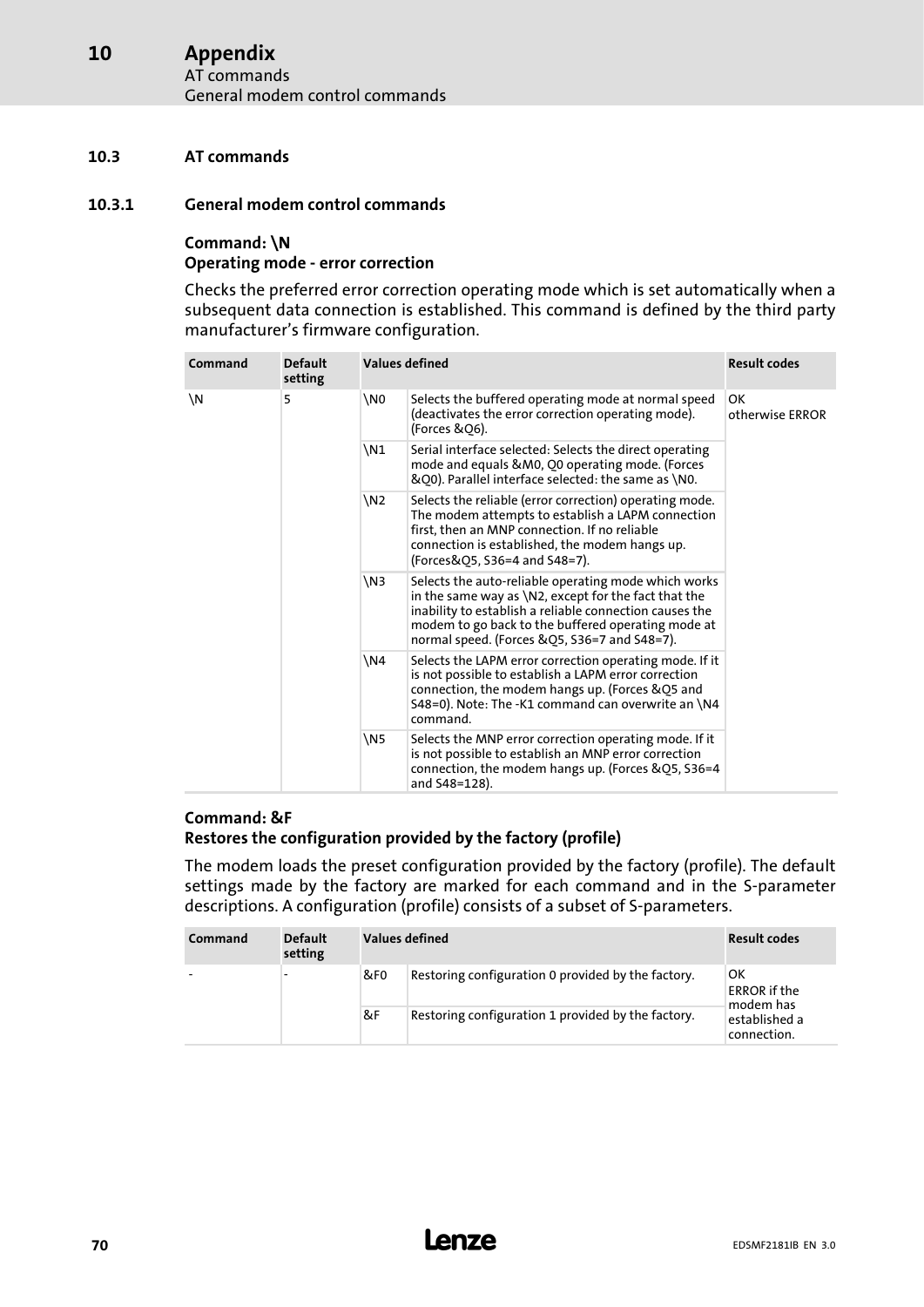## 10.3 AT commands

### 10.3.1 General modem control commands

**Command: \N**
**Operating mode - error correction**

Checks the preferred error correction operating mode which is set automatically when a subsequent data connection is established. This command is defined by the third party manufacturer's firmware configuration.

| Command | Default setting | Values defined | | Result codes |
|---|---|---|---|---|
| \N | 5 | \N0 | Selects the buffered operating mode at normal speed (deactivates the error correction operating mode). (Forces &Q6). | OK otherwise ERROR |
| | | \N1 | Serial interface selected: Selects the direct operating mode and equals &M0, Q0 operating mode. (Forces &Q0). Parallel interface selected: the same as \N0. | |
| | | \N2 | Selects the reliable (error correction) operating mode. The modem attempts to establish a LAPM connection first, then an MNP connection. If no reliable connection is established, the modem hangs up. (Forces&Q5, S36=4 and S48=7). | |
| | | \N3 | Selects the auto-reliable operating mode which works in the same way as \N2, except for the fact that the inability to establish a reliable connection causes the modem to go back to the buffered operating mode at normal speed. (Forces &Q5, S36=7 and S48=7). | |
| | | \N4 | Selects the LAPM error correction operating mode. If it is not possible to establish a LAPM error correction connection, the modem hangs up. (Forces &Q5 and S48=0). Note: The -K1 command can overwrite an \N4 command. | |
| | | \N5 | Selects the MNP error correction operating mode. If it is not possible to establish an MNP error correction connection, the modem hangs up. (Forces &Q5, S36=4 and S48=128). | |

**Command: &F**
**Restores the configuration provided by the factory (profile)**

The modem loads the preset configuration provided by the factory (profile). The default settings made by the factory are marked for each command and in the S-parameter descriptions. A configuration (profile) consists of a subset of S-parameters.

| Command | Default setting | Values defined | | Result codes |
|---|---|---|---|---|
| - | - | &F0 | Restoring configuration 0 provided by the factory. | OK ERROR if the modem has established a connection. |
| | | &F | Restoring configuration 1 provided by the factory. | |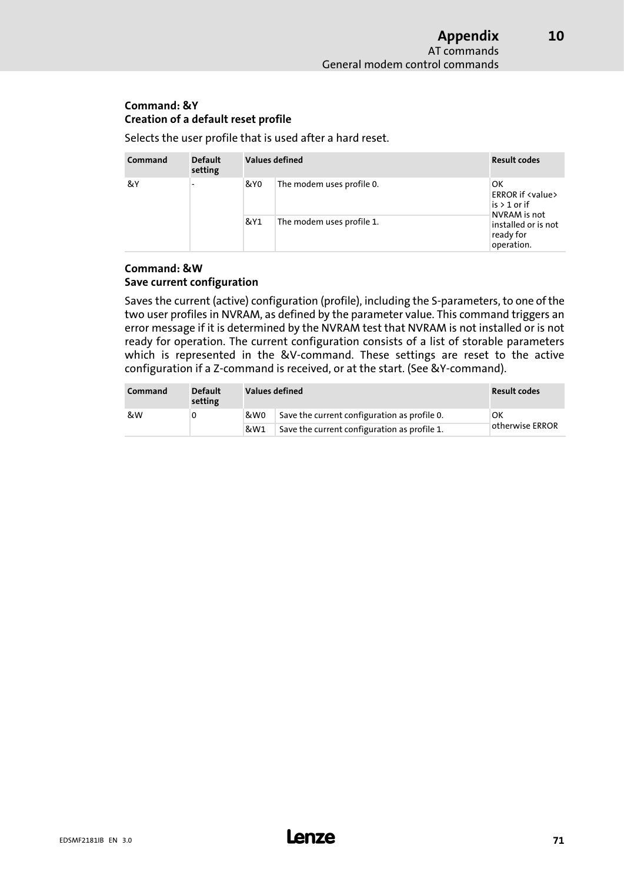**Command: &Y**
**Creation of a default reset profile**

Selects the user profile that is used after a hard reset.

| Command | Default setting | Values defined | | Result codes |
|---|---|---|---|---|
| &Y | - | &Y0 | The modem uses profile 0. | OK<br>ERROR if <value> is > 1 or if NVRAM is not installed or is not ready for operation. |
| | | &Y1 | The modem uses profile 1. | |

**Command: &W**
**Save current configuration**

Saves the current (active) configuration (profile), including the S-parameters, to one of the two user profiles in NVRAM, as defined by the parameter value. This command triggers an error message if it is determined by the NVRAM test that NVRAM is not installed or is not ready for operation. The current configuration consists of a list of storable parameters which is represented in the &V-command. These settings are reset to the active configuration if a Z-command is received, or at the start. (See &Y-command).

| Command | Default setting | Values defined | | Result codes |
|---|---|---|---|---|
| &W | 0 | &W0 | Save the current configuration as profile 0. | OK<br>otherwise ERROR |
| | | &W1 | Save the current configuration as profile 1. | |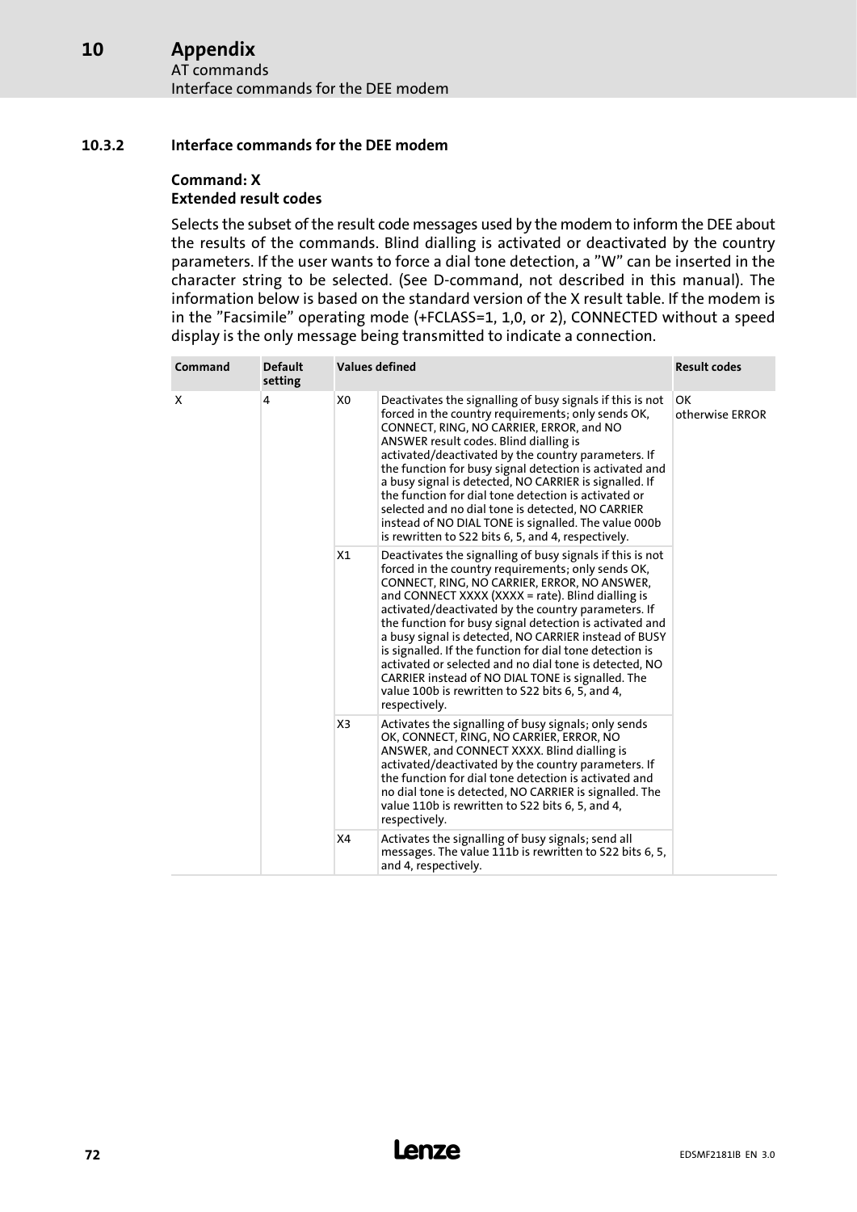### 10.3.2 Interface commands for the DEE modem

**Command: X**
**Extended result codes**

Selects the subset of the result code messages used by the modem to inform the DEE about the results of the commands. Blind dialling is activated or deactivated by the country parameters. If the user wants to force a dial tone detection, a "W" can be inserted in the character string to be selected. (See D-command, not described in this manual). The information below is based on the standard version of the X result table. If the modem is in the "Facsimile" operating mode (+FCLASS=1, 1,0, or 2), CONNECTED without a speed display is the only message being transmitted to indicate a connection.

| Command | Default setting | Values defined | | Result codes |
|---|---|---|---|---|
| X | 4 | X0 | Deactivates the signalling of busy signals if this is not forced in the country requirements; only sends OK, CONNECT, RING, NO CARRIER, ERROR, and NO ANSWER result codes. Blind dialling is activated/deactivated by the country parameters. If the function for busy signal detection is activated and a busy signal is detected, NO CARRIER is signalled. If the function for dial tone detection is activated or selected and no dial tone is detected, NO CARRIER instead of NO DIAL TONE is signalled. The value 000b is rewritten to S22 bits 6, 5, and 4, respectively. | OK<br>otherwise ERROR |
| | | X1 | Deactivates the signalling of busy signals if this is not forced in the country requirements; only sends OK, CONNECT, RING, NO CARRIER, ERROR, NO ANSWER, and CONNECT XXXX (XXXX = rate). Blind dialling is activated/deactivated by the country parameters. If the function for busy signal detection is activated and a busy signal is detected, NO CARRIER instead of BUSY is signalled. If the function for dial tone detection is activated or selected and no dial tone is detected, NO CARRIER instead of NO DIAL TONE is signalled. The value 100b is rewritten to S22 bits 6, 5, and 4, respectively. | |
| | | X3 | Activates the signalling of busy signals; only sends OK, CONNECT, RING, NO CARRIER, ERROR, NO ANSWER, and CONNECT XXXX. Blind dialling is activated/deactivated by the country parameters. If the function for dial tone detection is activated and no dial tone is detected, NO CARRIER is signalled. The value 110b is rewritten to S22 bits 6, 5, and 4, respectively. | |
| | | X4 | Activates the signalling of busy signals; send all messages. The value 111b is rewritten to S22 bits 6, 5, and 4, respectively. | |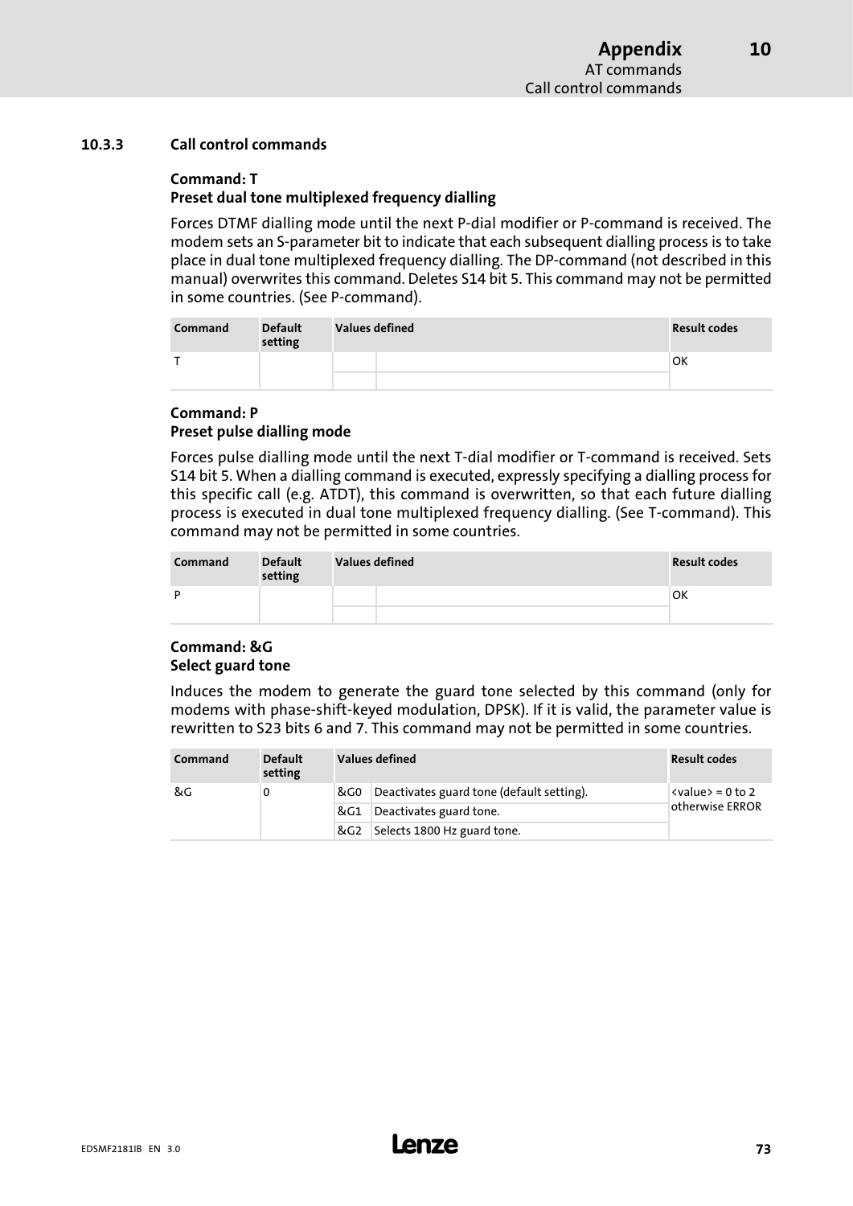### 10.3.3 Call control commands

**Command: T**
**Preset dual tone multiplexed frequency dialling**

Forces DTMF dialling mode until the next P-dial modifier or P-command is received. The modem sets an S-parameter bit to indicate that each subsequent dialling process is to take place in dual tone multiplexed frequency dialling. The DP-command (not described in this manual) overwrites this command. Deletes S14 bit 5. This command may not be permitted in some countries. (See P-command).

| Command | Default setting | Values defined | | Result codes |
|---|---|---|---|---|
| T | | | | OK |
| | | | | |

**Command: P**
**Preset pulse dialling mode**

Forces pulse dialling mode until the next T-dial modifier or T-command is received. Sets S14 bit 5. When a dialling command is executed, expressly specifying a dialling process for this specific call (e.g. ATDT), this command is overwritten, so that each future dialling process is executed in dual tone multiplexed frequency dialling. (See T-command). This command may not be permitted in some countries.

| Command | Default setting | Values defined | | Result codes |
|---|---|---|---|---|
| P | | | | OK |
| | | | | |

**Command: &G**
**Select guard tone**

Induces the modem to generate the guard tone selected by this command (only for modems with phase-shift-keyed modulation, DPSK). If it is valid, the parameter value is rewritten to S23 bits 6 and 7. This command may not be permitted in some countries.

| Command | Default setting | Values defined | | Result codes |
|---|---|---|---|---|
| &G | 0 | &G0 | Deactivates guard tone (default setting). | <value> = 0 to 2 otherwise ERROR |
| | | &G1 | Deactivates guard tone. | |
| | | &G2 | Selects 1800 Hz guard tone. | |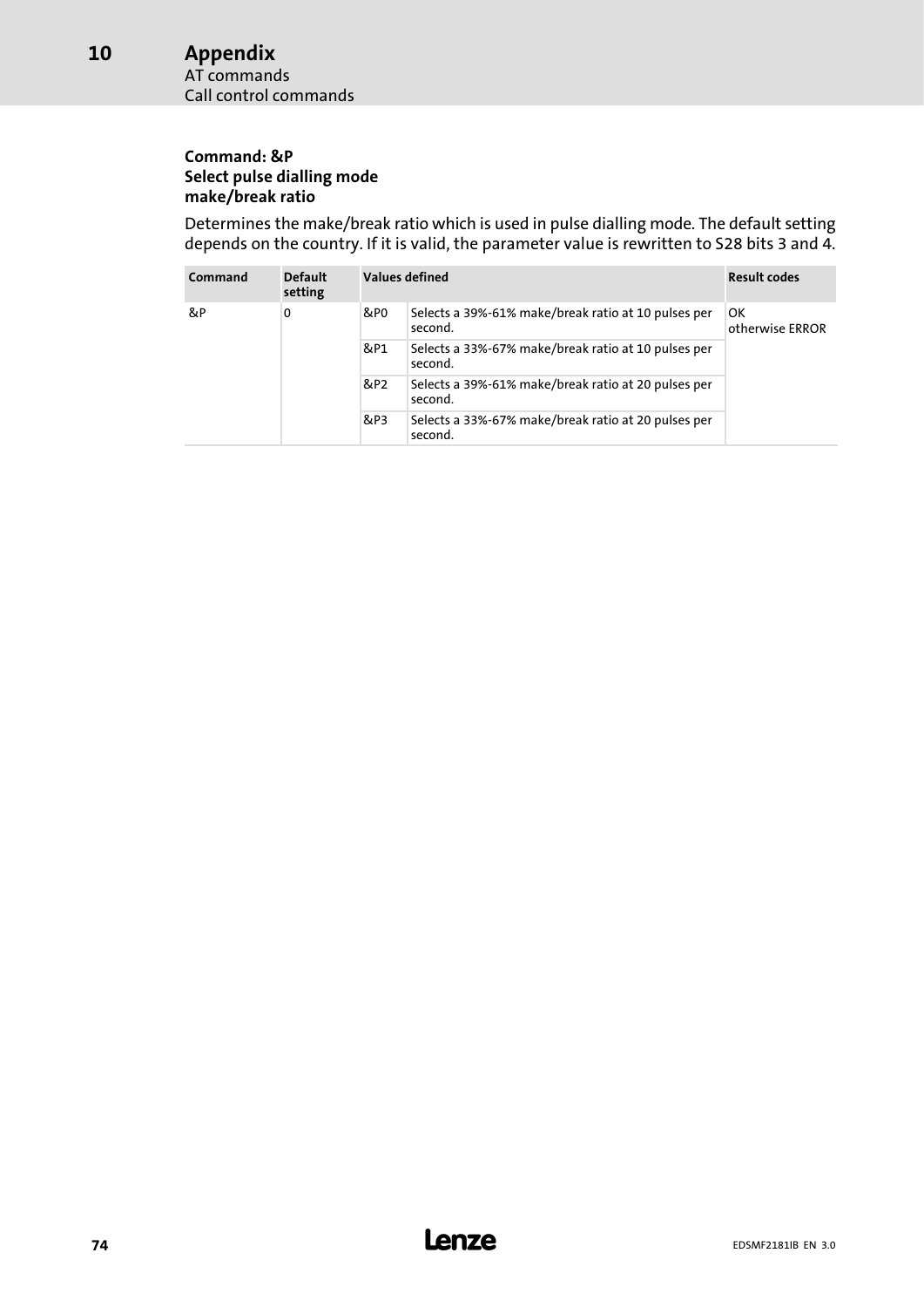**Command: &P**
**Select pulse dialling mode make/break ratio**

Determines the make/break ratio which is used in pulse dialling mode. The default setting depends on the country. If it is valid, the parameter value is rewritten to S28 bits 3 and 4.

| Command | Default setting | Values defined | | Result codes |
|---|---|---|---|---|
| &P | 0 | &P0 | Selects a 39%-61% make/break ratio at 10 pulses per second. | OK otherwise ERROR |
| | | &P1 | Selects a 33%-67% make/break ratio at 10 pulses per second. | |
| | | &P2 | Selects a 39%-61% make/break ratio at 20 pulses per second. | |
| | | &P3 | Selects a 33%-67% make/break ratio at 20 pulses per second. | |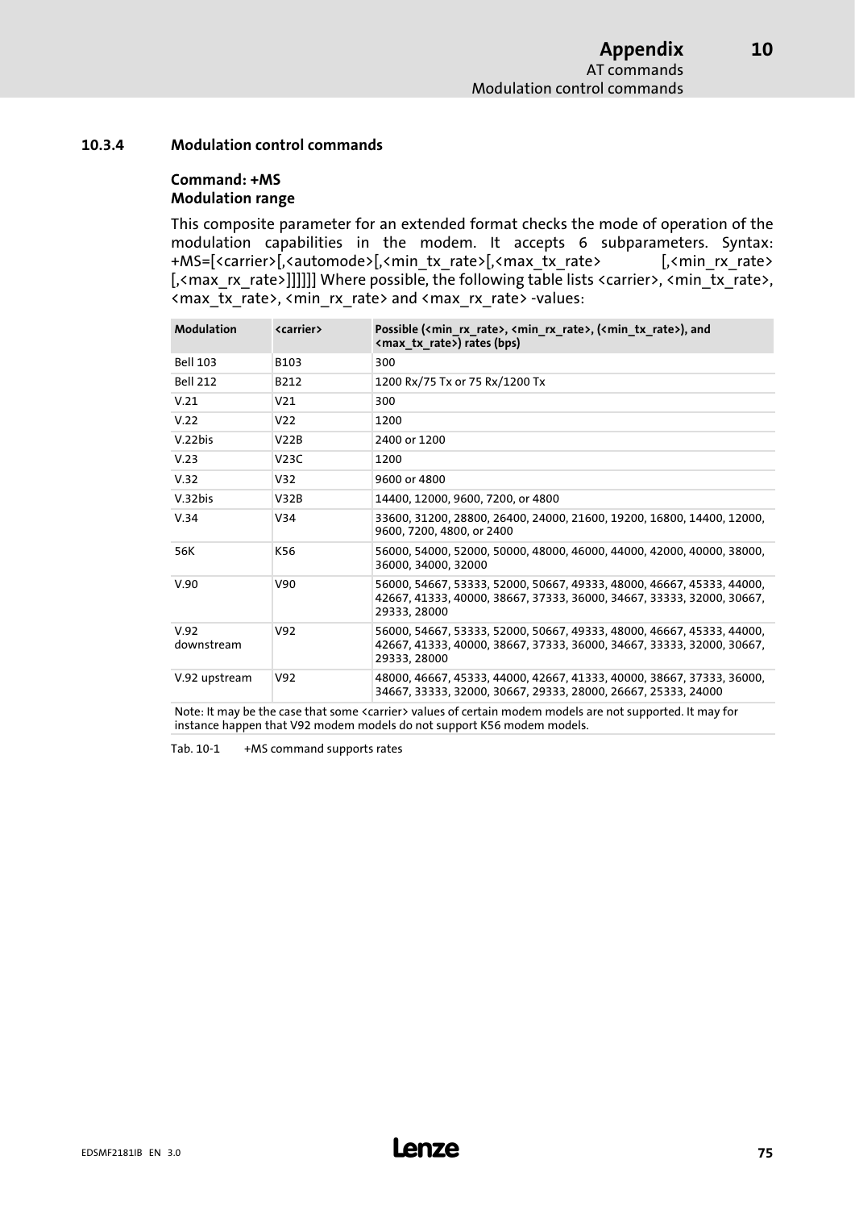### 10.3.4 Modulation control commands

**Command: +MS**
**Modulation range**

This composite parameter for an extended format checks the mode of operation of the modulation capabilities in the modem. It accepts 6 subparameters. Syntax: +MS=[<carrier>[,<automode>[,<min_tx_rate>[,<max_tx_rate> [,<min_rx_rate> [,<max_rx_rate>]]]]]] Where possible, the following table lists <carrier>, <min_tx_rate>, <max_tx_rate>, <min_rx_rate> and <max_rx_rate> -values:

| Modulation | <carrier> | Possible (<min_rx_rate>, <min_rx_rate>, (<min_tx_rate>), and <max_tx_rate>) rates (bps) |
|---|---|---|
| Bell 103 | B103 | 300 |
| Bell 212 | B212 | 1200 Rx/75 Tx or 75 Rx/1200 Tx |
| V.21 | V21 | 300 |
| V.22 | V22 | 1200 |
| V.22bis | V22B | 2400 or 1200 |
| V.23 | V23C | 1200 |
| V.32 | V32 | 9600 or 4800 |
| V.32bis | V32B | 14400, 12000, 9600, 7200, or 4800 |
| V.34 | V34 | 33600, 31200, 28800, 26400, 24000, 21600, 19200, 16800, 14400, 12000, 9600, 7200, 4800, or 2400 |
| 56K | K56 | 56000, 54000, 52000, 50000, 48000, 46000, 44000, 42000, 40000, 38000, 36000, 34000, 32000 |
| V.90 | V90 | 56000, 54667, 53333, 52000, 50667, 49333, 48000, 46667, 45333, 44000, 42667, 41333, 40000, 38667, 37333, 36000, 34667, 33333, 32000, 30667, 29333, 28000 |
| V.92 downstream | V92 | 56000, 54667, 53333, 52000, 50667, 49333, 48000, 46667, 45333, 44000, 42667, 41333, 40000, 38667, 37333, 36000, 34667, 33333, 32000, 30667, 29333, 28000 |
| V.92 upstream | V92 | 48000, 46667, 45333, 44000, 42667, 41333, 40000, 38667, 37333, 36000, 34667, 33333, 32000, 30667, 29333, 28000, 26667, 25333, 24000 |
| Note: It may be the case that some <carrier> values of certain modem models are not supported. It may for instance happen that V92 modem models do not support K56 modem models. | | |

Tab. 10-1 +MS command supports rates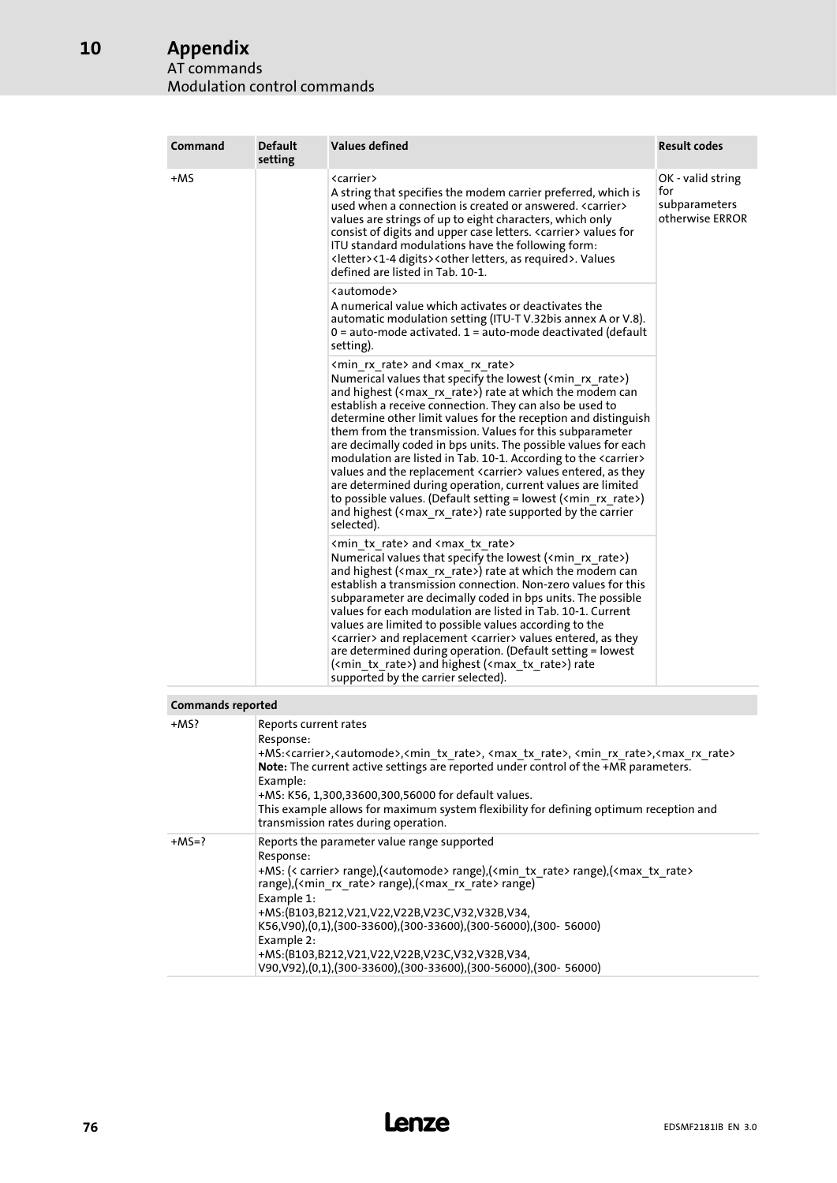| Command | Default setting | Values defined | Result codes |
| --- | --- | --- | --- |
| +MS | | <carrier><br>A string that specifies the modem carrier preferred, which is used when a connection is created or answered. <carrier> values are strings of up to eight characters, which only consist of digits and upper case letters. <carrier> values for ITU standard modulations have the following form: <letter><1-4 digits><other letters, as required>. Values defined are listed in Tab. 10-1. | OK - valid string for subparameters otherwise ERROR |
| | | <automode><br>A numerical value which activates or deactivates the automatic modulation setting (ITU-T V.32bis annex A or V.8). 0 = auto-mode activated. 1 = auto-mode deactivated (default setting). | |
| | | <min_rx_rate> and <max_rx_rate><br>Numerical values that specify the lowest (<min_rx_rate>) and highest (<max_rx_rate>) rate at which the modem can establish a receive connection. They can also be used to determine other limit values for the reception and distinguish them from the transmission. Values for this subparameter are decimally coded in bps units. The possible values for each modulation are listed in Tab. 10-1. According to the <carrier> values and the replacement <carrier> values entered, as they are determined during operation, current values are limited to possible values. (Default setting = lowest (<min_rx_rate>) and highest (<max_rx_rate>) rate supported by the carrier selected). | |
| | | <min_tx_rate> and <max_tx_rate><br>Numerical values that specify the lowest (<min_rx_rate>) and highest (<max_rx_rate>) rate at which the modem can establish a transmission connection. Non-zero values for this subparameter are decimally coded in bps units. The possible values for each modulation are listed in Tab. 10-1. Current values are limited to possible values according to the <carrier> and replacement <carrier> values entered, as they are determined during operation. (Default setting = lowest (<min_tx_rate>) and highest (<max_tx_rate>) rate supported by the carrier selected). | |

| Commands reported | |
| --- | --- |
| +MS? | Reports current rates<br>Response:<br>+MS:<carrier>,<automode>,<min_tx_rate>, <max_tx_rate>, <min_rx_rate>,<max_rx_rate><br>**Note:** The current active settings are reported under control of the +MR parameters.<br>Example:<br>+MS: K56, 1,300,33600,300,56000 for default values.<br>This example allows for maximum system flexibility for defining optimum reception and transmission rates during operation. |
| +MS=? | Reports the parameter value range supported<br>Response:<br>+MS: (< carrier> range),(<automode> range),(<min_tx_rate> range),(<max_tx_rate> range),(<min_rx_rate> range),(<max_rx_rate> range)<br>Example 1:<br>+MS:(B103,B212,V21,V22,V22B,V23C,V32,V32B,V34, K56,V90),(0,1),(300-33600),(300-33600),(300-56000),(300- 56000)<br>Example 2:<br>+MS:(B103,B212,V21,V22,V22B,V23C,V32,V32B,V34, V90,V92),(0,1),(300-33600),(300-33600),(300-56000),(300- 56000) |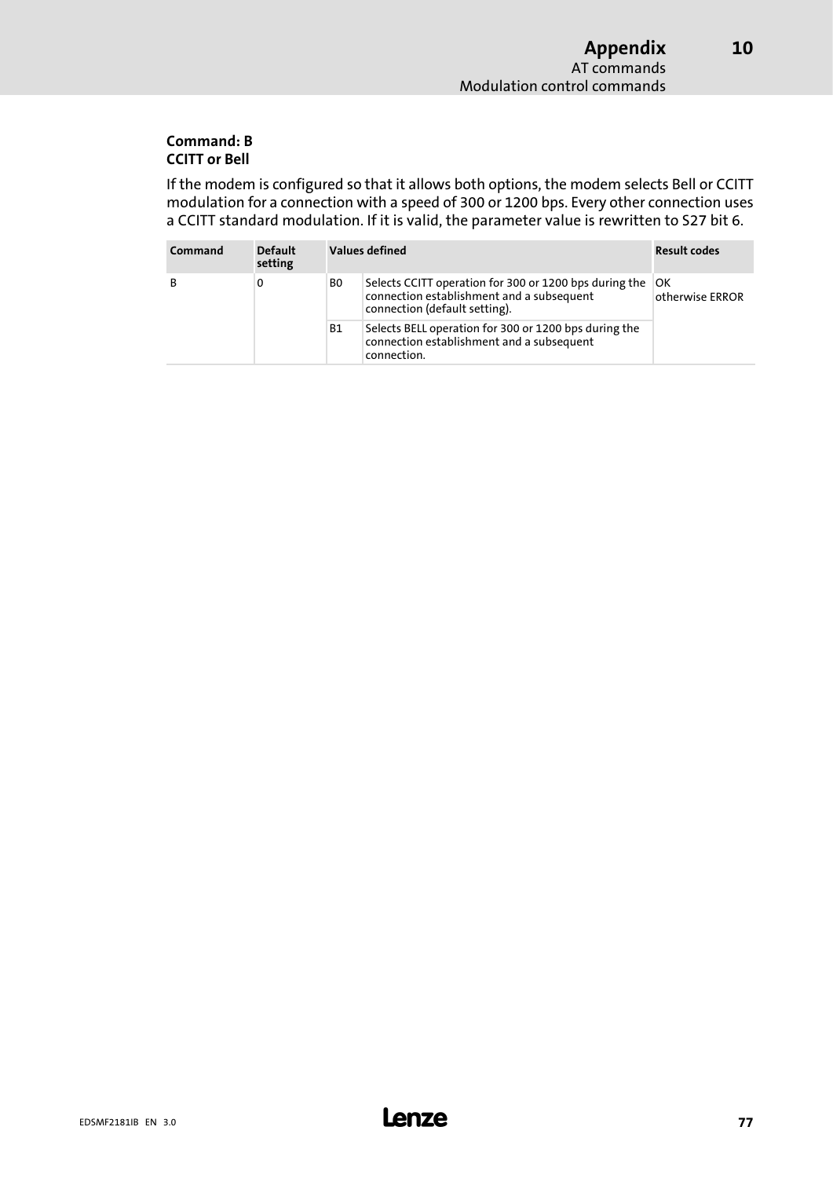### Command: B
### CCITT or Bell

If the modem is configured so that it allows both options, the modem selects Bell or CCITT modulation for a connection with a speed of 300 or 1200 bps. Every other connection uses a CCITT standard modulation. If it is valid, the parameter value is rewritten to S27 bit 6.

| Command | Default setting | Values defined | | Result codes |
|---|---|---|---|---|
| B | 0 | B0 | Selects CCITT operation for 300 or 1200 bps during the connection establishment and a subsequent connection (default setting). | OK<br>otherwise ERROR |
| | | B1 | Selects BELL operation for 300 or 1200 bps during the connection establishment and a subsequent connection. | |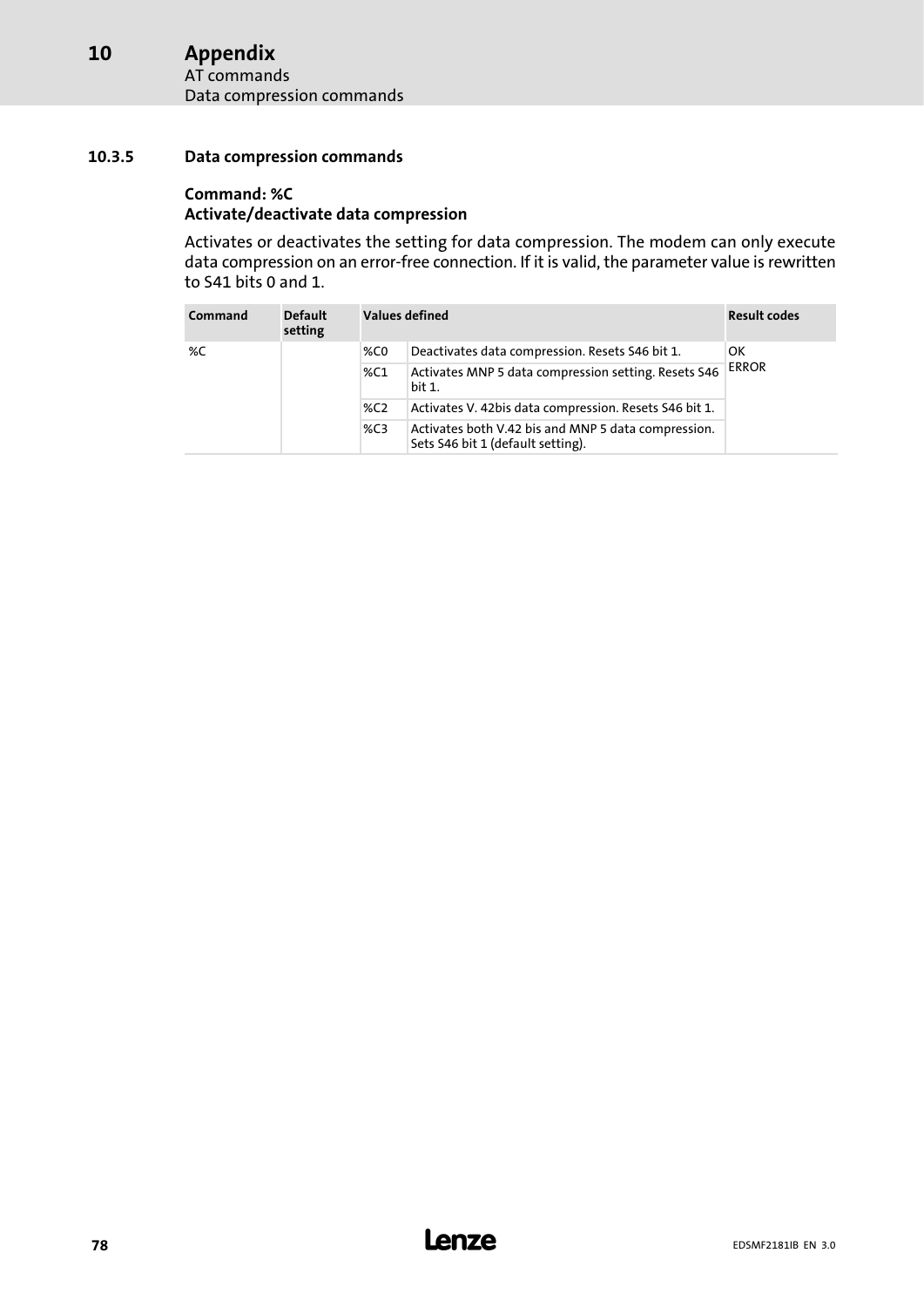### 10.3.5 Data compression commands

**Command: %C**
**Activate/deactivate data compression**

Activates or deactivates the setting for data compression. The modem can only execute data compression on an error-free connection. If it is valid, the parameter value is rewritten to S41 bits 0 and 1.

| Command | Default setting | Values defined | | Result codes |
|---|---|---|---|---|
| %C | | %C0 | Deactivates data compression. Resets S46 bit 1. | OK<br>ERROR |
| | | %C1 | Activates MNP 5 data compression setting. Resets S46 bit 1. | |
| | | %C2 | Activates V. 42bis data compression. Resets S46 bit 1. | |
| | | %C3 | Activates both V.42 bis and MNP 5 data compression. Sets S46 bit 1 (default setting). | |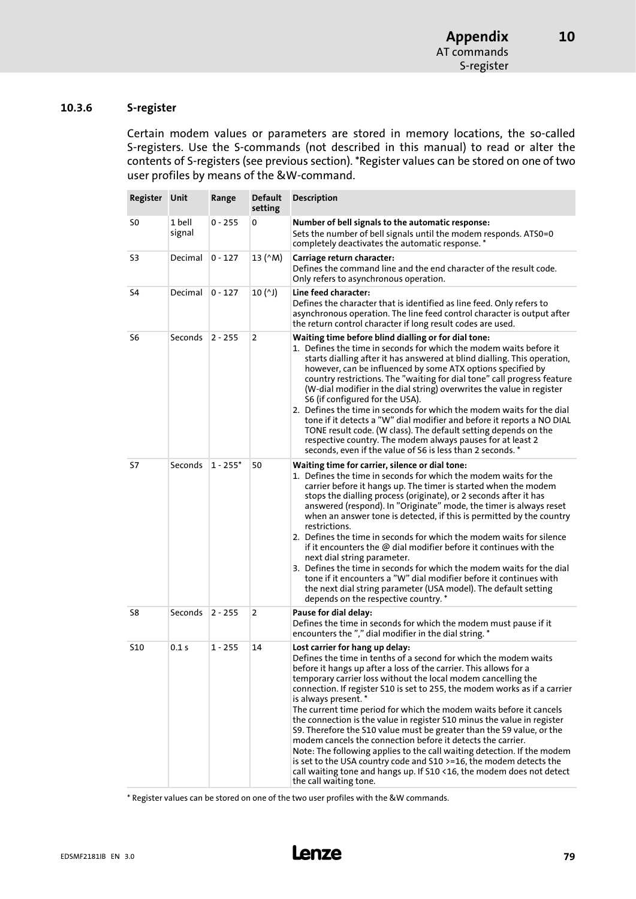### 10.3.6 S-register

Certain modem values or parameters are stored in memory locations, the so-called S-registers. Use the S-commands (not described in this manual) to read or alter the contents of S-registers (see previous section). *Register values can be stored on one of two user profiles by means of the &W-command.

| Register | Unit | Range | Default setting | Description |
|---|---|---|---|---|
| S0 | 1 bell signal | 0 - 255 | 0 | **Number of bell signals to the automatic response:**<br>Sets the number of bell signals until the modem responds. ATS0=0 completely deactivates the automatic response. * |
| S3 | Decimal | 0 - 127 | 13 (^M) | **Carriage return character:**<br>Defines the command line and the end character of the result code. Only refers to asynchronous operation. |
| S4 | Decimal | 0 - 127 | 10 (^J) | **Line feed character:**<br>Defines the character that is identified as line feed. Only refers to asynchronous operation. The line feed control character is output after the return control character if long result codes are used. |
| S6 | Seconds | 2 - 255 | 2 | **Waiting time before blind dialling or for dial tone:**<br>1. Defines the time in seconds for which the modem waits before it starts dialling after it has answered at blind dialling. This operation, however, can be influenced by some ATX options specified by country restrictions. The "waiting for dial tone" call progress feature (W-dial modifier in the dial string) overwrites the value in register S6 (if configured for the USA).<br>2. Defines the time in seconds for which the modem waits for the dial tone if it detects a "W" dial modifier and before it reports a NO DIAL TONE result code. (W class). The default setting depends on the respective country. The modem always pauses for at least 2 seconds, even if the value of S6 is less than 2 seconds. * |
| S7 | Seconds | 1 - 255* | 50 | **Waiting time for carrier, silence or dial tone:**<br>1. Defines the time in seconds for which the modem waits for the carrier before it hangs up. The timer is started when the modem stops the dialling process (originate), or 2 seconds after it has answered (respond). In "Originate" mode, the timer is always reset when an answer tone is detected, if this is permitted by the country restrictions.<br>2. Defines the time in seconds for which the modem waits for silence if it encounters the @ dial modifier before it continues with the next dial string parameter.<br>3. Defines the time in seconds for which the modem waits for the dial tone if it encounters a "W" dial modifier before it continues with the next dial string parameter (USA model). The default setting depends on the respective country. * |
| S8 | Seconds | 2 - 255 | 2 | **Pause for dial delay:**<br>Defines the time in seconds for which the modem must pause if it encounters the "," dial modifier in the dial string. * |
| S10 | 0.1 s | 1 - 255 | 14 | **Lost carrier for hang up delay:**<br>Defines the time in tenths of a second for which the modem waits before it hangs up after a loss of the carrier. This allows for a temporary carrier loss without the local modem cancelling the connection. If register S10 is set to 255, the modem works as if a carrier is always present. *<br>The current time period for which the modem waits before it cancels the connection is the value in register S10 minus the value in register S9. Therefore the S10 value must be greater than the S9 value, or the modem cancels the connection before it detects the carrier.<br>Note: The following applies to the call waiting detection. If the modem is set to the USA country code and S10 >=16, the modem detects the call waiting tone and hangs up. If S10 <16, the modem does not detect the call waiting tone. |

* Register values can be stored on one of the two user profiles with the &W commands.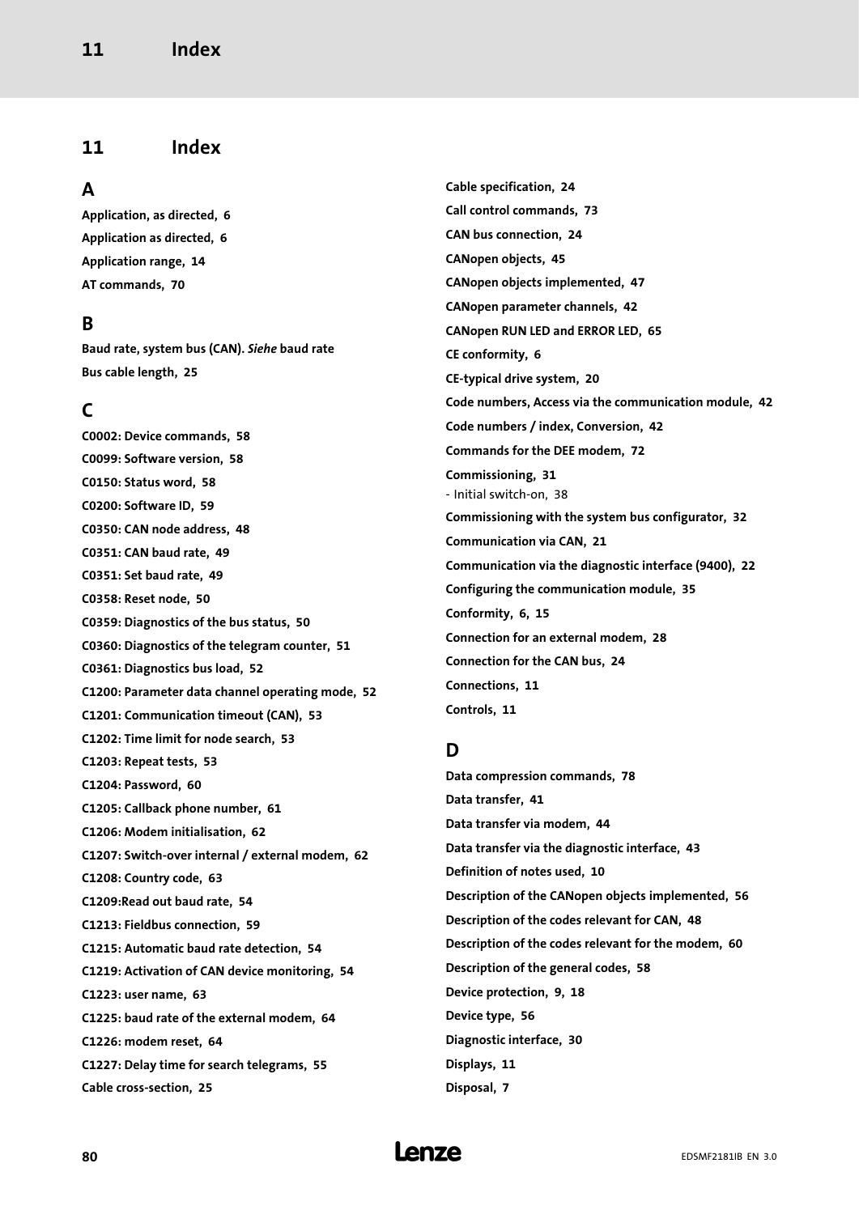# 11 Index

## A

**Application, as directed, 6**

**Application as directed, 6**

**Application range, 14**

**AT commands, 70**

## B

**Baud rate, system bus (CAN).** ***Siehe*** **baud rate**

**Bus cable length, 25**

## C

**C0002: Device commands, 58**

**C0099: Software version, 58**

**C0150: Status word, 58**

**C0200: Software ID, 59**

**C0350: CAN node address, 48**

**C0351: CAN baud rate, 49**

**C0351: Set baud rate, 49**

**C0358: Reset node, 50**

**C0359: Diagnostics of the bus status, 50**

**C0360: Diagnostics of the telegram counter, 51**

**C0361: Diagnostics bus load, 52**

**C1200: Parameter data channel operating mode, 52**

**C1201: Communication timeout (CAN), 53**

**C1202: Time limit for node search, 53**

**C1203: Repeat tests, 53**

**C1204: Password, 60**

**C1205: Callback phone number, 61**

**C1206: Modem initialisation, 62**

**C1207: Switch-over internal / external modem, 62**

**C1208: Country code, 63**

**C1209:Read out baud rate, 54**

**C1213: Fieldbus connection, 59**

**C1215: Automatic baud rate detection, 54**

**C1219: Activation of CAN device monitoring, 54**

**C1223: user name, 63**

**C1225: baud rate of the external modem, 64**

**C1226: modem reset, 64**

**C1227: Delay time for search telegrams, 55**

**Cable cross-section, 25**

**Cable specification, 24**

**Call control commands, 73**

**CAN bus connection, 24**

**CANopen objects, 45**

**CANopen objects implemented, 47**

**CANopen parameter channels, 42**

**CANopen RUN LED and ERROR LED, 65**

**CE conformity, 6**

**CE-typical drive system, 20**

**Code numbers, Access via the communication module, 42**

**Code numbers / index, Conversion, 42**

**Commands for the DEE modem, 72**

**Commissioning, 31**
- Initial switch-on, 38

**Commissioning with the system bus configurator, 32**

**Communication via CAN, 21**

**Communication via the diagnostic interface (9400), 22**

**Configuring the communication module, 35**

**Conformity, 6, 15**

**Connection for an external modem, 28**

**Connection for the CAN bus, 24**

**Connections, 11**

**Controls, 11**

## D

**Data compression commands, 78**

**Data transfer, 41**

**Data transfer via modem, 44**

**Data transfer via the diagnostic interface, 43**

**Definition of notes used, 10**

**Description of the CANopen objects implemented, 56**

**Description of the codes relevant for CAN, 48**

**Description of the codes relevant for the modem, 60**

**Description of the general codes, 58**

**Device protection, 9, 18**

**Device type, 56**

**Diagnostic interface, 30**

**Displays, 11**

**Disposal, 7**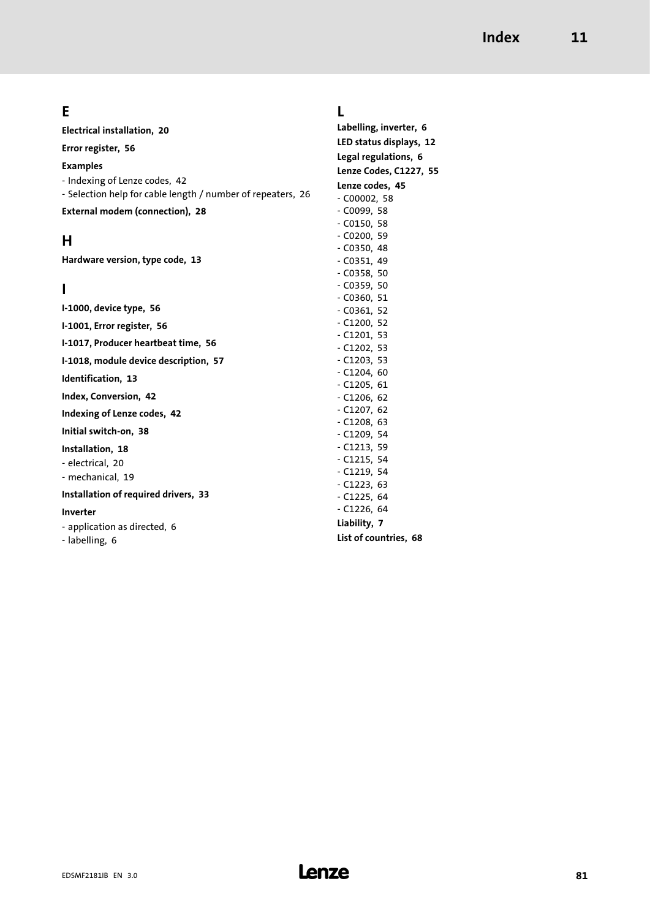## E

**Electrical installation, 20**

**Error register, 56**

**Examples**

- Indexing of Lenze codes, 42
- Selection help for cable length / number of repeaters, 26

**External modem (connection), 28**

## H

**Hardware version, type code, 13**

## I

**I-1000, device type, 56**

**I-1001, Error register, 56**

**I-1017, Producer heartbeat time, 56**

**I-1018, module device description, 57**

**Identification, 13**

**Index, Conversion, 42**

**Indexing of Lenze codes, 42**

**Initial switch-on, 38**

**Installation, 18**

- electrical, 20
- mechanical, 19

**Installation of required drivers, 33**

**Inverter**

- application as directed, 6
- labelling, 6

## L

**Labelling, inverter, 6**

**LED status displays, 12**

**Legal regulations, 6**

**Lenze Codes, C1227, 55**

**Lenze codes, 45**

- C00002, 58
- C0099, 58
- C0150, 58
- C0200, 59
- C0350, 48
- C0351, 49
- C0358, 50
- C0359, 50
- C0360, 51
- C0361, 52
- C1200, 52
- C1201, 53
- C1202, 53
- C1203, 53
- C1204, 60
- C1205, 61
- C1206, 62
- C1207, 62
- C1208, 63
- C1209, 54
- C1213, 59
- C1215, 54
- C1219, 54
- C1223, 63
- C1225, 64
- C1226, 64

**Liability, 7**

**List of countries, 68**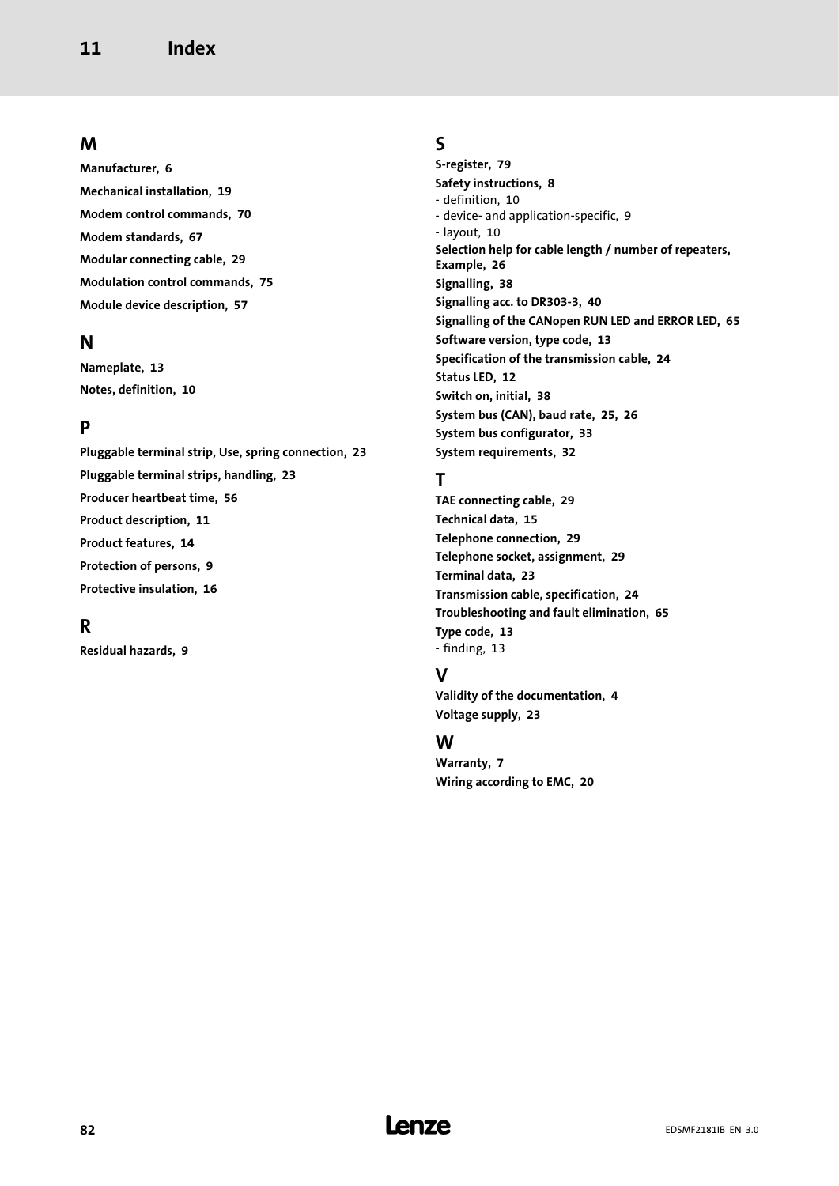## M

**Manufacturer, 6**

**Mechanical installation, 19**

**Modem control commands, 70**

**Modem standards, 67**

**Modular connecting cable, 29**

**Modulation control commands, 75**

**Module device description, 57**

## N

**Nameplate, 13**

**Notes, definition, 10**

## P

**Pluggable terminal strip, Use, spring connection, 23**

**Pluggable terminal strips, handling, 23**

**Producer heartbeat time, 56**

**Product description, 11**

**Product features, 14**

**Protection of persons, 9**

**Protective insulation, 16**

## R

**Residual hazards, 9**

## S

**S-register, 79**

**Safety instructions, 8**
- definition, 10
- device- and application-specific, 9
- layout, 10

**Selection help for cable length / number of repeaters, Example, 26**

**Signalling, 38**

**Signalling acc. to DR303-3, 40**

**Signalling of the CANopen RUN LED and ERROR LED, 65**

**Software version, type code, 13**

**Specification of the transmission cable, 24**

**Status LED, 12**

**Switch on, initial, 38**

**System bus (CAN), baud rate, 25, 26**

**System bus configurator, 33**

**System requirements, 32**

## T

**TAE connecting cable, 29**

**Technical data, 15**

**Telephone connection, 29**

**Telephone socket, assignment, 29**

**Terminal data, 23**

**Transmission cable, specification, 24**

**Troubleshooting and fault elimination, 65**

**Type code, 13**
- finding, 13

## V

**Validity of the documentation, 4**

**Voltage supply, 23**

## W

**Warranty, 7**

**Wiring according to EMC, 20**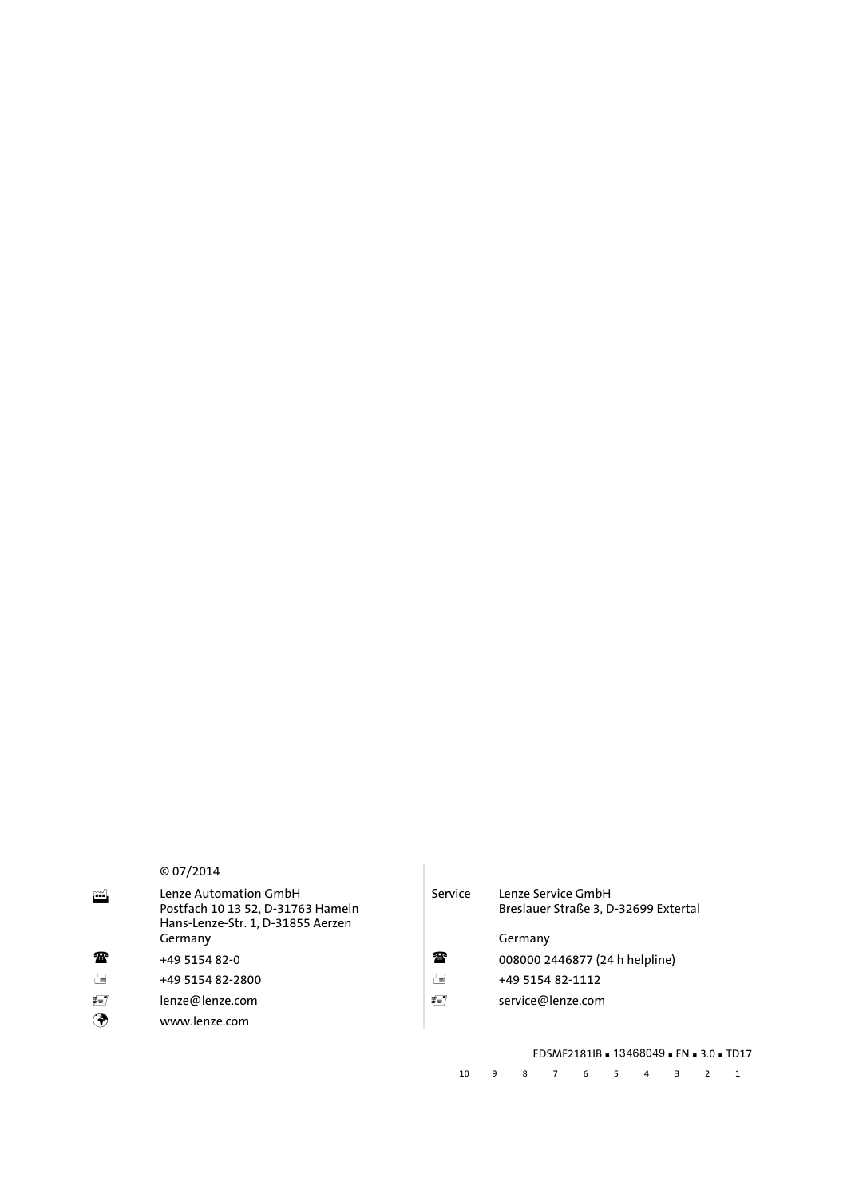© 07/2014

| | | | |
|---|---|---|---|
| | Lenze Automation GmbH<br>Postfach 10 13 52, D-31763 Hameln<br>Hans-Lenze-Str. 1, D-31855 Aerzen<br>Germany | Service | Lenze Service GmbH<br>Breslauer Straße 3, D-32699 Extertal<br><br>Germany |
| ☎ | +49 5154 82-0 | ☎ | 008000 2446877 (24 h helpline) |
| | +49 5154 82-2800 | | +49 5154 82-1112 |
| | lenze@lenze.com | | service@lenze.com |
| | www.lenze.com | | |

EDSMF2181IB ▪ 13468049 ▪ EN ▪ 3.0 ▪ TD17

10 9 8 7 6 5 4 3 2 1